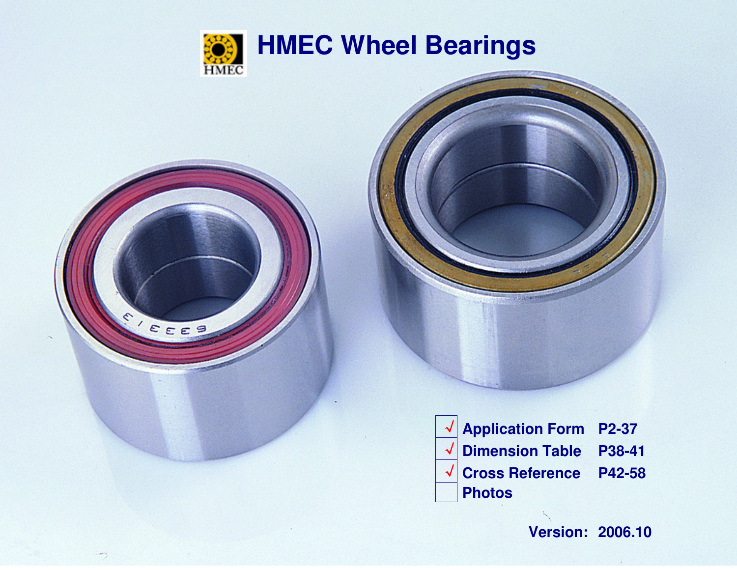# HMEC Wheel Bearings

| | | |
|---|---|---|
| √ | Application Form | P2-37 |
| √ | Dimension Table | P38-41 |
| √ | Cross Reference | P42-58 |
| | Photos | |

**Version: 2006.10**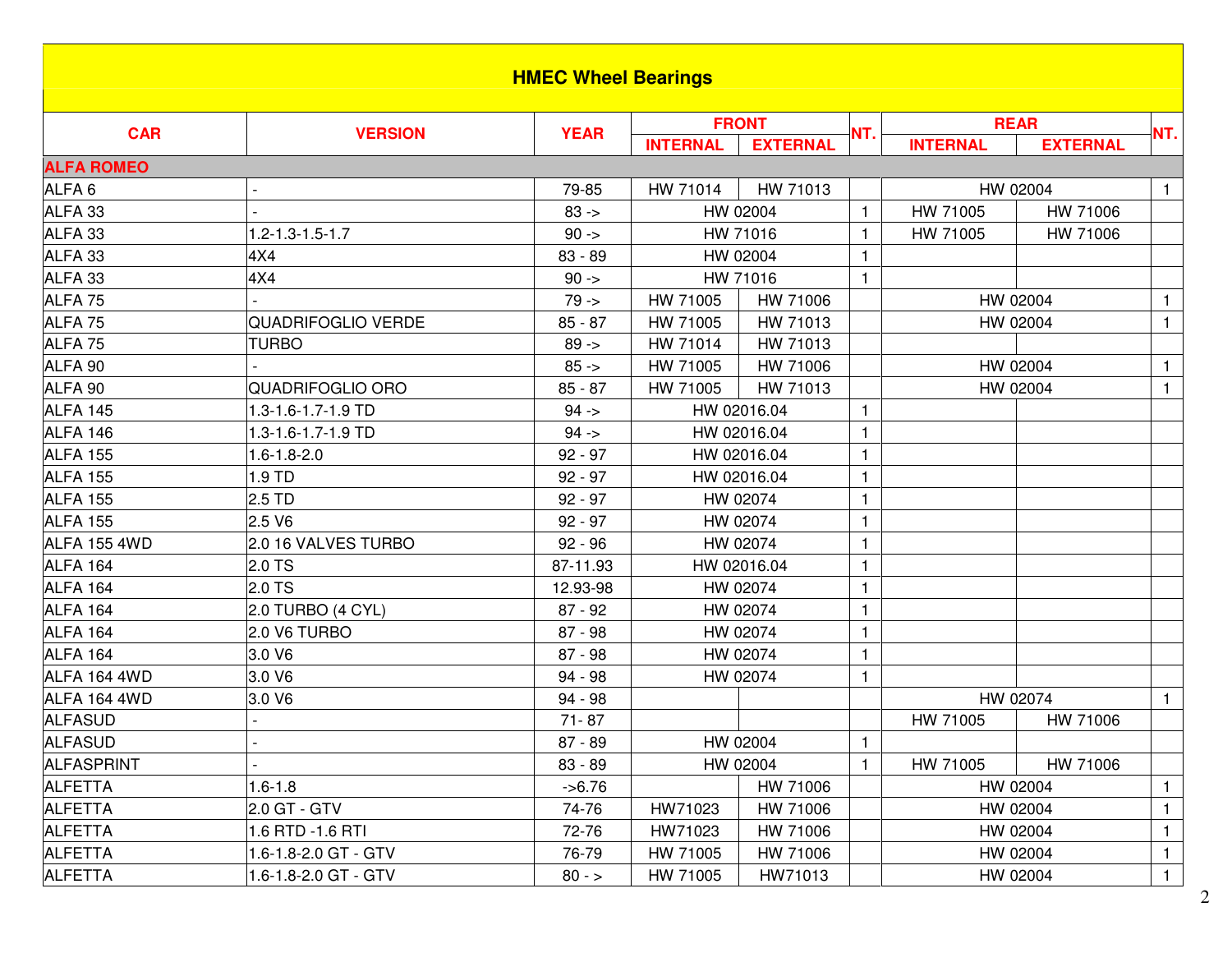# HMEC Wheel Bearings

| CAR | VERSION | YEAR | FRONT | | NT. | REAR | | NT. |
|---|---|---|---|---|---|---|---|---|
| | | | INTERNAL | EXTERNAL | | INTERNAL | EXTERNAL | |
| **ALFA ROMEO** | | | | | | | | |
| ALFA 6 | - | 79-85 | HW 71014 | HW 71013 | | HW 02004 | | 1 |
| ALFA 33 | - | 83 -> | HW 02004 | | 1 | HW 71005 | HW 71006 | |
| ALFA 33 | 1.2-1.3-1.5-1.7 | 90 -> | HW 71016 | | 1 | HW 71005 | HW 71006 | |
| ALFA 33 | 4X4 | 83 - 89 | HW 02004 | | 1 | | | |
| ALFA 33 | 4X4 | 90 -> | HW 71016 | | 1 | | | |
| ALFA 75 | - | 79 -> | HW 71005 | HW 71006 | | HW 02004 | | 1 |
| ALFA 75 | QUADRIFOGLIO VERDE | 85 - 87 | HW 71005 | HW 71013 | | HW 02004 | | 1 |
| ALFA 75 | TURBO | 89 -> | HW 71014 | HW 71013 | | | | |
| ALFA 90 | - | 85 -> | HW 71005 | HW 71006 | | HW 02004 | | 1 |
| ALFA 90 | QUADRIFOGLIO ORO | 85 - 87 | HW 71005 | HW 71013 | | HW 02004 | | 1 |
| ALFA 145 | 1.3-1.6-1.7-1.9 TD | 94 -> | HW 02016.04 | | 1 | | | |
| ALFA 146 | 1.3-1.6-1.7-1.9 TD | 94 -> | HW 02016.04 | | 1 | | | |
| ALFA 155 | 1.6-1.8-2.0 | 92 - 97 | HW 02016.04 | | 1 | | | |
| ALFA 155 | 1.9 TD | 92 - 97 | HW 02016.04 | | 1 | | | |
| ALFA 155 | 2.5 TD | 92 - 97 | HW 02074 | | 1 | | | |
| ALFA 155 | 2.5 V6 | 92 - 97 | HW 02074 | | 1 | | | |
| ALFA 155 4WD | 2.0 16 VALVES TURBO | 92 - 96 | HW 02074 | | 1 | | | |
| ALFA 164 | 2.0 TS | 87-11.93 | HW 02016.04 | | 1 | | | |
| ALFA 164 | 2.0 TS | 12.93-98 | HW 02074 | | 1 | | | |
| ALFA 164 | 2.0 TURBO (4 CYL) | 87 - 92 | HW 02074 | | 1 | | | |
| ALFA 164 | 2.0 V6 TURBO | 87 - 98 | HW 02074 | | 1 | | | |
| ALFA 164 | 3.0 V6 | 87 - 98 | HW 02074 | | 1 | | | |
| ALFA 164 4WD | 3.0 V6 | 94 - 98 | HW 02074 | | 1 | | | |
| ALFA 164 4WD | 3.0 V6 | 94 - 98 | | | | HW 02074 | | 1 |
| ALFASUD | - | 71- 87 | | | | HW 71005 | HW 71006 | |
| ALFASUD | - | 87 - 89 | HW 02004 | | 1 | | | |
| ALFASPRINT | - | 83 - 89 | HW 02004 | | 1 | HW 71005 | HW 71006 | |
| ALFETTA | 1.6-1.8 | ->6.76 | | HW 71006 | | HW 02004 | | 1 |
| ALFETTA | 2.0 GT - GTV | 74-76 | HW71023 | HW 71006 | | HW 02004 | | 1 |
| ALFETTA | 1.6 RTD -1.6 RTI | 72-76 | HW71023 | HW 71006 | | HW 02004 | | 1 |
| ALFETTA | 1.6-1.8-2.0 GT - GTV | 76-79 | HW 71005 | HW 71006 | | HW 02004 | | 1 |
| ALFETTA | 1.6-1.8-2.0 GT - GTV | 80 - > | HW 71005 | HW71013 | | HW 02004 | | 1 |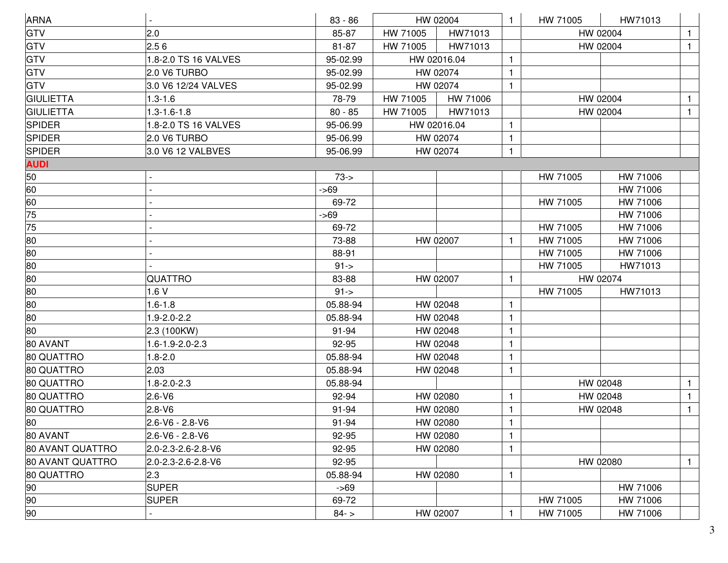| ARNA | - | 83 - 86 | HW 02004 | | 1 | HW 71005 | HW71013 | |
|---|---|---|---|---|---|---|---|---|
| GTV | 2.0 | 85-87 | HW 71005 | HW71013 | | HW 02004 | | 1 |
| GTV | 2.5 6 | 81-87 | HW 71005 | HW71013 | | HW 02004 | | 1 |
| GTV | 1.8-2.0 TS 16 VALVES | 95-02.99 | HW 02016.04 | | 1 | | | |
| GTV | 2.0 V6 TURBO | 95-02.99 | HW 02074 | | 1 | | | |
| GTV | 3.0 V6 12/24 VALVES | 95-02.99 | HW 02074 | | 1 | | | |
| GIULIETTA | 1.3-1.6 | 78-79 | HW 71005 | HW 71006 | | HW 02004 | | 1 |
| GIULIETTA | 1.3-1.6-1.8 | 80 - 85 | HW 71005 | HW71013 | | HW 02004 | | 1 |
| SPIDER | 1.8-2.0 TS 16 VALVES | 95-06.99 | HW 02016.04 | | 1 | | | |
| SPIDER | 2.0 V6 TURBO | 95-06.99 | HW 02074 | | 1 | | | |
| SPIDER | 3.0 V6 12 VALBVES | 95-06.99 | HW 02074 | | 1 | | | |
| **AUDI** | | | | | | | | |
| 50 | - | 73-> | | | | HW 71005 | HW 71006 | |
| 60 | - | ->69 | | | | | HW 71006 | |
| 60 | - | 69-72 | | | | HW 71005 | HW 71006 | |
| 75 | - | ->69 | | | | | HW 71006 | |
| 75 | - | 69-72 | | | | HW 71005 | HW 71006 | |
| 80 | - | 73-88 | HW 02007 | | 1 | HW 71005 | HW 71006 | |
| 80 | - | 88-91 | | | | HW 71005 | HW 71006 | |
| 80 | - | 91-> | | | | HW 71005 | HW71013 | |
| 80 | QUATTRO | 83-88 | HW 02007 | | 1 | HW 02074 | | |
| 80 | 1.6 V | 91-> | | | | HW 71005 | HW71013 | |
| 80 | 1.6-1.8 | 05.88-94 | HW 02048 | | 1 | | | |
| 80 | 1.9-2.0-2.2 | 05.88-94 | HW 02048 | | 1 | | | |
| 80 | 2.3 (100KW) | 91-94 | HW 02048 | | 1 | | | |
| 80 AVANT | 1.6-1.9-2.0-2.3 | 92-95 | HW 02048 | | 1 | | | |
| 80 QUATTRO | 1.8-2.0 | 05.88-94 | HW 02048 | | 1 | | | |
| 80 QUATTRO | 2.03 | 05.88-94 | HW 02048 | | 1 | | | |
| 80 QUATTRO | 1.8-2.0-2.3 | 05.88-94 | | | | HW 02048 | | 1 |
| 80 QUATTRO | 2.6-V6 | 92-94 | HW 02080 | | 1 | HW 02048 | | 1 |
| 80 QUATTRO | 2.8-V6 | 91-94 | HW 02080 | | 1 | HW 02048 | | 1 |
| 80 | 2.6-V6 - 2.8-V6 | 91-94 | HW 02080 | | 1 | | | |
| 80 AVANT | 2.6-V6 - 2.8-V6 | 92-95 | HW 02080 | | 1 | | | |
| 80 AVANT QUATTRO | 2.0-2.3-2.6-2.8-V6 | 92-95 | HW 02080 | | 1 | | | |
| 80 AVANT QUATTRO | 2.0-2.3-2.6-2.8-V6 | 92-95 | | | | HW 02080 | | 1 |
| 80 QUATTRO | 2.3 | 05.88-94 | HW 02080 | | 1 | | | |
| 90 | SUPER | ->69 | | | | | HW 71006 | |
| 90 | SUPER | 69-72 | | | | HW 71005 | HW 71006 | |
| 90 | - | 84- > | HW 02007 | | 1 | HW 71005 | HW 71006 | |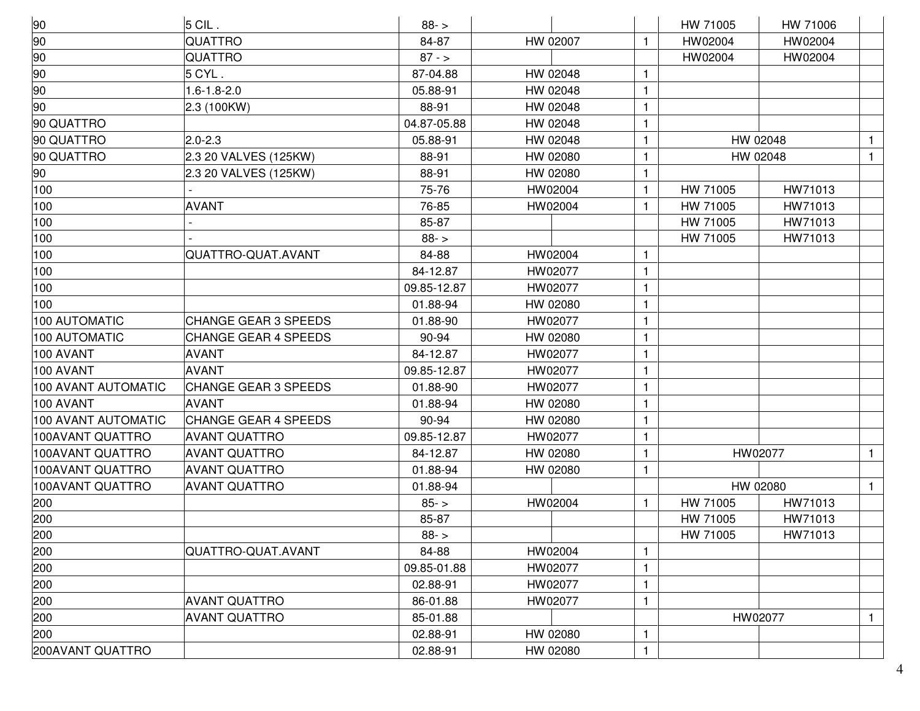| | | | | | | | | |
|---|---|---|---|---|---|---|---|---|
| 90 | 5 CIL . | 88- > | | | | HW 71005 | HW 71006 | |
| 90 | QUATTRO | 84-87 | HW 02007 | | 1 | HW02004 | HW02004 | |
| 90 | QUATTRO | 87 - > | | | | HW02004 | HW02004 | |
| 90 | 5 CYL . | 87-04.88 | HW 02048 | | 1 | | | |
| 90 | 1.6-1.8-2.0 | 05.88-91 | HW 02048 | | 1 | | | |
| 90 | 2.3 (100KW) | 88-91 | HW 02048 | | 1 | | | |
| 90 QUATTRO | | 04.87-05.88 | HW 02048 | | 1 | | | |
| 90 QUATTRO | 2.0-2.3 | 05.88-91 | HW 02048 | | 1 | HW 02048 | | 1 |
| 90 QUATTRO | 2.3 20 VALVES (125KW) | 88-91 | HW 02080 | | 1 | HW 02048 | | 1 |
| 90 | 2.3 20 VALVES (125KW) | 88-91 | HW 02080 | | 1 | | | |
| 100 | - | 75-76 | HW02004 | | 1 | HW 71005 | HW71013 | |
| 100 | AVANT | 76-85 | HW02004 | | 1 | HW 71005 | HW71013 | |
| 100 | - | 85-87 | | | | HW 71005 | HW71013 | |
| 100 | - | 88- > | | | | HW 71005 | HW71013 | |
| 100 | QUATTRO-QUAT.AVANT | 84-88 | HW02004 | | 1 | | | |
| 100 | | 84-12.87 | HW02077 | | 1 | | | |
| 100 | | 09.85-12.87 | HW02077 | | 1 | | | |
| 100 | | 01.88-94 | HW 02080 | | 1 | | | |
| 100 AUTOMATIC | CHANGE GEAR 3 SPEEDS | 01.88-90 | HW02077 | | 1 | | | |
| 100 AUTOMATIC | CHANGE GEAR 4 SPEEDS | 90-94 | HW 02080 | | 1 | | | |
| 100 AVANT | AVANT | 84-12.87 | HW02077 | | 1 | | | |
| 100 AVANT | AVANT | 09.85-12.87 | HW02077 | | 1 | | | |
| 100 AVANT AUTOMATIC | CHANGE GEAR 3 SPEEDS | 01.88-90 | HW02077 | | 1 | | | |
| 100 AVANT | AVANT | 01.88-94 | HW 02080 | | 1 | | | |
| 100 AVANT AUTOMATIC | CHANGE GEAR 4 SPEEDS | 90-94 | HW 02080 | | 1 | | | |
| 100AVANT QUATTRO | AVANT QUATTRO | 09.85-12.87 | HW02077 | | 1 | | | |
| 100AVANT QUATTRO | AVANT QUATTRO | 84-12.87 | HW 02080 | | 1 | HW02077 | | 1 |
| 100AVANT QUATTRO | AVANT QUATTRO | 01.88-94 | HW 02080 | | 1 | | | |
| 100AVANT QUATTRO | AVANT QUATTRO | 01.88-94 | | | | HW 02080 | | 1 |
| 200 | | 85- > | HW02004 | | 1 | HW 71005 | HW71013 | |
| 200 | | 85-87 | | | | HW 71005 | HW71013 | |
| 200 | | 88- > | | | | HW 71005 | HW71013 | |
| 200 | QUATTRO-QUAT.AVANT | 84-88 | HW02004 | | 1 | | | |
| 200 | | 09.85-01.88 | HW02077 | | 1 | | | |
| 200 | | 02.88-91 | HW02077 | | 1 | | | |
| 200 | AVANT QUATTRO | 86-01.88 | HW02077 | | 1 | | | |
| 200 | AVANT QUATTRO | 85-01.88 | | | | HW02077 | | 1 |
| 200 | | 02.88-91 | HW 02080 | | 1 | | | |
| 200AVANT QUATTRO | | 02.88-91 | HW 02080 | | 1 | | | |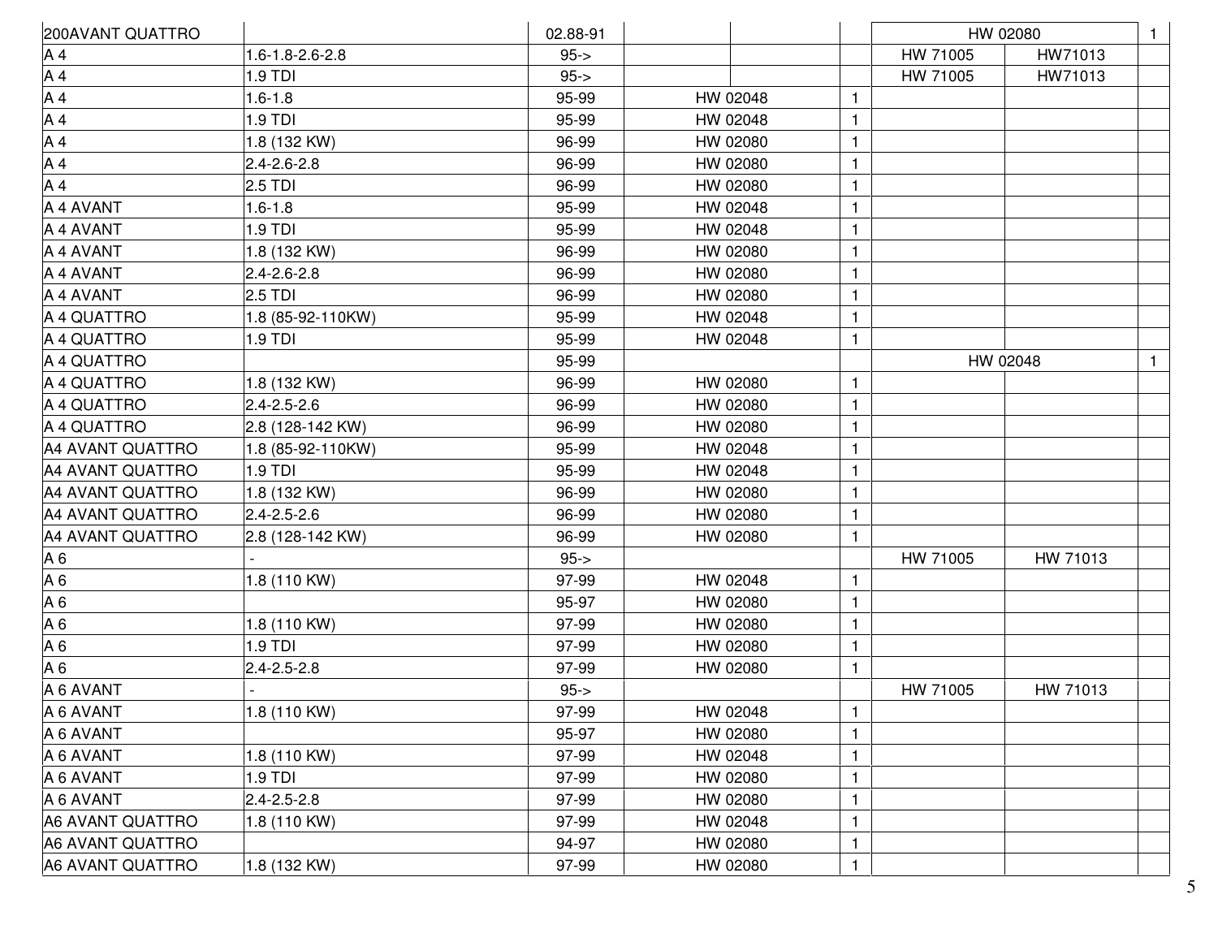| | | | | | | | | |
|---|---|---|---|---|---|---|---|---|
| 200AVANT QUATTRO | | 02.88-91 | | | | HW 02080 | | 1 |
| A 4 | 1.6-1.8-2.6-2.8 | 95-> | | | | HW 71005 | HW71013 | |
| A 4 | 1.9 TDI | 95-> | | | | HW 71005 | HW71013 | |
| A 4 | 1.6-1.8 | 95-99 | HW 02048 | | 1 | | | |
| A 4 | 1.9 TDI | 95-99 | HW 02048 | | 1 | | | |
| A 4 | 1.8 (132 KW) | 96-99 | HW 02080 | | 1 | | | |
| A 4 | 2.4-2.6-2.8 | 96-99 | HW 02080 | | 1 | | | |
| A 4 | 2.5 TDI | 96-99 | HW 02080 | | 1 | | | |
| A 4 AVANT | 1.6-1.8 | 95-99 | HW 02048 | | 1 | | | |
| A 4 AVANT | 1.9 TDI | 95-99 | HW 02048 | | 1 | | | |
| A 4 AVANT | 1.8 (132 KW) | 96-99 | HW 02080 | | 1 | | | |
| A 4 AVANT | 2.4-2.6-2.8 | 96-99 | HW 02080 | | 1 | | | |
| A 4 AVANT | 2.5 TDI | 96-99 | HW 02080 | | 1 | | | |
| A 4 QUATTRO | 1.8 (85-92-110KW) | 95-99 | HW 02048 | | 1 | | | |
| A 4 QUATTRO | 1.9 TDI | 95-99 | HW 02048 | | 1 | | | |
| A 4 QUATTRO | | 95-99 | | | | HW 02048 | | 1 |
| A 4 QUATTRO | 1.8 (132 KW) | 96-99 | HW 02080 | | 1 | | | |
| A 4 QUATTRO | 2.4-2.5-2.6 | 96-99 | HW 02080 | | 1 | | | |
| A 4 QUATTRO | 2.8 (128-142 KW) | 96-99 | HW 02080 | | 1 | | | |
| A4 AVANT QUATTRO | 1.8 (85-92-110KW) | 95-99 | HW 02048 | | 1 | | | |
| A4 AVANT QUATTRO | 1.9 TDI | 95-99 | HW 02048 | | 1 | | | |
| A4 AVANT QUATTRO | 1.8 (132 KW) | 96-99 | HW 02080 | | 1 | | | |
| A4 AVANT QUATTRO | 2.4-2.5-2.6 | 96-99 | HW 02080 | | 1 | | | |
| A4 AVANT QUATTRO | 2.8 (128-142 KW) | 96-99 | HW 02080 | | 1 | | | |
| A 6 | - | 95-> | | | | HW 71005 | HW 71013 | |
| A 6 | 1.8 (110 KW) | 97-99 | HW 02048 | | 1 | | | |
| A 6 | | 95-97 | HW 02080 | | 1 | | | |
| A 6 | 1.8 (110 KW) | 97-99 | HW 02080 | | 1 | | | |
| A 6 | 1.9 TDI | 97-99 | HW 02080 | | 1 | | | |
| A 6 | 2.4-2.5-2.8 | 97-99 | HW 02080 | | 1 | | | |
| A 6 AVANT | - | 95-> | | | | HW 71005 | HW 71013 | |
| A 6 AVANT | 1.8 (110 KW) | 97-99 | HW 02048 | | 1 | | | |
| A 6 AVANT | | 95-97 | HW 02080 | | 1 | | | |
| A 6 AVANT | 1.8 (110 KW) | 97-99 | HW 02048 | | 1 | | | |
| A 6 AVANT | 1.9 TDI | 97-99 | HW 02080 | | 1 | | | |
| A 6 AVANT | 2.4-2.5-2.8 | 97-99 | HW 02080 | | 1 | | | |
| A6 AVANT QUATTRO | 1.8 (110 KW) | 97-99 | HW 02048 | | 1 | | | |
| A6 AVANT QUATTRO | | 94-97 | HW 02080 | | 1 | | | |
| A6 AVANT QUATTRO | 1.8 (132 KW) | 97-99 | HW 02080 | | 1 | | | |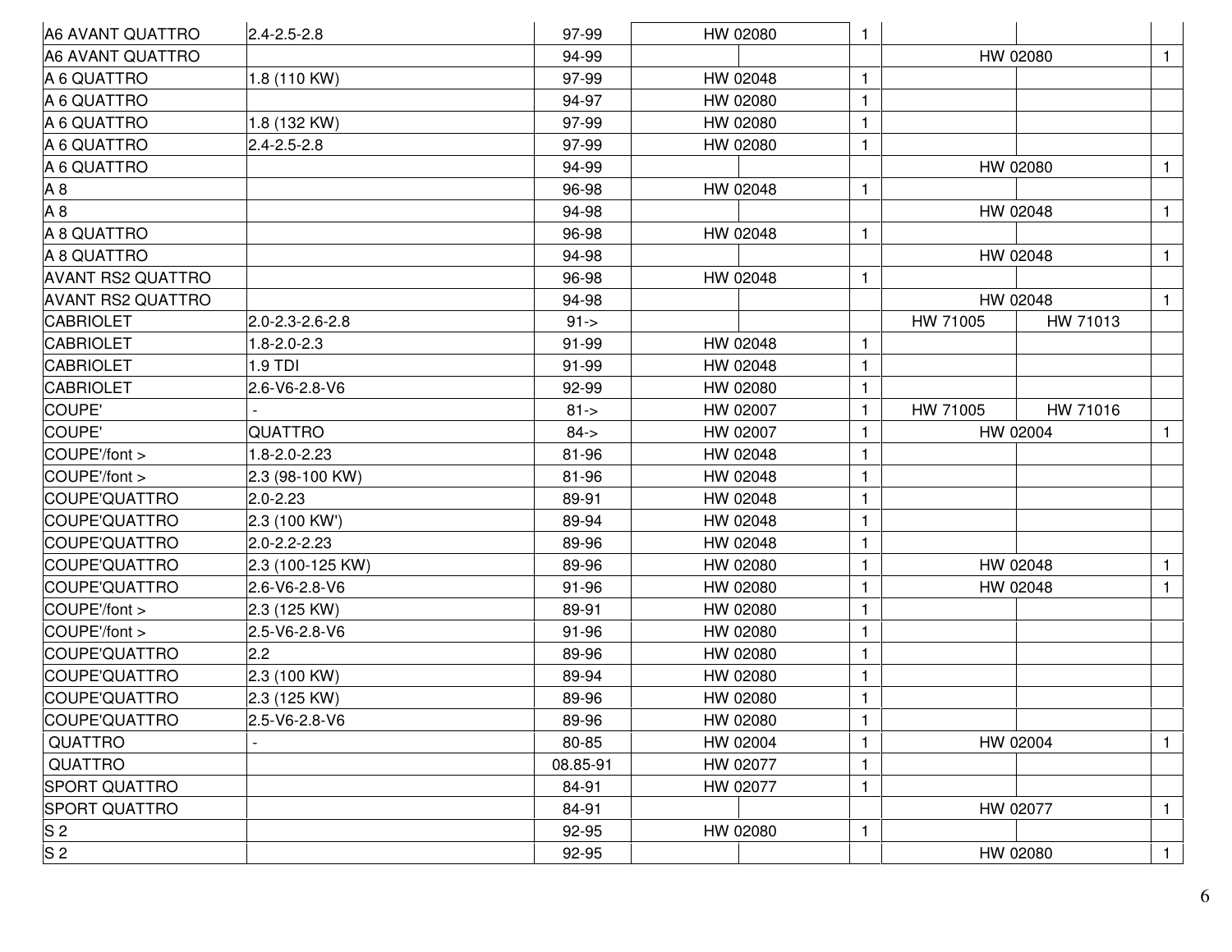| | | | | | | | | |
|---|---|---|---|---|---|---|---|---|
| A6 AVANT QUATTRO | 2.4-2.5-2.8 | 97-99 | HW 02080 | | 1 | | | |
| A6 AVANT QUATTRO | | 94-99 | | | | HW 02080 | | 1 |
| A 6 QUATTRO | 1.8 (110 KW) | 97-99 | HW 02048 | | 1 | | | |
| A 6 QUATTRO | | 94-97 | HW 02080 | | 1 | | | |
| A 6 QUATTRO | 1.8 (132 KW) | 97-99 | HW 02080 | | 1 | | | |
| A 6 QUATTRO | 2.4-2.5-2.8 | 97-99 | HW 02080 | | 1 | | | |
| A 6 QUATTRO | | 94-99 | | | | HW 02080 | | 1 |
| A 8 | | 96-98 | HW 02048 | | 1 | | | |
| A 8 | | 94-98 | | | | HW 02048 | | 1 |
| A 8 QUATTRO | | 96-98 | HW 02048 | | 1 | | | |
| A 8 QUATTRO | | 94-98 | | | | HW 02048 | | 1 |
| AVANT RS2 QUATTRO | | 96-98 | HW 02048 | | 1 | | | |
| AVANT RS2 QUATTRO | | 94-98 | | | | HW 02048 | | 1 |
| CABRIOLET | 2.0-2.3-2.6-2.8 | 91-> | | | | HW 71005 | HW 71013 | |
| CABRIOLET | 1.8-2.0-2.3 | 91-99 | HW 02048 | | 1 | | | |
| CABRIOLET | 1.9 TDI | 91-99 | HW 02048 | | 1 | | | |
| CABRIOLET | 2.6-V6-2.8-V6 | 92-99 | HW 02080 | | 1 | | | |
| COUPE' | - | 81-> | HW 02007 | | 1 | HW 71005 | HW 71016 | |
| COUPE' | QUATTRO | 84-> | HW 02007 | | 1 | HW 02004 | | 1 |
| COUPE'/font > | 1.8-2.0-2.23 | 81-96 | HW 02048 | | 1 | | | |
| COUPE'/font > | 2.3 (98-100 KW) | 81-96 | HW 02048 | | 1 | | | |
| COUPE'QUATTRO | 2.0-2.23 | 89-91 | HW 02048 | | 1 | | | |
| COUPE'QUATTRO | 2.3 (100 KW') | 89-94 | HW 02048 | | 1 | | | |
| COUPE'QUATTRO | 2.0-2.2-2.23 | 89-96 | HW 02048 | | 1 | | | |
| COUPE'QUATTRO | 2.3 (100-125 KW) | 89-96 | HW 02080 | | 1 | HW 02048 | | 1 |
| COUPE'QUATTRO | 2.6-V6-2.8-V6 | 91-96 | HW 02080 | | 1 | HW 02048 | | 1 |
| COUPE'/font > | 2.3 (125 KW) | 89-91 | HW 02080 | | 1 | | | |
| COUPE'/font > | 2.5-V6-2.8-V6 | 91-96 | HW 02080 | | 1 | | | |
| COUPE'QUATTRO | 2.2 | 89-96 | HW 02080 | | 1 | | | |
| COUPE'QUATTRO | 2.3 (100 KW) | 89-94 | HW 02080 | | 1 | | | |
| COUPE'QUATTRO | 2.3 (125 KW) | 89-96 | HW 02080 | | 1 | | | |
| COUPE'QUATTRO | 2.5-V6-2.8-V6 | 89-96 | HW 02080 | | 1 | | | |
| QUATTRO | - | 80-85 | HW 02004 | | 1 | HW 02004 | | 1 |
| QUATTRO | | 08.85-91 | HW 02077 | | 1 | | | |
| SPORT QUATTRO | | 84-91 | HW 02077 | | 1 | | | |
| SPORT QUATTRO | | 84-91 | | | | HW 02077 | | 1 |
| S 2 | | 92-95 | HW 02080 | | 1 | | | |
| S 2 | | 92-95 | | | | HW 02080 | | 1 |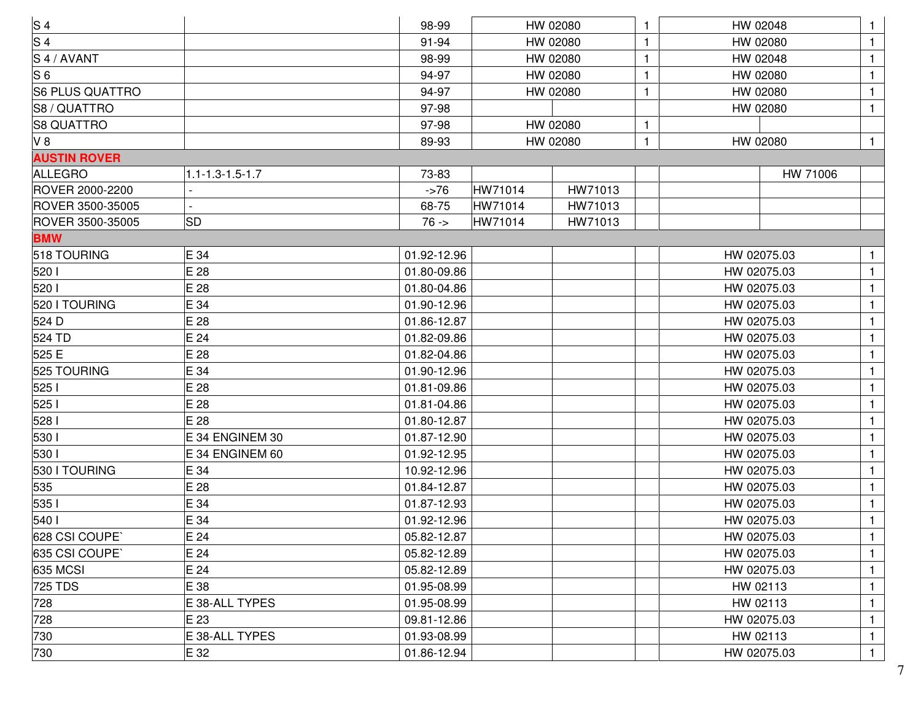| | | | | | | | | |
|---|---|---|---|---|---|---|---|---|
| S 4 | | 98-99 | HW 02080 | | 1 | HW 02048 | | 1 |
| S 4 | | 91-94 | HW 02080 | | 1 | HW 02080 | | 1 |
| S 4 / AVANT | | 98-99 | HW 02080 | | 1 | HW 02048 | | 1 |
| S 6 | | 94-97 | HW 02080 | | 1 | HW 02080 | | 1 |
| S6 PLUS QUATTRO | | 94-97 | HW 02080 | | 1 | HW 02080 | | 1 |
| S8 / QUATTRO | | 97-98 | | | | HW 02080 | | 1 |
| S8 QUATTRO | | 97-98 | HW 02080 | | 1 | | | |
| V 8 | | 89-93 | HW 02080 | | 1 | HW 02080 | | 1 |
| **AUSTIN ROVER** | | | | | | | | |
| ALLEGRO | 1.1-1.3-1.5-1.7 | 73-83 | | | | | HW 71006 | |
| ROVER 2000-2200 | - | ->76 | HW71014 | HW71013 | | | | |
| ROVER 3500-35005 | - | 68-75 | HW71014 | HW71013 | | | | |
| ROVER 3500-35005 | SD | 76 -> | HW71014 | HW71013 | | | | |
| **BMW** | | | | | | | | |
| 518 TOURING | E 34 | 01.92-12.96 | | | | HW 02075.03 | | 1 |
| 520 I | E 28 | 01.80-09.86 | | | | HW 02075.03 | | 1 |
| 520 I | E 28 | 01.80-04.86 | | | | HW 02075.03 | | 1 |
| 520 I TOURING | E 34 | 01.90-12.96 | | | | HW 02075.03 | | 1 |
| 524 D | E 28 | 01.86-12.87 | | | | HW 02075.03 | | 1 |
| 524 TD | E 24 | 01.82-09.86 | | | | HW 02075.03 | | 1 |
| 525 E | E 28 | 01.82-04.86 | | | | HW 02075.03 | | 1 |
| 525 TOURING | E 34 | 01.90-12.96 | | | | HW 02075.03 | | 1 |
| 525 I | E 28 | 01.81-09.86 | | | | HW 02075.03 | | 1 |
| 525 I | E 28 | 01.81-04.86 | | | | HW 02075.03 | | 1 |
| 528 I | E 28 | 01.80-12.87 | | | | HW 02075.03 | | 1 |
| 530 I | E 34 ENGINEM 30 | 01.87-12.90 | | | | HW 02075.03 | | 1 |
| 530 I | E 34 ENGINEM 60 | 01.92-12.95 | | | | HW 02075.03 | | 1 |
| 530 I TOURING | E 34 | 10.92-12.96 | | | | HW 02075.03 | | 1 |
| 535 | E 28 | 01.84-12.87 | | | | HW 02075.03 | | 1 |
| 535 I | E 34 | 01.87-12.93 | | | | HW 02075.03 | | 1 |
| 540 I | E 34 | 01.92-12.96 | | | | HW 02075.03 | | 1 |
| 628 CSI COUPE` | E 24 | 05.82-12.87 | | | | HW 02075.03 | | 1 |
| 635 CSI COUPE` | E 24 | 05.82-12.89 | | | | HW 02075.03 | | 1 |
| 635 MCSI | E 24 | 05.82-12.89 | | | | HW 02075.03 | | 1 |
| 725 TDS | E 38 | 01.95-08.99 | | | | HW 02113 | | 1 |
| 728 | E 38-ALL TYPES | 01.95-08.99 | | | | HW 02113 | | 1 |
| 728 | E 23 | 09.81-12.86 | | | | HW 02075.03 | | 1 |
| 730 | E 38-ALL TYPES | 01.93-08.99 | | | | HW 02113 | | 1 |
| 730 | E 32 | 01.86-12.94 | | | | HW 02075.03 | | 1 |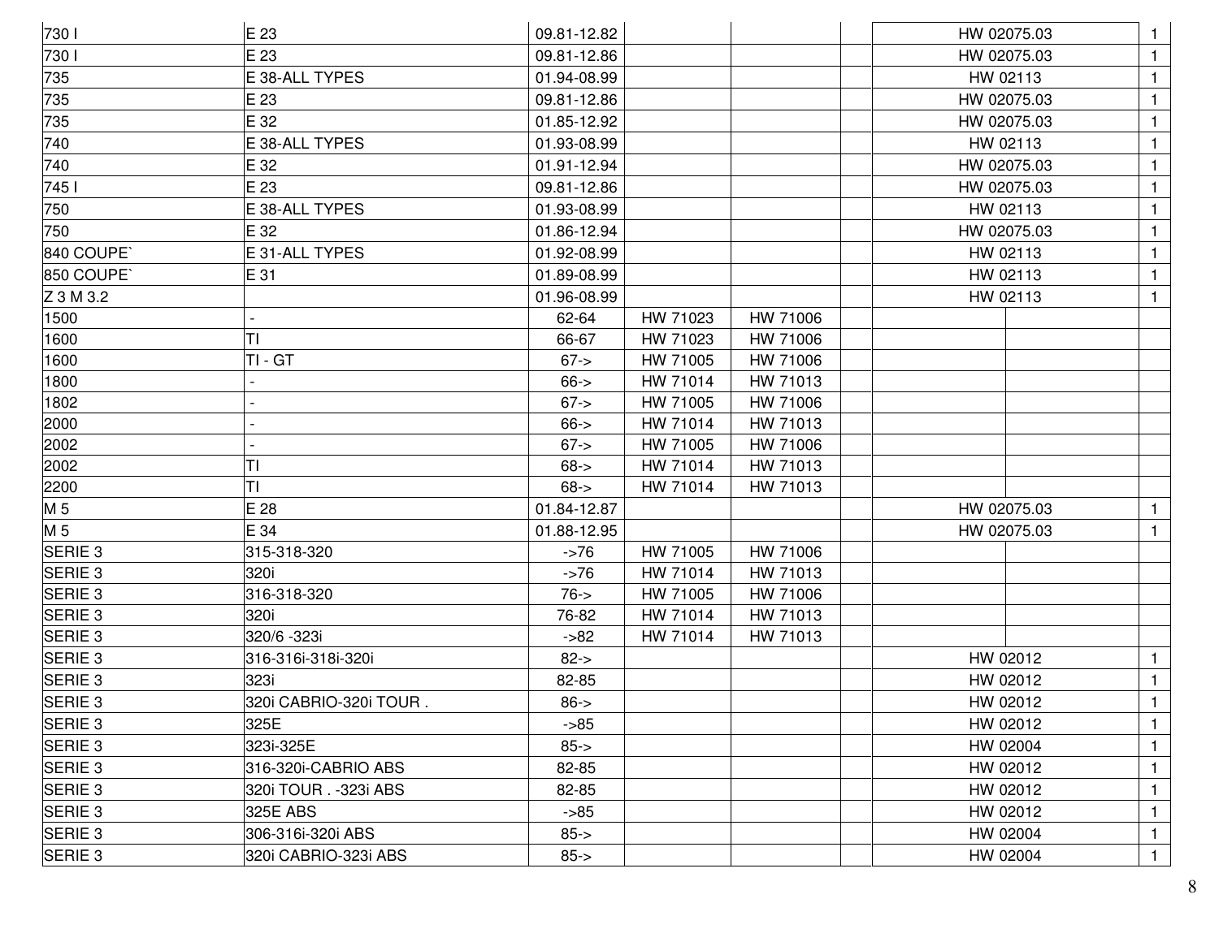| | | | | | | | | |
|---|---|---|---|---|---|---|---|---|
| 730 I | E 23 | 09.81-12.82 | | | | HW 02075.03 | | 1 |
| 730 I | E 23 | 09.81-12.86 | | | | HW 02075.03 | | 1 |
| 735 | E 38-ALL TYPES | 01.94-08.99 | | | | HW 02113 | | 1 |
| 735 | E 23 | 09.81-12.86 | | | | HW 02075.03 | | 1 |
| 735 | E 32 | 01.85-12.92 | | | | HW 02075.03 | | 1 |
| 740 | E 38-ALL TYPES | 01.93-08.99 | | | | HW 02113 | | 1 |
| 740 | E 32 | 01.91-12.94 | | | | HW 02075.03 | | 1 |
| 745 I | E 23 | 09.81-12.86 | | | | HW 02075.03 | | 1 |
| 750 | E 38-ALL TYPES | 01.93-08.99 | | | | HW 02113 | | 1 |
| 750 | E 32 | 01.86-12.94 | | | | HW 02075.03 | | 1 |
| 840 COUPE` | E 31-ALL TYPES | 01.92-08.99 | | | | HW 02113 | | 1 |
| 850 COUPE` | E 31 | 01.89-08.99 | | | | HW 02113 | | 1 |
| Z 3 M 3.2 | | 01.96-08.99 | | | | HW 02113 | | 1 |
| 1500 | - | 62-64 | HW 71023 | HW 71006 | | | | |
| 1600 | TI | 66-67 | HW 71023 | HW 71006 | | | | |
| 1600 | TI - GT | 67-> | HW 71005 | HW 71006 | | | | |
| 1800 | - | 66-> | HW 71014 | HW 71013 | | | | |
| 1802 | - | 67-> | HW 71005 | HW 71006 | | | | |
| 2000 | - | 66-> | HW 71014 | HW 71013 | | | | |
| 2002 | - | 67-> | HW 71005 | HW 71006 | | | | |
| 2002 | TI | 68-> | HW 71014 | HW 71013 | | | | |
| 2200 | TI | 68-> | HW 71014 | HW 71013 | | | | |
| M 5 | E 28 | 01.84-12.87 | | | | HW 02075.03 | | 1 |
| M 5 | E 34 | 01.88-12.95 | | | | HW 02075.03 | | 1 |
| SERIE 3 | 315-318-320 | ->76 | HW 71005 | HW 71006 | | | | |
| SERIE 3 | 320i | ->76 | HW 71014 | HW 71013 | | | | |
| SERIE 3 | 316-318-320 | 76-> | HW 71005 | HW 71006 | | | | |
| SERIE 3 | 320i | 76-82 | HW 71014 | HW 71013 | | | | |
| SERIE 3 | 320/6 -323i | ->82 | HW 71014 | HW 71013 | | | | |
| SERIE 3 | 316-316i-318i-320i | 82-> | | | | HW 02012 | | 1 |
| SERIE 3 | 323i | 82-85 | | | | HW 02012 | | 1 |
| SERIE 3 | 320i CABRIO-320i TOUR . | 86-> | | | | HW 02012 | | 1 |
| SERIE 3 | 325E | ->85 | | | | HW 02012 | | 1 |
| SERIE 3 | 323i-325E | 85-> | | | | HW 02004 | | 1 |
| SERIE 3 | 316-320i-CABRIO ABS | 82-85 | | | | HW 02012 | | 1 |
| SERIE 3 | 320i TOUR . -323i ABS | 82-85 | | | | HW 02012 | | 1 |
| SERIE 3 | 325E ABS | ->85 | | | | HW 02012 | | 1 |
| SERIE 3 | 306-316i-320i ABS | 85-> | | | | HW 02004 | | 1 |
| SERIE 3 | 320i CABRIO-323i ABS | 85-> | | | | HW 02004 | | 1 |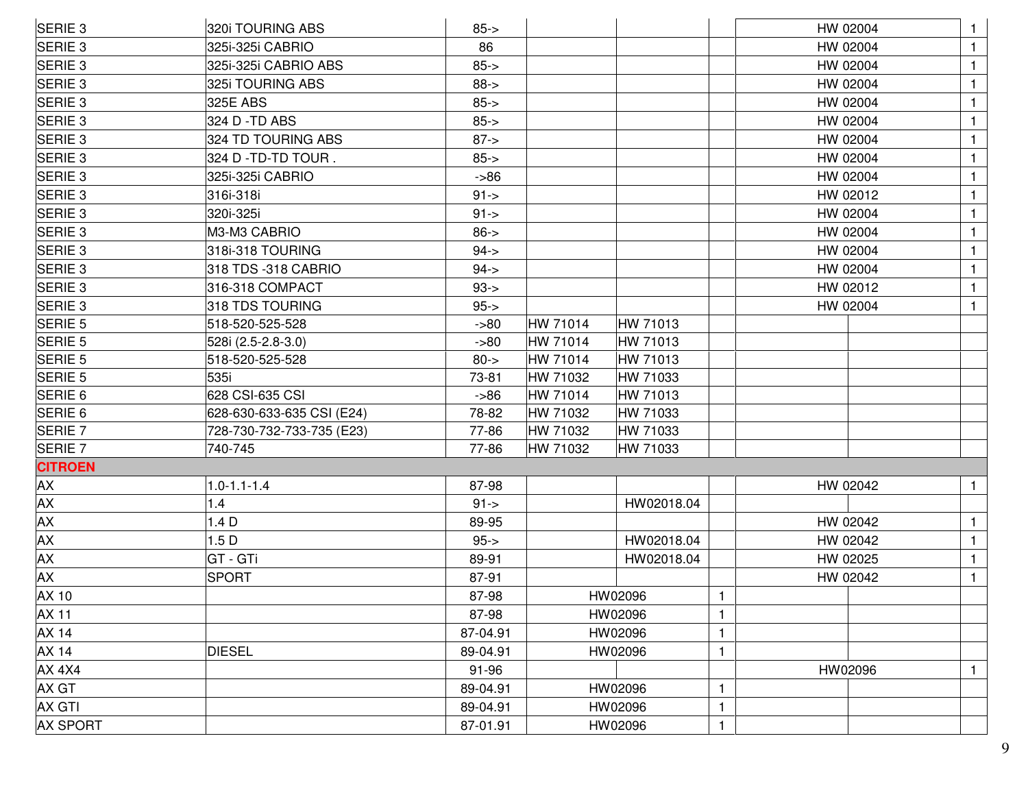| | | | | | | | | |
|---|---|---|---|---|---|---|---|---|
| SERIE 3 | 320i TOURING ABS | 85-> | | | | HW 02004 | | 1 |
| SERIE 3 | 325i-325i CABRIO | 86 | | | | HW 02004 | | 1 |
| SERIE 3 | 325i-325i CABRIO ABS | 85-> | | | | HW 02004 | | 1 |
| SERIE 3 | 325i TOURING ABS | 88-> | | | | HW 02004 | | 1 |
| SERIE 3 | 325E ABS | 85-> | | | | HW 02004 | | 1 |
| SERIE 3 | 324 D -TD ABS | 85-> | | | | HW 02004 | | 1 |
| SERIE 3 | 324 TD TOURING ABS | 87-> | | | | HW 02004 | | 1 |
| SERIE 3 | 324 D -TD-TD TOUR . | 85-> | | | | HW 02004 | | 1 |
| SERIE 3 | 325i-325i CABRIO | ->86 | | | | HW 02004 | | 1 |
| SERIE 3 | 316i-318i | 91-> | | | | HW 02012 | | 1 |
| SERIE 3 | 320i-325i | 91-> | | | | HW 02004 | | 1 |
| SERIE 3 | M3-M3 CABRIO | 86-> | | | | HW 02004 | | 1 |
| SERIE 3 | 318i-318 TOURING | 94-> | | | | HW 02004 | | 1 |
| SERIE 3 | 318 TDS -318 CABRIO | 94-> | | | | HW 02004 | | 1 |
| SERIE 3 | 316-318 COMPACT | 93-> | | | | HW 02012 | | 1 |
| SERIE 3 | 318 TDS TOURING | 95-> | | | | HW 02004 | | 1 |
| SERIE 5 | 518-520-525-528 | ->80 | HW 71014 | HW 71013 | | | | |
| SERIE 5 | 528i (2.5-2.8-3.0) | ->80 | HW 71014 | HW 71013 | | | | |
| SERIE 5 | 518-520-525-528 | 80-> | HW 71014 | HW 71013 | | | | |
| SERIE 5 | 535i | 73-81 | HW 71032 | HW 71033 | | | | |
| SERIE 6 | 628 CSI-635 CSI | ->86 | HW 71014 | HW 71013 | | | | |
| SERIE 6 | 628-630-633-635 CSI (E24) | 78-82 | HW 71032 | HW 71033 | | | | |
| SERIE 7 | 728-730-732-733-735 (E23) | 77-86 | HW 71032 | HW 71033 | | | | |
| SERIE 7 | 740-745 | 77-86 | HW 71032 | HW 71033 | | | | |
| **CITROEN** | | | | | | | | |
| AX | 1.0-1.1-1.4 | 87-98 | | | | HW 02042 | | 1 |
| AX | 1.4 | 91-> | | HW02018.04 | | | | |
| AX | 1.4 D | 89-95 | | | | HW 02042 | | 1 |
| AX | 1.5 D | 95-> | | HW02018.04 | | HW 02042 | | 1 |
| AX | GT - GTi | 89-91 | | HW02018.04 | | HW 02025 | | 1 |
| AX | SPORT | 87-91 | | | | HW 02042 | | 1 |
| AX 10 | | 87-98 | HW02096 | | 1 | | | |
| AX 11 | | 87-98 | HW02096 | | 1 | | | |
| AX 14 | | 87-04.91 | HW02096 | | 1 | | | |
| AX 14 | DIESEL | 89-04.91 | HW02096 | | 1 | | | |
| AX 4X4 | | 91-96 | | | | HW02096 | | 1 |
| AX GT | | 89-04.91 | HW02096 | | 1 | | | |
| AX GTI | | 89-04.91 | HW02096 | | 1 | | | |
| AX SPORT | | 87-01.91 | HW02096 | | 1 | | | |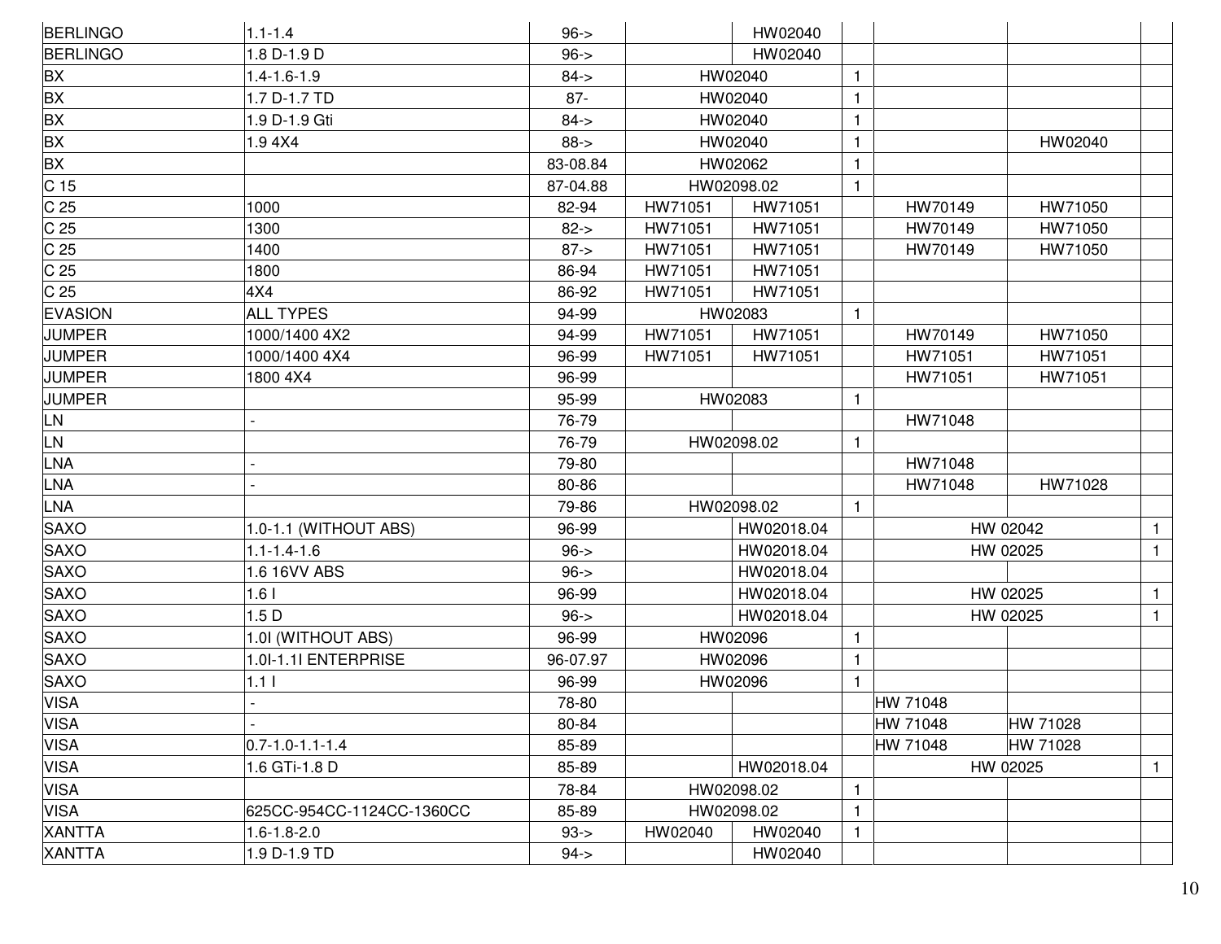| | | | | | | | | |
|---|---|---|---|---|---|---|---|---|
| BERLINGO | 1.1-1.4 | 96-> | | HW02040 | | | | |
| BERLINGO | 1.8 D-1.9 D | 96-> | | HW02040 | | | | |
| BX | 1.4-1.6-1.9 | 84-> | HW02040 | | 1 | | | |
| BX | 1.7 D-1.7 TD | 87- | HW02040 | | 1 | | | |
| BX | 1.9 D-1.9 Gti | 84-> | HW02040 | | 1 | | | |
| BX | 1.9 4X4 | 88-> | HW02040 | | 1 | | HW02040 | |
| BX | | 83-08.84 | HW02062 | | 1 | | | |
| C 15 | | 87-04.88 | HW02098.02 | | 1 | | | |
| C 25 | 1000 | 82-94 | HW71051 | HW71051 | | HW70149 | HW71050 | |
| C 25 | 1300 | 82-> | HW71051 | HW71051 | | HW70149 | HW71050 | |
| C 25 | 1400 | 87-> | HW71051 | HW71051 | | HW70149 | HW71050 | |
| C 25 | 1800 | 86-94 | HW71051 | HW71051 | | | | |
| C 25 | 4X4 | 86-92 | HW71051 | HW71051 | | | | |
| EVASION | ALL TYPES | 94-99 | HW02083 | | 1 | | | |
| JUMPER | 1000/1400 4X2 | 94-99 | HW71051 | HW71051 | | HW70149 | HW71050 | |
| JUMPER | 1000/1400 4X4 | 96-99 | HW71051 | HW71051 | | HW71051 | HW71051 | |
| JUMPER | 1800 4X4 | 96-99 | | | | HW71051 | HW71051 | |
| JUMPER | | 95-99 | HW02083 | | 1 | | | |
| LN | - | 76-79 | | | | HW71048 | | |
| LN | | 76-79 | HW02098.02 | | 1 | | | |
| LNA | - | 79-80 | | | | HW71048 | | |
| LNA | - | 80-86 | | | | HW71048 | HW71028 | |
| LNA | | 79-86 | HW02098.02 | | 1 | | | |
| SAXO | 1.0-1.1 (WITHOUT ABS) | 96-99 | | HW02018.04 | | HW 02042 | | 1 |
| SAXO | 1.1-1.4-1.6 | 96-> | | HW02018.04 | | HW 02025 | | 1 |
| SAXO | 1.6 16VV ABS | 96-> | | HW02018.04 | | | | |
| SAXO | 1.6 I | 96-99 | | HW02018.04 | | HW 02025 | | 1 |
| SAXO | 1.5 D | 96-> | | HW02018.04 | | HW 02025 | | 1 |
| SAXO | 1.0I (WITHOUT ABS) | 96-99 | HW02096 | | 1 | | | |
| SAXO | 1.0I-1.1I ENTERPRISE | 96-07.97 | HW02096 | | 1 | | | |
| SAXO | 1.1 I | 96-99 | HW02096 | | 1 | | | |
| VISA | - | 78-80 | | | | HW 71048 | | |
| VISA | - | 80-84 | | | | HW 71048 | HW 71028 | |
| VISA | 0.7-1.0-1.1-1.4 | 85-89 | | | | HW 71048 | HW 71028 | |
| VISA | 1.6 GTi-1.8 D | 85-89 | | HW02018.04 | | HW 02025 | | 1 |
| VISA | | 78-84 | HW02098.02 | | 1 | | | |
| VISA | 625CC-954CC-1124CC-1360CC | 85-89 | HW02098.02 | | 1 | | | |
| XANTTA | 1.6-1.8-2.0 | 93-> | HW02040 | HW02040 | 1 | | | |
| XANTTA | 1.9 D-1.9 TD | 94-> | | HW02040 | | | | |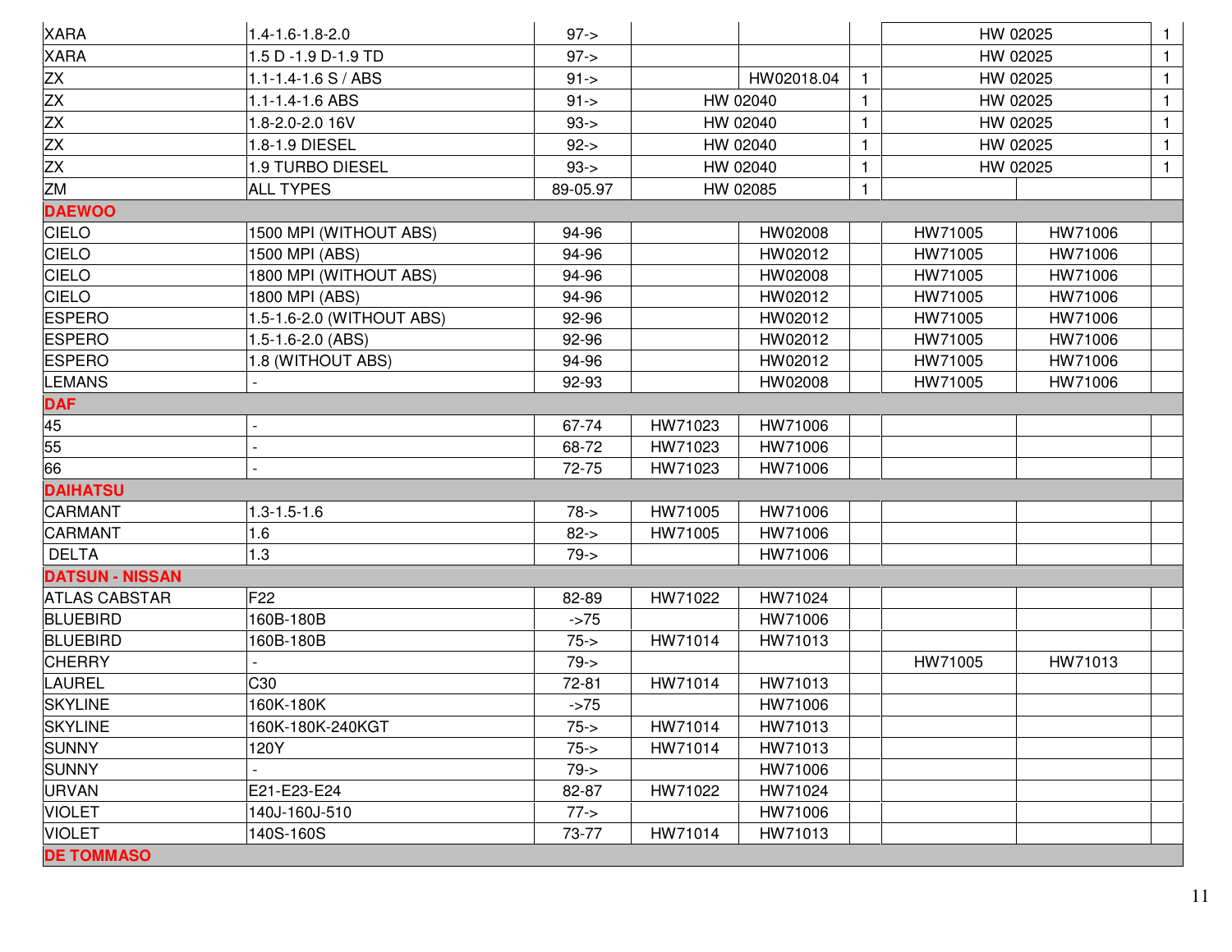| | | | | | | | | |
|---|---|---|---|---|---|---|---|---|
| XARA | 1.4-1.6-1.8-2.0 | 97-> | | | | HW 02025 | | 1 |
| XARA | 1.5 D -1.9 D-1.9 TD | 97-> | | | | HW 02025 | | 1 |
| ZX | 1.1-1.4-1.6 S / ABS | 91-> | | HW02018.04 | 1 | HW 02025 | | 1 |
| ZX | 1.1-1.4-1.6 ABS | 91-> | HW 02040 | | 1 | HW 02025 | | 1 |
| ZX | 1.8-2.0-2.0 16V | 93-> | HW 02040 | | 1 | HW 02025 | | 1 |
| ZX | 1.8-1.9 DIESEL | 92-> | HW 02040 | | 1 | HW 02025 | | 1 |
| ZX | 1.9 TURBO DIESEL | 93-> | HW 02040 | | 1 | HW 02025 | | 1 |
| ZM | ALL TYPES | 89-05.97 | HW 02085 | | 1 | | | |
| **DAEWOO** | | | | | | | | |
| CIELO | 1500 MPI (WITHOUT ABS) | 94-96 | | HW02008 | | HW71005 | HW71006 | |
| CIELO | 1500 MPI (ABS) | 94-96 | | HW02012 | | HW71005 | HW71006 | |
| CIELO | 1800 MPI (WITHOUT ABS) | 94-96 | | HW02008 | | HW71005 | HW71006 | |
| CIELO | 1800 MPI (ABS) | 94-96 | | HW02012 | | HW71005 | HW71006 | |
| ESPERO | 1.5-1.6-2.0 (WITHOUT ABS) | 92-96 | | HW02012 | | HW71005 | HW71006 | |
| ESPERO | 1.5-1.6-2.0 (ABS) | 92-96 | | HW02012 | | HW71005 | HW71006 | |
| ESPERO | 1.8 (WITHOUT ABS) | 94-96 | | HW02012 | | HW71005 | HW71006 | |
| LEMANS | - | 92-93 | | HW02008 | | HW71005 | HW71006 | |
| **DAF** | | | | | | | | |
| 45 | - | 67-74 | HW71023 | HW71006 | | | | |
| 55 | - | 68-72 | HW71023 | HW71006 | | | | |
| 66 | - | 72-75 | HW71023 | HW71006 | | | | |
| **DAIHATSU** | | | | | | | | |
| CARMANT | 1.3-1.5-1.6 | 78-> | HW71005 | HW71006 | | | | |
| CARMANT | 1.6 | 82-> | HW71005 | HW71006 | | | | |
| DELTA | 1.3 | 79-> | | HW71006 | | | | |
| **DATSUN - NISSAN** | | | | | | | | |
| ATLAS CABSTAR | F22 | 82-89 | HW71022 | HW71024 | | | | |
| BLUEBIRD | 160B-180B | ->75 | | HW71006 | | | | |
| BLUEBIRD | 160B-180B | 75-> | HW71014 | HW71013 | | | | |
| CHERRY | - | 79-> | | | | HW71005 | HW71013 | |
| LAUREL | C30 | 72-81 | HW71014 | HW71013 | | | | |
| SKYLINE | 160K-180K | ->75 | | HW71006 | | | | |
| SKYLINE | 160K-180K-240KGT | 75-> | HW71014 | HW71013 | | | | |
| SUNNY | 120Y | 75-> | HW71014 | HW71013 | | | | |
| SUNNY | - | 79-> | | HW71006 | | | | |
| URVAN | E21-E23-E24 | 82-87 | HW71022 | HW71024 | | | | |
| VIOLET | 140J-160J-510 | 77-> | | HW71006 | | | | |
| VIOLET | 140S-160S | 73-77 | HW71014 | HW71013 | | | | |
| **DE TOMMASO** | | | | | | | | |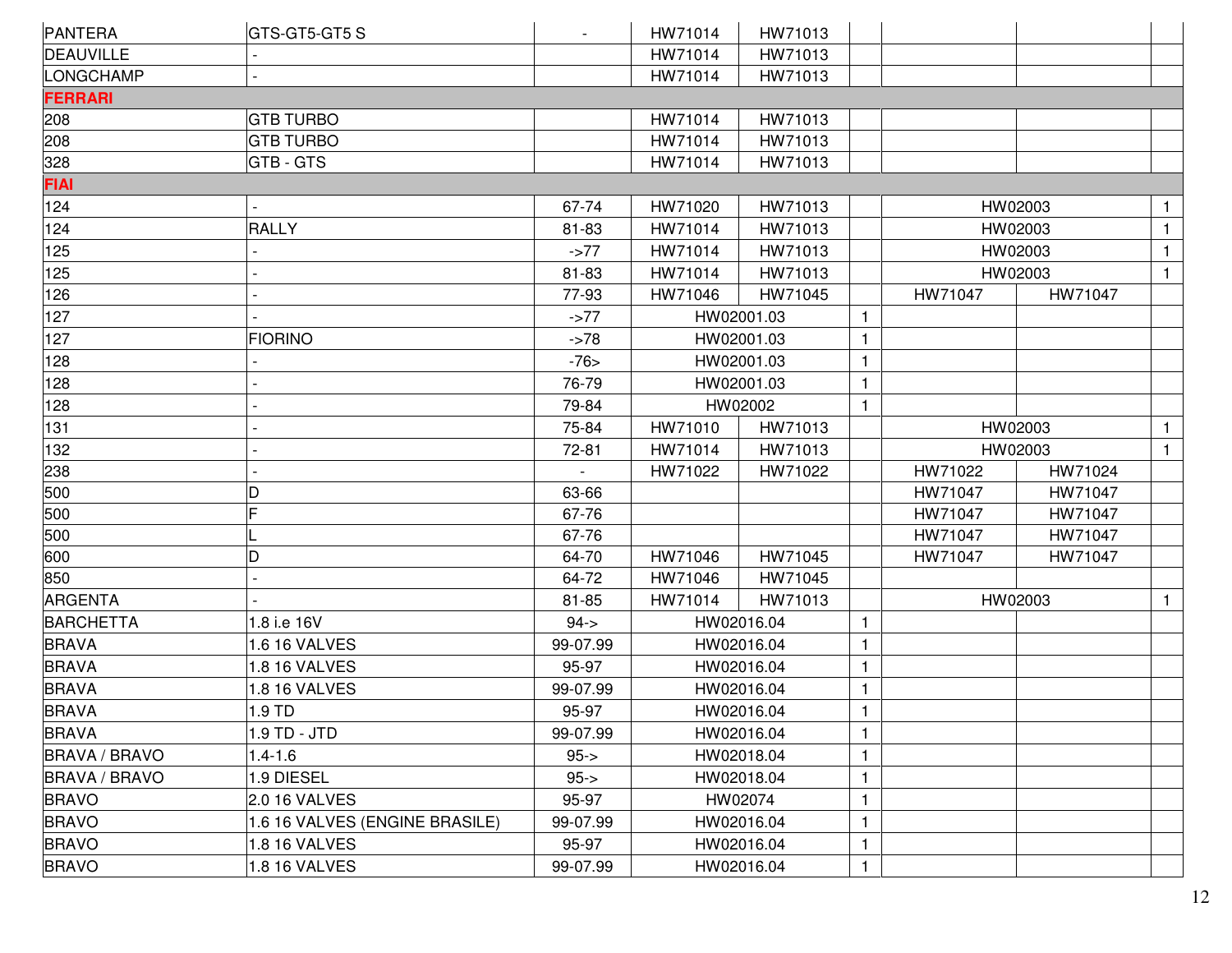| | | | | | | | | |
|---|---|---|---|---|---|---|---|---|
| PANTERA | GTS-GT5-GT5 S | - | HW71014 | HW71013 | | | | |
| DEAUVILLE | - | | HW71014 | HW71013 | | | | |
| LONGCHAMP | - | | HW71014 | HW71013 | | | | |
| **FERRARI** | | | | | | | | |
| 208 | GTB TURBO | | HW71014 | HW71013 | | | | |
| 208 | GTB TURBO | | HW71014 | HW71013 | | | | |
| 328 | GTB - GTS | | HW71014 | HW71013 | | | | |
| **FIAI** | | | | | | | | |
| 124 | - | 67-74 | HW71020 | HW71013 | | HW02003 | | 1 |
| 124 | RALLY | 81-83 | HW71014 | HW71013 | | HW02003 | | 1 |
| 125 | - | ->77 | HW71014 | HW71013 | | HW02003 | | 1 |
| 125 | - | 81-83 | HW71014 | HW71013 | | HW02003 | | 1 |
| 126 | - | 77-93 | HW71046 | HW71045 | | HW71047 | HW71047 | |
| 127 | - | ->77 | HW02001.03 | | 1 | | | |
| 127 | FIORINO | ->78 | HW02001.03 | | 1 | | | |
| 128 | - | -76> | HW02001.03 | | 1 | | | |
| 128 | - | 76-79 | HW02001.03 | | 1 | | | |
| 128 | - | 79-84 | HW02002 | | 1 | | | |
| 131 | - | 75-84 | HW71010 | HW71013 | | HW02003 | | 1 |
| 132 | - | 72-81 | HW71014 | HW71013 | | HW02003 | | 1 |
| 238 | - | - | HW71022 | HW71022 | | HW71022 | HW71024 | |
| 500 | D | 63-66 | | | | HW71047 | HW71047 | |
| 500 | F | 67-76 | | | | HW71047 | HW71047 | |
| 500 | L | 67-76 | | | | HW71047 | HW71047 | |
| 600 | D | 64-70 | HW71046 | HW71045 | | HW71047 | HW71047 | |
| 850 | - | 64-72 | HW71046 | HW71045 | | | | |
| ARGENTA | - | 81-85 | HW71014 | HW71013 | | HW02003 | | 1 |
| BARCHETTA | 1.8 i.e 16V | 94-> | HW02016.04 | | 1 | | | |
| BRAVA | 1.6 16 VALVES | 99-07.99 | HW02016.04 | | 1 | | | |
| BRAVA | 1.8 16 VALVES | 95-97 | HW02016.04 | | 1 | | | |
| BRAVA | 1.8 16 VALVES | 99-07.99 | HW02016.04 | | 1 | | | |
| BRAVA | 1.9 TD | 95-97 | HW02016.04 | | 1 | | | |
| BRAVA | 1.9 TD - JTD | 99-07.99 | HW02016.04 | | 1 | | | |
| BRAVA / BRAVO | 1.4-1.6 | 95-> | HW02018.04 | | 1 | | | |
| BRAVA / BRAVO | 1.9 DIESEL | 95-> | HW02018.04 | | 1 | | | |
| BRAVO | 2.0 16 VALVES | 95-97 | HW02074 | | 1 | | | |
| BRAVO | 1.6 16 VALVES (ENGINE BRASILE) | 99-07.99 | HW02016.04 | | 1 | | | |
| BRAVO | 1.8 16 VALVES | 95-97 | HW02016.04 | | 1 | | | |
| BRAVO | 1.8 16 VALVES | 99-07.99 | HW02016.04 | | 1 | | | |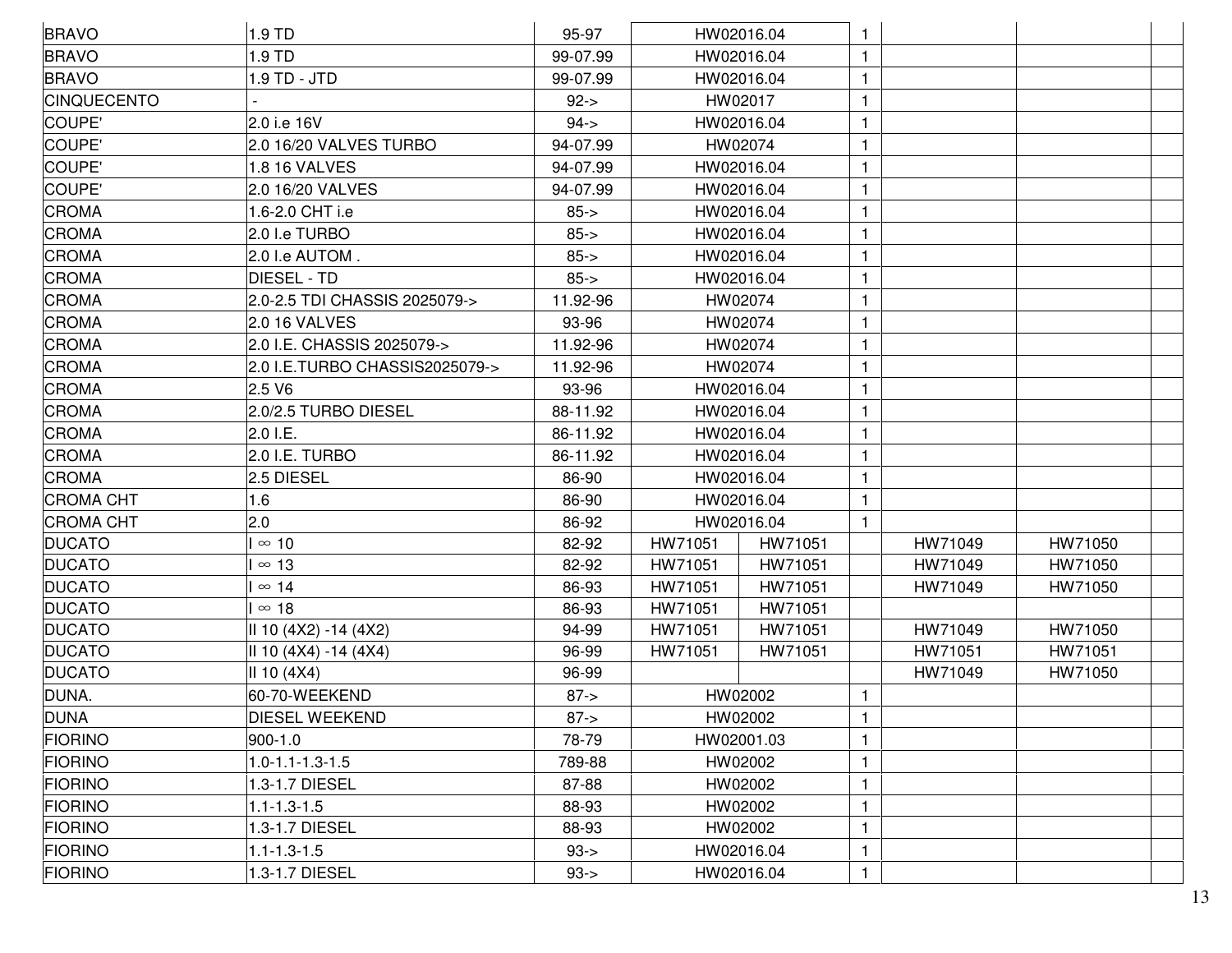| | | | | | | | | |
|---|---|---|---|---|---|---|---|---|
| BRAVO | 1.9 TD | 95-97 | HW02016.04 | | 1 | | | |
| BRAVO | 1.9 TD | 99-07.99 | HW02016.04 | | 1 | | | |
| BRAVO | 1.9 TD - JTD | 99-07.99 | HW02016.04 | | 1 | | | |
| CINQUECENTO | - | 92-> | HW02017 | | 1 | | | |
| COUPE' | 2.0 i.e 16V | 94-> | HW02016.04 | | 1 | | | |
| COUPE' | 2.0 16/20 VALVES TURBO | 94-07.99 | HW02074 | | 1 | | | |
| COUPE' | 1.8 16 VALVES | 94-07.99 | HW02016.04 | | 1 | | | |
| COUPE' | 2.0 16/20 VALVES | 94-07.99 | HW02016.04 | | 1 | | | |
| CROMA | 1.6-2.0 CHT i.e | 85-> | HW02016.04 | | 1 | | | |
| CROMA | 2.0 I.e TURBO | 85-> | HW02016.04 | | 1 | | | |
| CROMA | 2.0 I.e AUTOM . | 85-> | HW02016.04 | | 1 | | | |
| CROMA | DIESEL - TD | 85-> | HW02016.04 | | 1 | | | |
| CROMA | 2.0-2.5 TDI CHASSIS 2025079-> | 11.92-96 | HW02074 | | 1 | | | |
| CROMA | 2.0 16 VALVES | 93-96 | HW02074 | | 1 | | | |
| CROMA | 2.0 I.E. CHASSIS 2025079-> | 11.92-96 | HW02074 | | 1 | | | |
| CROMA | 2.0 I.E.TURBO CHASSIS2025079-> | 11.92-96 | HW02074 | | 1 | | | |
| CROMA | 2.5 V6 | 93-96 | HW02016.04 | | 1 | | | |
| CROMA | 2.0/2.5 TURBO DIESEL | 88-11.92 | HW02016.04 | | 1 | | | |
| CROMA | 2.0 I.E. | 86-11.92 | HW02016.04 | | 1 | | | |
| CROMA | 2.0 I.E. TURBO | 86-11.92 | HW02016.04 | | 1 | | | |
| CROMA | 2.5 DIESEL | 86-90 | HW02016.04 | | 1 | | | |
| CROMA CHT | 1.6 | 86-90 | HW02016.04 | | 1 | | | |
| CROMA CHT | 2.0 | 86-92 | HW02016.04 | | 1 | | | |
| DUCATO | I ∞ 10 | 82-92 | HW71051 | HW71051 | | HW71049 | HW71050 | |
| DUCATO | I ∞ 13 | 82-92 | HW71051 | HW71051 | | HW71049 | HW71050 | |
| DUCATO | I ∞ 14 | 86-93 | HW71051 | HW71051 | | HW71049 | HW71050 | |
| DUCATO | I ∞ 18 | 86-93 | HW71051 | HW71051 | | | | |
| DUCATO | II 10 (4X2) -14 (4X2) | 94-99 | HW71051 | HW71051 | | HW71049 | HW71050 | |
| DUCATO | II 10 (4X4) -14 (4X4) | 96-99 | HW71051 | HW71051 | | HW71051 | HW71051 | |
| DUCATO | II 10 (4X4) | 96-99 | | | | HW71049 | HW71050 | |
| DUNA. | 60-70-WEEKEND | 87-> | HW02002 | | 1 | | | |
| DUNA | DIESEL WEEKEND | 87-> | HW02002 | | 1 | | | |
| FIORINO | 900-1.0 | 78-79 | HW02001.03 | | 1 | | | |
| FIORINO | 1.0-1.1-1.3-1.5 | 789-88 | HW02002 | | 1 | | | |
| FIORINO | 1.3-1.7 DIESEL | 87-88 | HW02002 | | 1 | | | |
| FIORINO | 1.1-1.3-1.5 | 88-93 | HW02002 | | 1 | | | |
| FIORINO | 1.3-1.7 DIESEL | 88-93 | HW02002 | | 1 | | | |
| FIORINO | 1.1-1.3-1.5 | 93-> | HW02016.04 | | 1 | | | |
| FIORINO | 1.3-1.7 DIESEL | 93-> | HW02016.04 | | 1 | | | |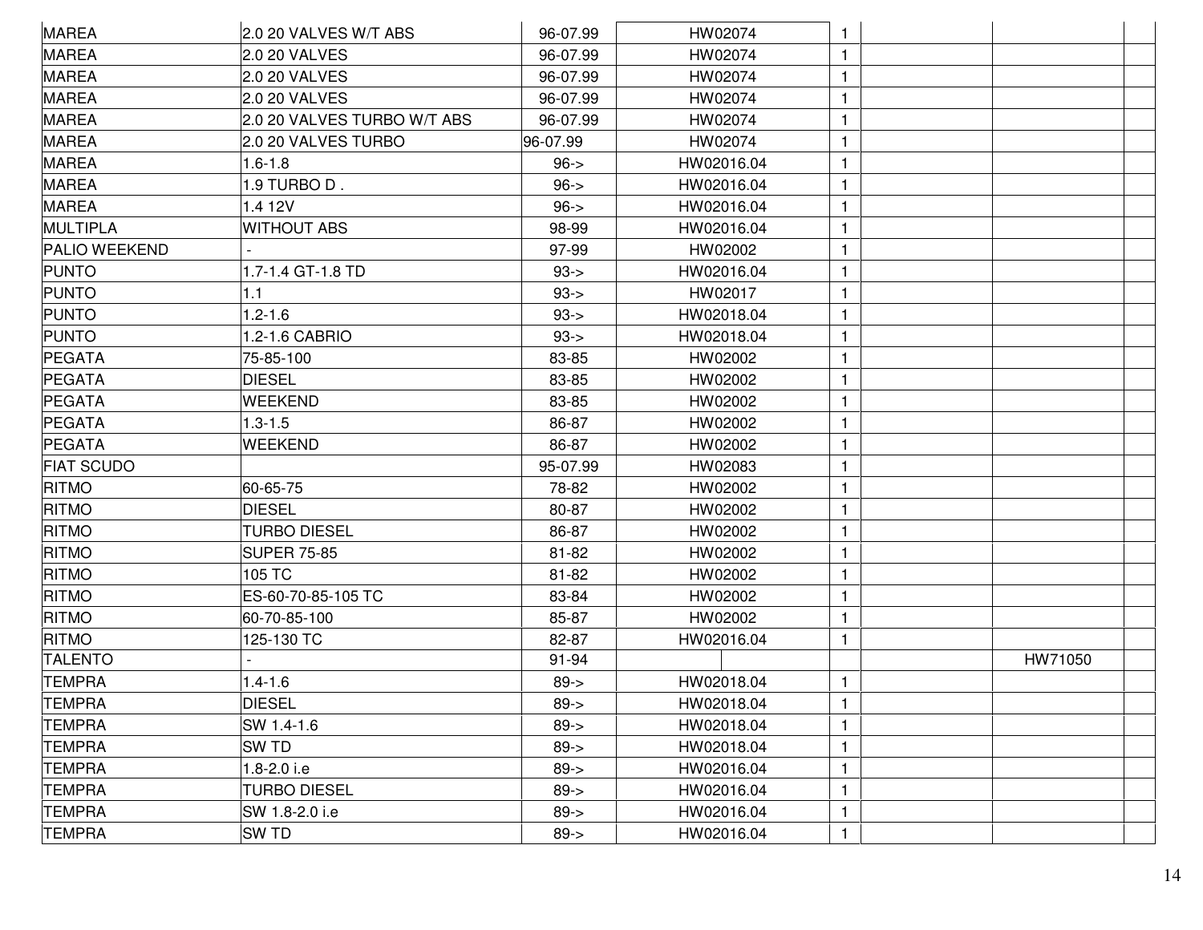| | | | | | | | |
|---|---|---|---|---|---|---|---|
| MAREA | 2.0 20 VALVES W/T ABS | 96-07.99 | HW02074 | 1 | | | |
| MAREA | 2.0 20 VALVES | 96-07.99 | HW02074 | 1 | | | |
| MAREA | 2.0 20 VALVES | 96-07.99 | HW02074 | 1 | | | |
| MAREA | 2.0 20 VALVES | 96-07.99 | HW02074 | 1 | | | |
| MAREA | 2.0 20 VALVES TURBO W/T ABS | 96-07.99 | HW02074 | 1 | | | |
| MAREA | 2.0 20 VALVES TURBO | 96-07.99 | HW02074 | 1 | | | |
| MAREA | 1.6-1.8 | 96-> | HW02016.04 | 1 | | | |
| MAREA | 1.9 TURBO D . | 96-> | HW02016.04 | 1 | | | |
| MAREA | 1.4 12V | 96-> | HW02016.04 | 1 | | | |
| MULTIPLA | WITHOUT ABS | 98-99 | HW02016.04 | 1 | | | |
| PALIO WEEKEND | - | 97-99 | HW02002 | 1 | | | |
| PUNTO | 1.7-1.4 GT-1.8 TD | 93-> | HW02016.04 | 1 | | | |
| PUNTO | 1.1 | 93-> | HW02017 | 1 | | | |
| PUNTO | 1.2-1.6 | 93-> | HW02018.04 | 1 | | | |
| PUNTO | 1.2-1.6 CABRIO | 93-> | HW02018.04 | 1 | | | |
| PEGATA | 75-85-100 | 83-85 | HW02002 | 1 | | | |
| PEGATA | DIESEL | 83-85 | HW02002 | 1 | | | |
| PEGATA | WEEKEND | 83-85 | HW02002 | 1 | | | |
| PEGATA | 1.3-1.5 | 86-87 | HW02002 | 1 | | | |
| PEGATA | WEEKEND | 86-87 | HW02002 | 1 | | | |
| FIAT SCUDO | | 95-07.99 | HW02083 | 1 | | | |
| RITMO | 60-65-75 | 78-82 | HW02002 | 1 | | | |
| RITMO | DIESEL | 80-87 | HW02002 | 1 | | | |
| RITMO | TURBO DIESEL | 86-87 | HW02002 | 1 | | | |
| RITMO | SUPER 75-85 | 81-82 | HW02002 | 1 | | | |
| RITMO | 105 TC | 81-82 | HW02002 | 1 | | | |
| RITMO | ES-60-70-85-105 TC | 83-84 | HW02002 | 1 | | | |
| RITMO | 60-70-85-100 | 85-87 | HW02002 | 1 | | | |
| RITMO | 125-130 TC | 82-87 | HW02016.04 | 1 | | | |
| TALENTO | - | 91-94 | | | | HW71050 | |
| TEMPRA | 1.4-1.6 | 89-> | HW02018.04 | 1 | | | |
| TEMPRA | DIESEL | 89-> | HW02018.04 | 1 | | | |
| TEMPRA | SW 1.4-1.6 | 89-> | HW02018.04 | 1 | | | |
| TEMPRA | SW TD | 89-> | HW02018.04 | 1 | | | |
| TEMPRA | 1.8-2.0 i.e | 89-> | HW02016.04 | 1 | | | |
| TEMPRA | TURBO DIESEL | 89-> | HW02016.04 | 1 | | | |
| TEMPRA | SW 1.8-2.0 i.e | 89-> | HW02016.04 | 1 | | | |
| TEMPRA | SW TD | 89-> | HW02016.04 | 1 | | | |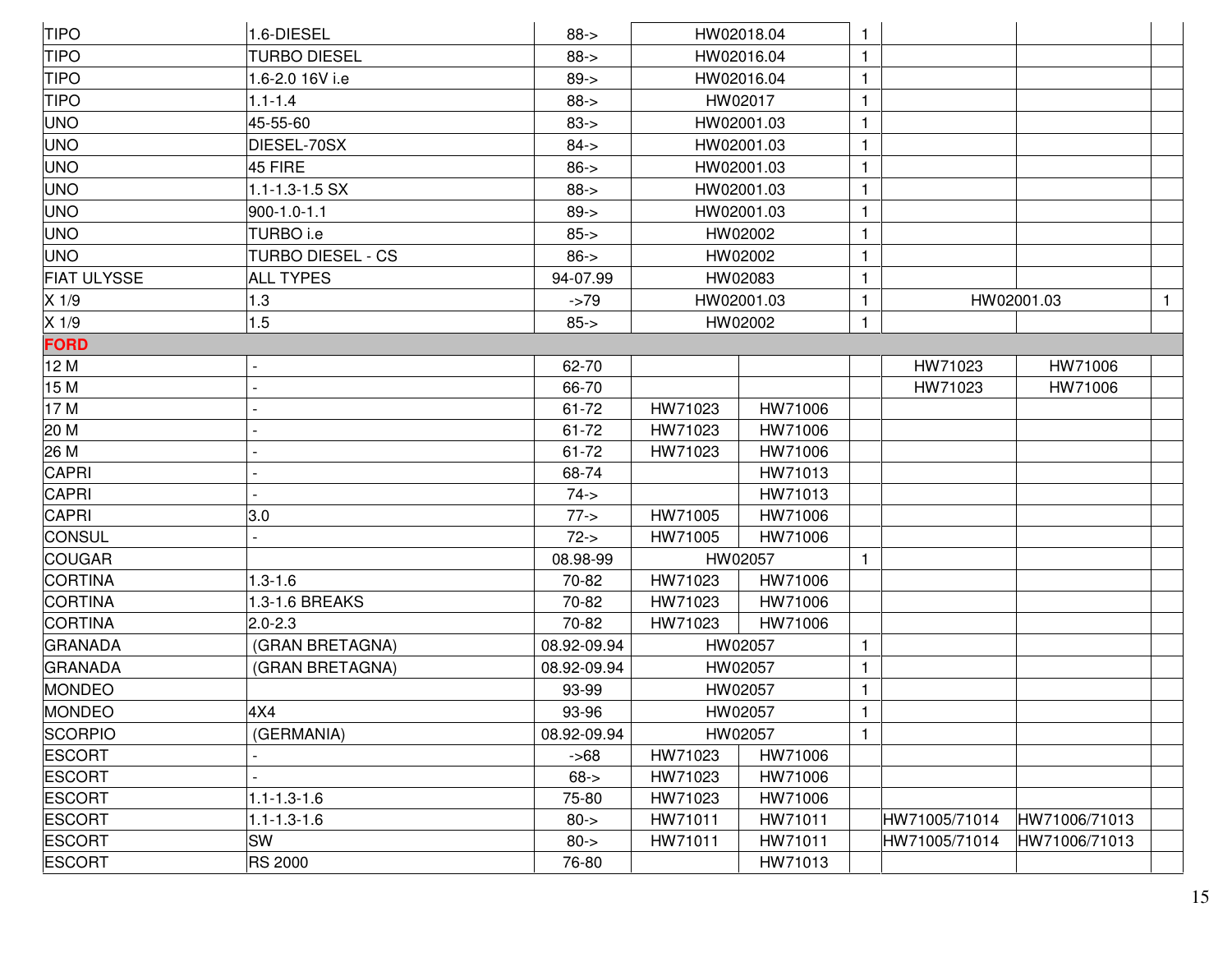| | | | | | | | | |
|---|---|---|---|---|---|---|---|---|
| TIPO | 1.6-DIESEL | 88-> | HW02018.04 | | 1 | | | |
| TIPO | TURBO DIESEL | 88-> | HW02016.04 | | 1 | | | |
| TIPO | 1.6-2.0 16V i.e | 89-> | HW02016.04 | | 1 | | | |
| TIPO | 1.1-1.4 | 88-> | HW02017 | | 1 | | | |
| UNO | 45-55-60 | 83-> | HW02001.03 | | 1 | | | |
| UNO | DIESEL-70SX | 84-> | HW02001.03 | | 1 | | | |
| UNO | 45 FIRE | 86-> | HW02001.03 | | 1 | | | |
| UNO | 1.1-1.3-1.5 SX | 88-> | HW02001.03 | | 1 | | | |
| UNO | 900-1.0-1.1 | 89-> | HW02001.03 | | 1 | | | |
| UNO | TURBO i.e | 85-> | HW02002 | | 1 | | | |
| UNO | TURBO DIESEL - CS | 86-> | HW02002 | | 1 | | | |
| FIAT ULYSSE | ALL TYPES | 94-07.99 | HW02083 | | 1 | | | |
| X 1/9 | 1.3 | ->79 | HW02001.03 | | 1 | HW02001.03 | | 1 |
| X 1/9 | 1.5 | 85-> | HW02002 | | 1 | | | |
| **FORD** | | | | | | | | |
| 12 M | - | 62-70 | | | | HW71023 | HW71006 | |
| 15 M | - | 66-70 | | | | HW71023 | HW71006 | |
| 17 M | - | 61-72 | HW71023 | HW71006 | | | | |
| 20 M | - | 61-72 | HW71023 | HW71006 | | | | |
| 26 M | - | 61-72 | HW71023 | HW71006 | | | | |
| CAPRI | - | 68-74 | | HW71013 | | | | |
| CAPRI | - | 74-> | | HW71013 | | | | |
| CAPRI | 3.0 | 77-> | HW71005 | HW71006 | | | | |
| CONSUL | - | 72-> | HW71005 | HW71006 | | | | |
| COUGAR | | 08.98-99 | HW02057 | | 1 | | | |
| CORTINA | 1.3-1.6 | 70-82 | HW71023 | HW71006 | | | | |
| CORTINA | 1.3-1.6 BREAKS | 70-82 | HW71023 | HW71006 | | | | |
| CORTINA | 2.0-2.3 | 70-82 | HW71023 | HW71006 | | | | |
| GRANADA | (GRAN BRETAGNA) | 08.92-09.94 | HW02057 | | 1 | | | |
| GRANADA | (GRAN BRETAGNA) | 08.92-09.94 | HW02057 | | 1 | | | |
| MONDEO | | 93-99 | HW02057 | | 1 | | | |
| MONDEO | 4X4 | 93-96 | HW02057 | | 1 | | | |
| SCORPIO | (GERMANIA) | 08.92-09.94 | HW02057 | | 1 | | | |
| ESCORT | - | ->68 | HW71023 | HW71006 | | | | |
| ESCORT | - | 68-> | HW71023 | HW71006 | | | | |
| ESCORT | 1.1-1.3-1.6 | 75-80 | HW71023 | HW71006 | | | | |
| ESCORT | 1.1-1.3-1.6 | 80-> | HW71011 | HW71011 | | HW71005/71014 | HW71006/71013 | |
| ESCORT | SW | 80-> | HW71011 | HW71011 | | HW71005/71014 | HW71006/71013 | |
| ESCORT | RS 2000 | 76-80 | | HW71013 | | | | |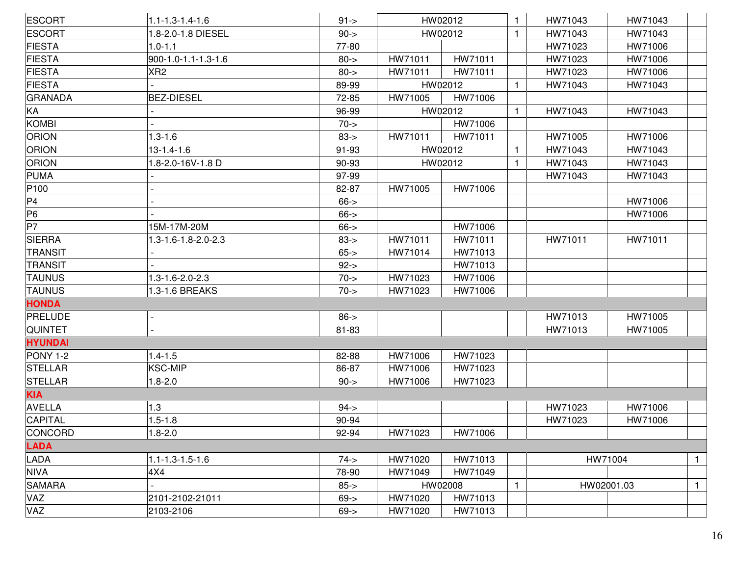| | | | | | | | | |
|---|---|---|---|---|---|---|---|---|
| ESCORT | 1.1-1.3-1.4-1.6 | 91-> | HW02012 | | 1 | HW71043 | HW71043 | |
| ESCORT | 1.8-2.0-1.8 DIESEL | 90-> | HW02012 | | 1 | HW71043 | HW71043 | |
| FIESTA | 1.0-1.1 | 77-80 | | | | HW71023 | HW71006 | |
| FIESTA | 900-1.0-1.1-1.3-1.6 | 80-> | HW71011 | HW71011 | | HW71023 | HW71006 | |
| FIESTA | XR2 | 80-> | HW71011 | HW71011 | | HW71023 | HW71006 | |
| FIESTA | - | 89-99 | HW02012 | | 1 | HW71043 | HW71043 | |
| GRANADA | BEZ-DIESEL | 72-85 | HW71005 | HW71006 | | | | |
| KA | - | 96-99 | HW02012 | | 1 | HW71043 | HW71043 | |
| KOMBI | - | 70-> | | HW71006 | | | | |
| ORION | 1.3-1.6 | 83-> | HW71011 | HW71011 | | HW71005 | HW71006 | |
| ORION | 13-1.4-1.6 | 91-93 | HW02012 | | 1 | HW71043 | HW71043 | |
| ORION | 1.8-2.0-16V-1.8 D | 90-93 | HW02012 | | 1 | HW71043 | HW71043 | |
| PUMA | - | 97-99 | | | | HW71043 | HW71043 | |
| P100 | - | 82-87 | HW71005 | HW71006 | | | | |
| P4 | - | 66-> | | | | | HW71006 | |
| P6 | - | 66-> | | | | | HW71006 | |
| P7 | 15M-17M-20M | 66-> | | HW71006 | | | | |
| SIERRA | 1.3-1.6-1.8-2.0-2.3 | 83-> | HW71011 | HW71011 | | HW71011 | HW71011 | |
| TRANSIT | - | 65-> | HW71014 | HW71013 | | | | |
| TRANSIT | - | 92-> | | HW71013 | | | | |
| TAUNUS | 1.3-1.6-2.0-2.3 | 70-> | HW71023 | HW71006 | | | | |
| TAUNUS | 1.3-1.6 BREAKS | 70-> | HW71023 | HW71006 | | | | |
| **HONDA** | | | | | | | | |
| PRELUDE | - | 86-> | | | | HW71013 | HW71005 | |
| QUINTET | - | 81-83 | | | | HW71013 | HW71005 | |
| **HYUNDAI** | | | | | | | | |
| PONY 1-2 | 1.4-1.5 | 82-88 | HW71006 | HW71023 | | | | |
| STELLAR | KSC-MIP | 86-87 | HW71006 | HW71023 | | | | |
| STELLAR | 1.8-2.0 | 90-> | HW71006 | HW71023 | | | | |
| **KIA** | | | | | | | | |
| AVELLA | 1.3 | 94-> | | | | HW71023 | HW71006 | |
| CAPITAL | 1.5-1.8 | 90-94 | | | | HW71023 | HW71006 | |
| CONCORD | 1.8-2.0 | 92-94 | HW71023 | HW71006 | | | | |
| **LADA** | | | | | | | | |
| LADA | 1.1-1.3-1.5-1.6 | 74-> | HW71020 | HW71013 | | HW71004 | | 1 |
| NIVA | 4X4 | 78-90 | HW71049 | HW71049 | | | | |
| SAMARA | - | 85-> | HW02008 | | 1 | HW02001.03 | | 1 |
| VAZ | 2101-2102-21011 | 69-> | HW71020 | HW71013 | | | | |
| VAZ | 2103-2106 | 69-> | HW71020 | HW71013 | | | | |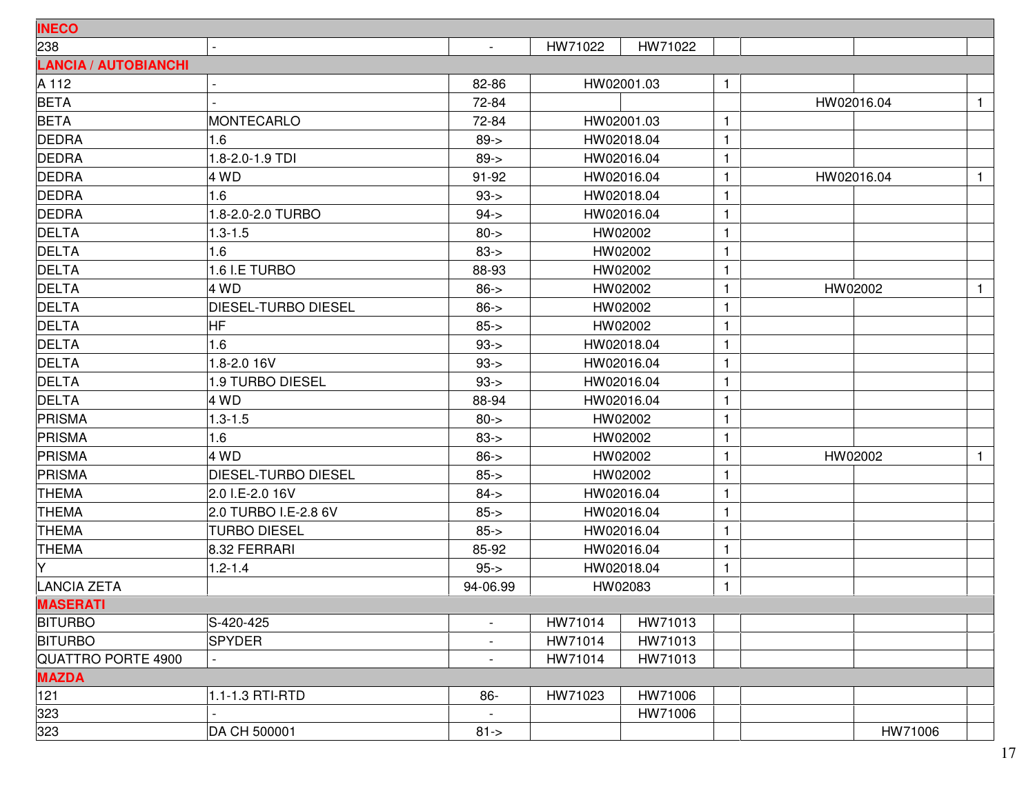| | | | | | | | | |
|---|---|---|---|---|---|---|---|---|
| **INECO** | | | | | | | | |
| 238 | - | - | HW71022 | HW71022 | | | | |
| **LANCIA / AUTOBIANCHI** | | | | | | | | |
| A 112 | - | 82-86 | HW02001.03 | | 1 | | | |
| BETA | - | 72-84 | | | | HW02016.04 | | 1 |
| BETA | MONTECARLO | 72-84 | HW02001.03 | | 1 | | | |
| DEDRA | 1.6 | 89-> | HW02018.04 | | 1 | | | |
| DEDRA | 1.8-2.0-1.9 TDI | 89-> | HW02016.04 | | 1 | | | |
| DEDRA | 4 WD | 91-92 | HW02016.04 | | 1 | HW02016.04 | | 1 |
| DEDRA | 1.6 | 93-> | HW02018.04 | | 1 | | | |
| DEDRA | 1.8-2.0-2.0 TURBO | 94-> | HW02016.04 | | 1 | | | |
| DELTA | 1.3-1.5 | 80-> | HW02002 | | 1 | | | |
| DELTA | 1.6 | 83-> | HW02002 | | 1 | | | |
| DELTA | 1.6 I.E TURBO | 88-93 | HW02002 | | 1 | | | |
| DELTA | 4 WD | 86-> | HW02002 | | 1 | HW02002 | | 1 |
| DELTA | DIESEL-TURBO DIESEL | 86-> | HW02002 | | 1 | | | |
| DELTA | HF | 85-> | HW02002 | | 1 | | | |
| DELTA | 1.6 | 93-> | HW02018.04 | | 1 | | | |
| DELTA | 1.8-2.0 16V | 93-> | HW02016.04 | | 1 | | | |
| DELTA | 1.9 TURBO DIESEL | 93-> | HW02016.04 | | 1 | | | |
| DELTA | 4 WD | 88-94 | HW02016.04 | | 1 | | | |
| PRISMA | 1.3-1.5 | 80-> | HW02002 | | 1 | | | |
| PRISMA | 1.6 | 83-> | HW02002 | | 1 | | | |
| PRISMA | 4 WD | 86-> | HW02002 | | 1 | HW02002 | | 1 |
| PRISMA | DIESEL-TURBO DIESEL | 85-> | HW02002 | | 1 | | | |
| THEMA | 2.0 I.E-2.0 16V | 84-> | HW02016.04 | | 1 | | | |
| THEMA | 2.0 TURBO I.E-2.8 6V | 85-> | HW02016.04 | | 1 | | | |
| THEMA | TURBO DIESEL | 85-> | HW02016.04 | | 1 | | | |
| THEMA | 8.32 FERRARI | 85-92 | HW02016.04 | | 1 | | | |
| Y | 1.2-1.4 | 95-> | HW02018.04 | | 1 | | | |
| LANCIA ZETA | | 94-06.99 | HW02083 | | 1 | | | |
| **MASERATI** | | | | | | | | |
| BITURBO | S-420-425 | - | HW71014 | HW71013 | | | | |
| BITURBO | SPYDER | - | HW71014 | HW71013 | | | | |
| QUATTRO PORTE 4900 | - | - | HW71014 | HW71013 | | | | |
| **MAZDA** | | | | | | | | |
| 121 | 1.1-1.3 RTI-RTD | 86- | HW71023 | HW71006 | | | | |
| 323 | - | - | | HW71006 | | | | |
| 323 | DA CH 500001 | 81-> | | | | | HW71006 | |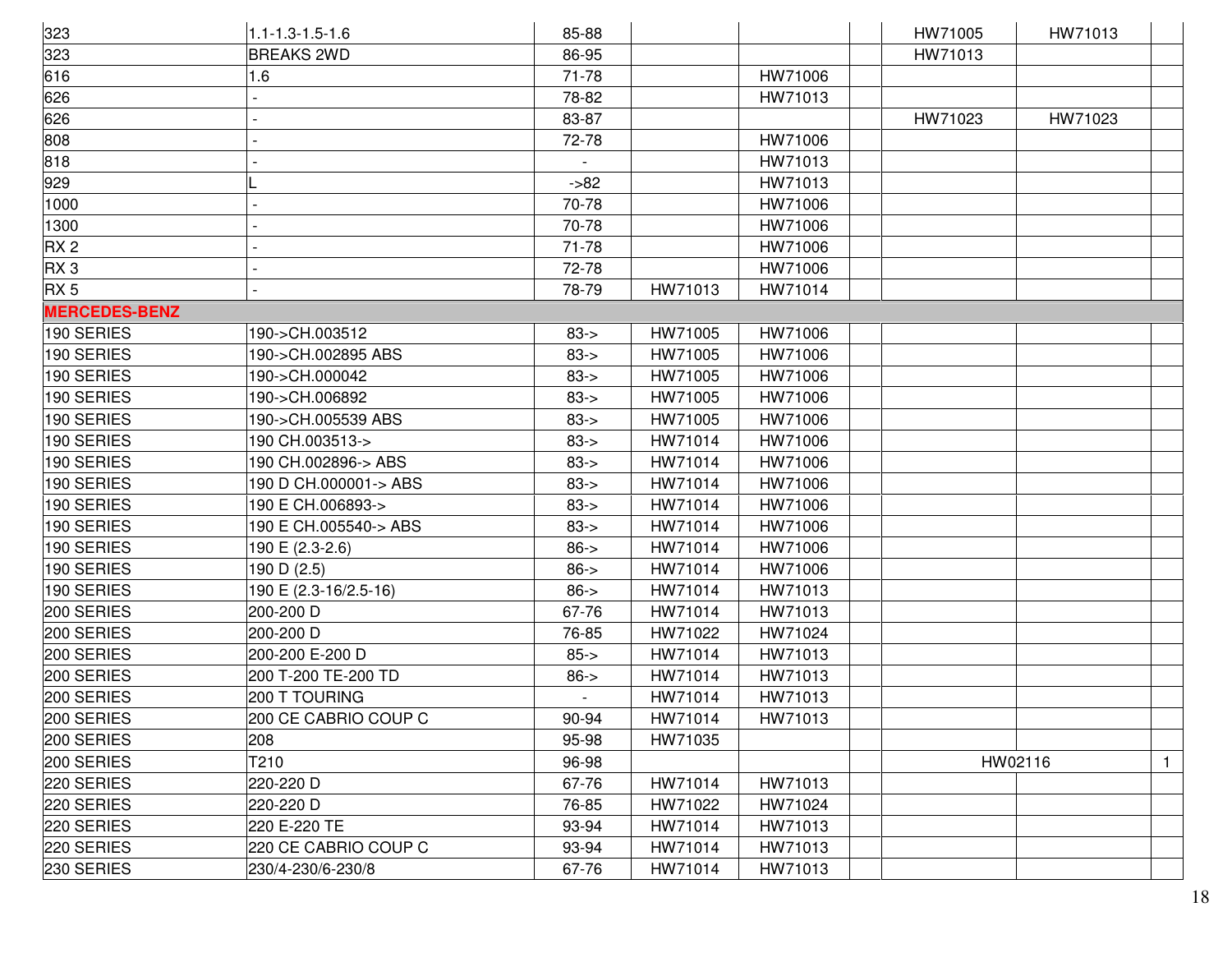| | | | | | | | | |
|---|---|---|---|---|---|---|---|---|
| 323 | 1.1-1.3-1.5-1.6 | 85-88 | | | | HW71005 | HW71013 | |
| 323 | BREAKS 2WD | 86-95 | | | | HW71013 | | |
| 616 | 1.6 | 71-78 | | HW71006 | | | | |
| 626 | - | 78-82 | | HW71013 | | | | |
| 626 | - | 83-87 | | | | HW71023 | HW71023 | |
| 808 | - | 72-78 | | HW71006 | | | | |
| 818 | - | - | | HW71013 | | | | |
| 929 | L | ->82 | | HW71013 | | | | |
| 1000 | - | 70-78 | | HW71006 | | | | |
| 1300 | - | 70-78 | | HW71006 | | | | |
| RX 2 | - | 71-78 | | HW71006 | | | | |
| RX 3 | - | 72-78 | | HW71006 | | | | |
| RX 5 | - | 78-79 | HW71013 | HW71014 | | | | |
| **MERCEDES-BENZ** | | | | | | | | |
| 190 SERIES | 190->CH.003512 | 83-> | HW71005 | HW71006 | | | | |
| 190 SERIES | 190->CH.002895 ABS | 83-> | HW71005 | HW71006 | | | | |
| 190 SERIES | 190->CH.000042 | 83-> | HW71005 | HW71006 | | | | |
| 190 SERIES | 190->CH.006892 | 83-> | HW71005 | HW71006 | | | | |
| 190 SERIES | 190->CH.005539 ABS | 83-> | HW71005 | HW71006 | | | | |
| 190 SERIES | 190 CH.003513-> | 83-> | HW71014 | HW71006 | | | | |
| 190 SERIES | 190 CH.002896-> ABS | 83-> | HW71014 | HW71006 | | | | |
| 190 SERIES | 190 D CH.000001-> ABS | 83-> | HW71014 | HW71006 | | | | |
| 190 SERIES | 190 E CH.006893-> | 83-> | HW71014 | HW71006 | | | | |
| 190 SERIES | 190 E CH.005540-> ABS | 83-> | HW71014 | HW71006 | | | | |
| 190 SERIES | 190 E (2.3-2.6) | 86-> | HW71014 | HW71006 | | | | |
| 190 SERIES | 190 D (2.5) | 86-> | HW71014 | HW71006 | | | | |
| 190 SERIES | 190 E (2.3-16/2.5-16) | 86-> | HW71014 | HW71013 | | | | |
| 200 SERIES | 200-200 D | 67-76 | HW71014 | HW71013 | | | | |
| 200 SERIES | 200-200 D | 76-85 | HW71022 | HW71024 | | | | |
| 200 SERIES | 200-200 E-200 D | 85-> | HW71014 | HW71013 | | | | |
| 200 SERIES | 200 T-200 TE-200 TD | 86-> | HW71014 | HW71013 | | | | |
| 200 SERIES | 200 T TOURING | - | HW71014 | HW71013 | | | | |
| 200 SERIES | 200 CE CABRIO COUP C | 90-94 | HW71014 | HW71013 | | | | |
| 200 SERIES | 208 | 95-98 | HW71035 | | | | | |
| 200 SERIES | T210 | 96-98 | | | | HW02116 | | 1 |
| 220 SERIES | 220-220 D | 67-76 | HW71014 | HW71013 | | | | |
| 220 SERIES | 220-220 D | 76-85 | HW71022 | HW71024 | | | | |
| 220 SERIES | 220 E-220 TE | 93-94 | HW71014 | HW71013 | | | | |
| 220 SERIES | 220 CE CABRIO COUP C | 93-94 | HW71014 | HW71013 | | | | |
| 230 SERIES | 230/4-230/6-230/8 | 67-76 | HW71014 | HW71013 | | | | |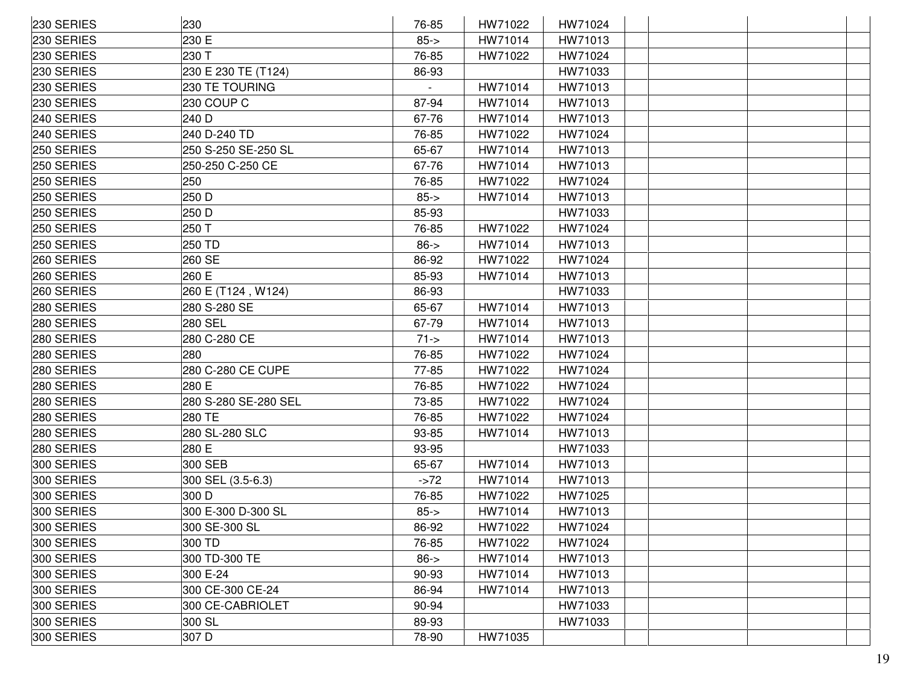| | | | | | | | | |
|---|---|---|---|---|---|---|---|---|
| 230 SERIES | 230 | 76-85 | HW71022 | HW71024 | | | | |
| 230 SERIES | 230 E | 85-> | HW71014 | HW71013 | | | | |
| 230 SERIES | 230 T | 76-85 | HW71022 | HW71024 | | | | |
| 230 SERIES | 230 E 230 TE (T124) | 86-93 | | HW71033 | | | | |
| 230 SERIES | 230 TE TOURING | - | HW71014 | HW71013 | | | | |
| 230 SERIES | 230 COUP C | 87-94 | HW71014 | HW71013 | | | | |
| 240 SERIES | 240 D | 67-76 | HW71014 | HW71013 | | | | |
| 240 SERIES | 240 D-240 TD | 76-85 | HW71022 | HW71024 | | | | |
| 250 SERIES | 250 S-250 SE-250 SL | 65-67 | HW71014 | HW71013 | | | | |
| 250 SERIES | 250-250 C-250 CE | 67-76 | HW71014 | HW71013 | | | | |
| 250 SERIES | 250 | 76-85 | HW71022 | HW71024 | | | | |
| 250 SERIES | 250 D | 85-> | HW71014 | HW71013 | | | | |
| 250 SERIES | 250 D | 85-93 | | HW71033 | | | | |
| 250 SERIES | 250 T | 76-85 | HW71022 | HW71024 | | | | |
| 250 SERIES | 250 TD | 86-> | HW71014 | HW71013 | | | | |
| 260 SERIES | 260 SE | 86-92 | HW71022 | HW71024 | | | | |
| 260 SERIES | 260 E | 85-93 | HW71014 | HW71013 | | | | |
| 260 SERIES | 260 E (T124 , W124) | 86-93 | | HW71033 | | | | |
| 280 SERIES | 280 S-280 SE | 65-67 | HW71014 | HW71013 | | | | |
| 280 SERIES | 280 SEL | 67-79 | HW71014 | HW71013 | | | | |
| 280 SERIES | 280 C-280 CE | 71-> | HW71014 | HW71013 | | | | |
| 280 SERIES | 280 | 76-85 | HW71022 | HW71024 | | | | |
| 280 SERIES | 280 C-280 CE CUPE | 77-85 | HW71022 | HW71024 | | | | |
| 280 SERIES | 280 E | 76-85 | HW71022 | HW71024 | | | | |
| 280 SERIES | 280 S-280 SE-280 SEL | 73-85 | HW71022 | HW71024 | | | | |
| 280 SERIES | 280 TE | 76-85 | HW71022 | HW71024 | | | | |
| 280 SERIES | 280 SL-280 SLC | 93-85 | HW71014 | HW71013 | | | | |
| 280 SERIES | 280 E | 93-95 | | HW71033 | | | | |
| 300 SERIES | 300 SEB | 65-67 | HW71014 | HW71013 | | | | |
| 300 SERIES | 300 SEL (3.5-6.3) | ->72 | HW71014 | HW71013 | | | | |
| 300 SERIES | 300 D | 76-85 | HW71022 | HW71025 | | | | |
| 300 SERIES | 300 E-300 D-300 SL | 85-> | HW71014 | HW71013 | | | | |
| 300 SERIES | 300 SE-300 SL | 86-92 | HW71022 | HW71024 | | | | |
| 300 SERIES | 300 TD | 76-85 | HW71022 | HW71024 | | | | |
| 300 SERIES | 300 TD-300 TE | 86-> | HW71014 | HW71013 | | | | |
| 300 SERIES | 300 E-24 | 90-93 | HW71014 | HW71013 | | | | |
| 300 SERIES | 300 CE-300 CE-24 | 86-94 | HW71014 | HW71013 | | | | |
| 300 SERIES | 300 CE-CABRIOLET | 90-94 | | HW71033 | | | | |
| 300 SERIES | 300 SL | 89-93 | | HW71033 | | | | |
| 300 SERIES | 307 D | 78-90 | HW71035 | | | | | |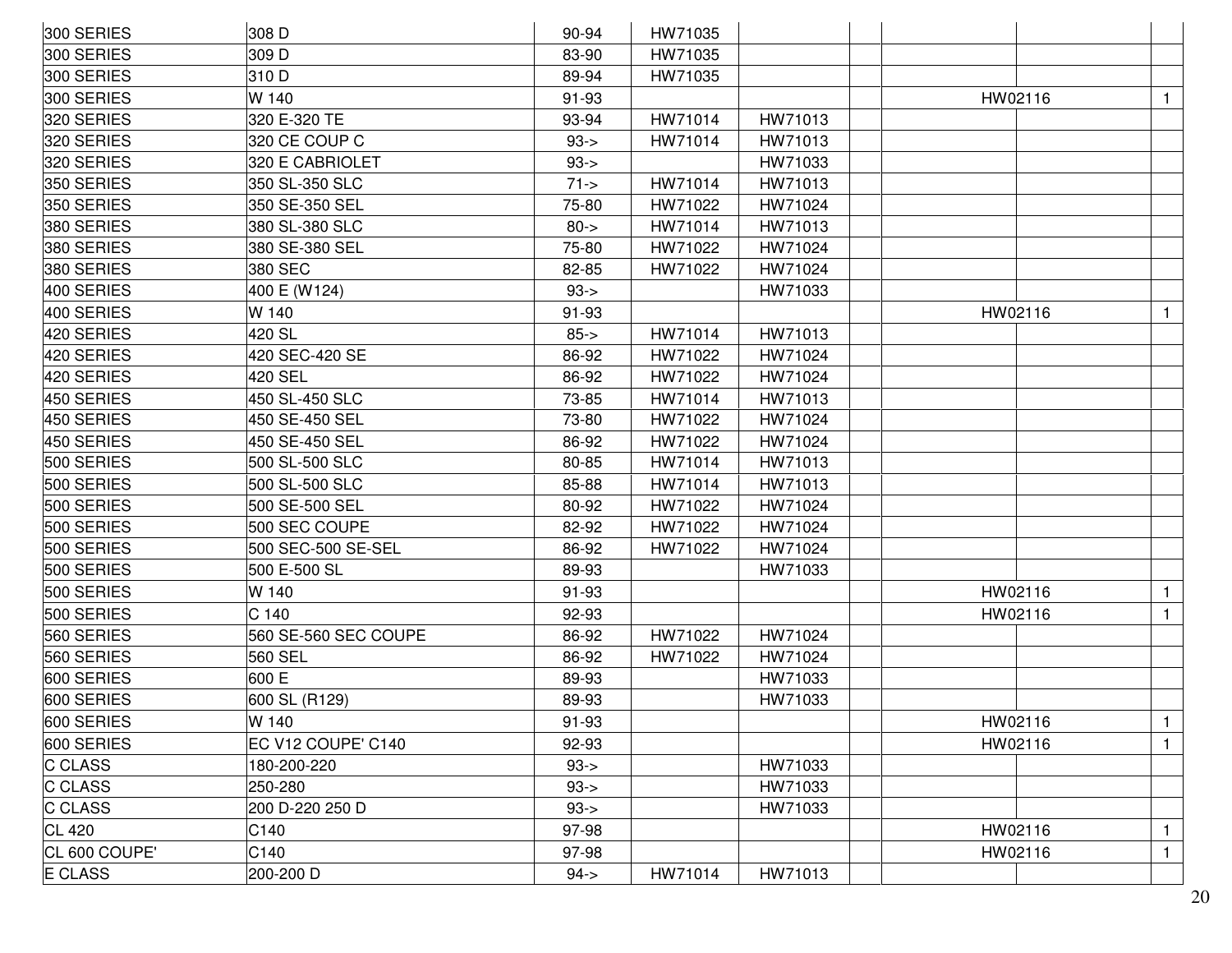| | | | | | | | | |
|---|---|---|---|---|---|---|---|---|
| 300 SERIES | 308 D | 90-94 | HW71035 | | | | | |
| 300 SERIES | 309 D | 83-90 | HW71035 | | | | | |
| 300 SERIES | 310 D | 89-94 | HW71035 | | | | | |
| 300 SERIES | W 140 | 91-93 | | | | HW02116 | | 1 |
| 320 SERIES | 320 E-320 TE | 93-94 | HW71014 | HW71013 | | | | |
| 320 SERIES | 320 CE COUP C | 93-> | HW71014 | HW71013 | | | | |
| 320 SERIES | 320 E CABRIOLET | 93-> | | HW71033 | | | | |
| 350 SERIES | 350 SL-350 SLC | 71-> | HW71014 | HW71013 | | | | |
| 350 SERIES | 350 SE-350 SEL | 75-80 | HW71022 | HW71024 | | | | |
| 380 SERIES | 380 SL-380 SLC | 80-> | HW71014 | HW71013 | | | | |
| 380 SERIES | 380 SE-380 SEL | 75-80 | HW71022 | HW71024 | | | | |
| 380 SERIES | 380 SEC | 82-85 | HW71022 | HW71024 | | | | |
| 400 SERIES | 400 E (W124) | 93-> | | HW71033 | | | | |
| 400 SERIES | W 140 | 91-93 | | | | HW02116 | | 1 |
| 420 SERIES | 420 SL | 85-> | HW71014 | HW71013 | | | | |
| 420 SERIES | 420 SEC-420 SE | 86-92 | HW71022 | HW71024 | | | | |
| 420 SERIES | 420 SEL | 86-92 | HW71022 | HW71024 | | | | |
| 450 SERIES | 450 SL-450 SLC | 73-85 | HW71014 | HW71013 | | | | |
| 450 SERIES | 450 SE-450 SEL | 73-80 | HW71022 | HW71024 | | | | |
| 450 SERIES | 450 SE-450 SEL | 86-92 | HW71022 | HW71024 | | | | |
| 500 SERIES | 500 SL-500 SLC | 80-85 | HW71014 | HW71013 | | | | |
| 500 SERIES | 500 SL-500 SLC | 85-88 | HW71014 | HW71013 | | | | |
| 500 SERIES | 500 SE-500 SEL | 80-92 | HW71022 | HW71024 | | | | |
| 500 SERIES | 500 SEC COUPE | 82-92 | HW71022 | HW71024 | | | | |
| 500 SERIES | 500 SEC-500 SE-SEL | 86-92 | HW71022 | HW71024 | | | | |
| 500 SERIES | 500 E-500 SL | 89-93 | | HW71033 | | | | |
| 500 SERIES | W 140 | 91-93 | | | | HW02116 | | 1 |
| 500 SERIES | C 140 | 92-93 | | | | HW02116 | | 1 |
| 560 SERIES | 560 SE-560 SEC COUPE | 86-92 | HW71022 | HW71024 | | | | |
| 560 SERIES | 560 SEL | 86-92 | HW71022 | HW71024 | | | | |
| 600 SERIES | 600 E | 89-93 | | HW71033 | | | | |
| 600 SERIES | 600 SL (R129) | 89-93 | | HW71033 | | | | |
| 600 SERIES | W 140 | 91-93 | | | | HW02116 | | 1 |
| 600 SERIES | EC V12 COUPE' C140 | 92-93 | | | | HW02116 | | 1 |
| C CLASS | 180-200-220 | 93-> | | HW71033 | | | | |
| C CLASS | 250-280 | 93-> | | HW71033 | | | | |
| C CLASS | 200 D-220 250 D | 93-> | | HW71033 | | | | |
| CL 420 | C140 | 97-98 | | | | HW02116 | | 1 |
| CL 600 COUPE' | C140 | 97-98 | | | | HW02116 | | 1 |
| E CLASS | 200-200 D | 94-> | HW71014 | HW71013 | | | | |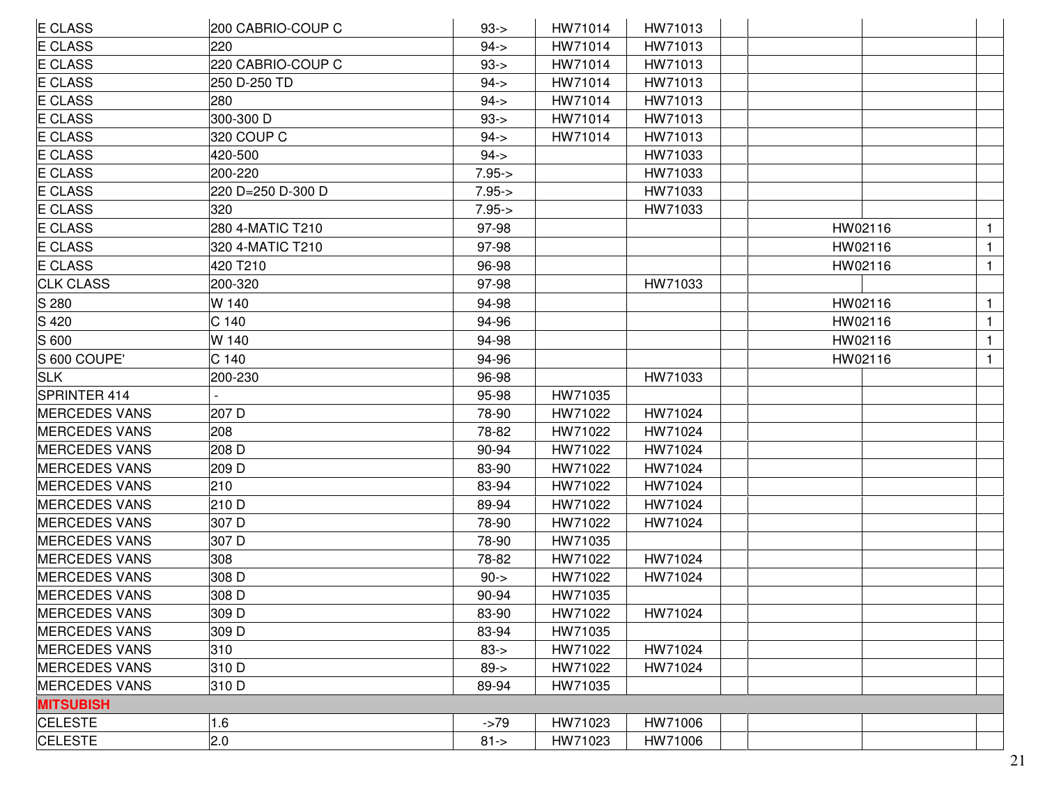| | | | | | | | | |
|---|---|---|---|---|---|---|---|---|
| E CLASS | 200 CABRIO-COUP C | 93-> | HW71014 | HW71013 | | | | |
| E CLASS | 220 | 94-> | HW71014 | HW71013 | | | | |
| E CLASS | 220 CABRIO-COUP C | 93-> | HW71014 | HW71013 | | | | |
| E CLASS | 250 D-250 TD | 94-> | HW71014 | HW71013 | | | | |
| E CLASS | 280 | 94-> | HW71014 | HW71013 | | | | |
| E CLASS | 300-300 D | 93-> | HW71014 | HW71013 | | | | |
| E CLASS | 320 COUP C | 94-> | HW71014 | HW71013 | | | | |
| E CLASS | 420-500 | 94-> | | HW71033 | | | | |
| E CLASS | 200-220 | 7.95-> | | HW71033 | | | | |
| E CLASS | 220 D=250 D-300 D | 7.95-> | | HW71033 | | | | |
| E CLASS | 320 | 7.95-> | | HW71033 | | | | |
| E CLASS | 280 4-MATIC T210 | 97-98 | | | | HW02116 | | 1 |
| E CLASS | 320 4-MATIC T210 | 97-98 | | | | HW02116 | | 1 |
| E CLASS | 420 T210 | 96-98 | | | | HW02116 | | 1 |
| CLK CLASS | 200-320 | 97-98 | | HW71033 | | | | |
| S 280 | W 140 | 94-98 | | | | HW02116 | | 1 |
| S 420 | C 140 | 94-96 | | | | HW02116 | | 1 |
| S 600 | W 140 | 94-98 | | | | HW02116 | | 1 |
| S 600 COUPE' | C 140 | 94-96 | | | | HW02116 | | 1 |
| SLK | 200-230 | 96-98 | | HW71033 | | | | |
| SPRINTER 414 | - | 95-98 | HW71035 | | | | | |
| MERCEDES VANS | 207 D | 78-90 | HW71022 | HW71024 | | | | |
| MERCEDES VANS | 208 | 78-82 | HW71022 | HW71024 | | | | |
| MERCEDES VANS | 208 D | 90-94 | HW71022 | HW71024 | | | | |
| MERCEDES VANS | 209 D | 83-90 | HW71022 | HW71024 | | | | |
| MERCEDES VANS | 210 | 83-94 | HW71022 | HW71024 | | | | |
| MERCEDES VANS | 210 D | 89-94 | HW71022 | HW71024 | | | | |
| MERCEDES VANS | 307 D | 78-90 | HW71022 | HW71024 | | | | |
| MERCEDES VANS | 307 D | 78-90 | HW71035 | | | | | |
| MERCEDES VANS | 308 | 78-82 | HW71022 | HW71024 | | | | |
| MERCEDES VANS | 308 D | 90-> | HW71022 | HW71024 | | | | |
| MERCEDES VANS | 308 D | 90-94 | HW71035 | | | | | |
| MERCEDES VANS | 309 D | 83-90 | HW71022 | HW71024 | | | | |
| MERCEDES VANS | 309 D | 83-94 | HW71035 | | | | | |
| MERCEDES VANS | 310 | 83-> | HW71022 | HW71024 | | | | |
| MERCEDES VANS | 310 D | 89-> | HW71022 | HW71024 | | | | |
| MERCEDES VANS | 310 D | 89-94 | HW71035 | | | | | |
| **MITSUBISH** | | | | | | | | |
| CELESTE | 1.6 | ->79 | HW71023 | HW71006 | | | | |
| CELESTE | 2.0 | 81-> | HW71023 | HW71006 | | | | |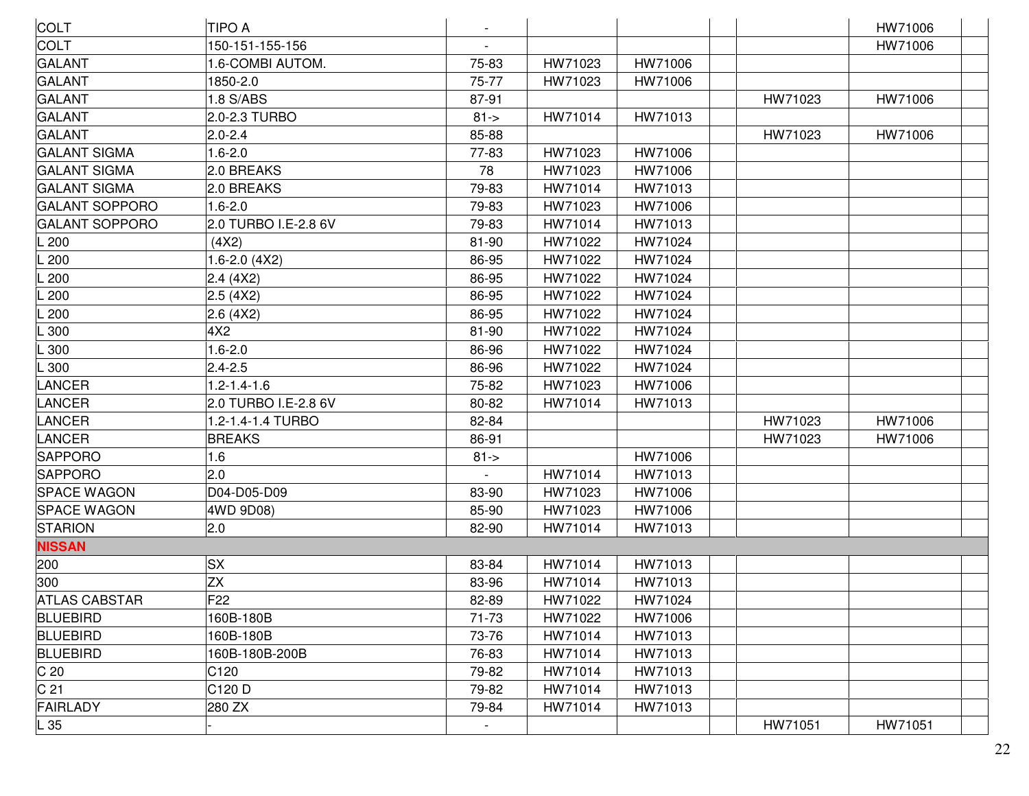| | | | | | | | | |
|---|---|---|---|---|---|---|---|---|
| COLT | TIPO A | - | | | | | HW71006 | |
| COLT | 150-151-155-156 | - | | | | | HW71006 | |
| GALANT | 1.6-COMBI AUTOM. | 75-83 | HW71023 | HW71006 | | | | |
| GALANT | 1850-2.0 | 75-77 | HW71023 | HW71006 | | | | |
| GALANT | 1.8 S/ABS | 87-91 | | | | HW71023 | HW71006 | |
| GALANT | 2.0-2.3 TURBO | 81-> | HW71014 | HW71013 | | | | |
| GALANT | 2.0-2.4 | 85-88 | | | | HW71023 | HW71006 | |
| GALANT SIGMA | 1.6-2.0 | 77-83 | HW71023 | HW71006 | | | | |
| GALANT SIGMA | 2.0 BREAKS | 78 | HW71023 | HW71006 | | | | |
| GALANT SIGMA | 2.0 BREAKS | 79-83 | HW71014 | HW71013 | | | | |
| GALANT SOPPORO | 1.6-2.0 | 79-83 | HW71023 | HW71006 | | | | |
| GALANT SOPPORO | 2.0 TURBO I.E-2.8 6V | 79-83 | HW71014 | HW71013 | | | | |
| L 200 | (4X2) | 81-90 | HW71022 | HW71024 | | | | |
| L 200 | 1.6-2.0 (4X2) | 86-95 | HW71022 | HW71024 | | | | |
| L 200 | 2.4 (4X2) | 86-95 | HW71022 | HW71024 | | | | |
| L 200 | 2.5 (4X2) | 86-95 | HW71022 | HW71024 | | | | |
| L 200 | 2.6 (4X2) | 86-95 | HW71022 | HW71024 | | | | |
| L 300 | 4X2 | 81-90 | HW71022 | HW71024 | | | | |
| L 300 | 1.6-2.0 | 86-96 | HW71022 | HW71024 | | | | |
| L 300 | 2.4-2.5 | 86-96 | HW71022 | HW71024 | | | | |
| LANCER | 1.2-1.4-1.6 | 75-82 | HW71023 | HW71006 | | | | |
| LANCER | 2.0 TURBO I.E-2.8 6V | 80-82 | HW71014 | HW71013 | | | | |
| LANCER | 1.2-1.4-1.4 TURBO | 82-84 | | | | HW71023 | HW71006 | |
| LANCER | BREAKS | 86-91 | | | | HW71023 | HW71006 | |
| SAPPORO | 1.6 | 81-> | | HW71006 | | | | |
| SAPPORO | 2.0 | - | HW71014 | HW71013 | | | | |
| SPACE WAGON | D04-D05-D09 | 83-90 | HW71023 | HW71006 | | | | |
| SPACE WAGON | 4WD 9D08) | 85-90 | HW71023 | HW71006 | | | | |
| STARION | 2.0 | 82-90 | HW71014 | HW71013 | | | | |
| **NISSAN** | | | | | | | | |
| 200 | SX | 83-84 | HW71014 | HW71013 | | | | |
| 300 | ZX | 83-96 | HW71014 | HW71013 | | | | |
| ATLAS CABSTAR | F22 | 82-89 | HW71022 | HW71024 | | | | |
| BLUEBIRD | 160B-180B | 71-73 | HW71022 | HW71006 | | | | |
| BLUEBIRD | 160B-180B | 73-76 | HW71014 | HW71013 | | | | |
| BLUEBIRD | 160B-180B-200B | 76-83 | HW71014 | HW71013 | | | | |
| C 20 | C120 | 79-82 | HW71014 | HW71013 | | | | |
| C 21 | C120 D | 79-82 | HW71014 | HW71013 | | | | |
| FAIRLADY | 280 ZX | 79-84 | HW71014 | HW71013 | | | | |
| L 35 | - | - | | | | HW71051 | HW71051 | |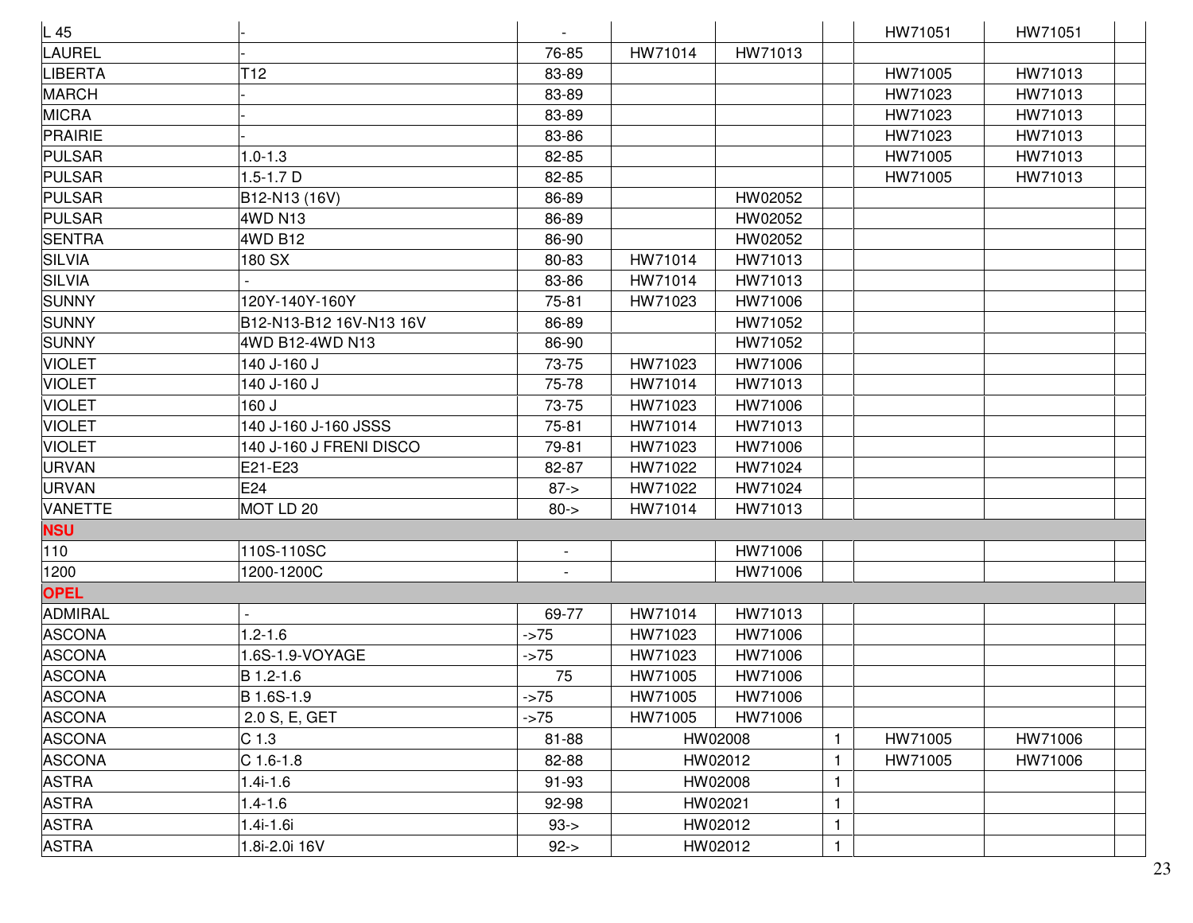| | | | | | | | | |
|---|---|---|---|---|---|---|---|---|
| L 45 | - | - | | | | HW71051 | HW71051 | |
| LAUREL | - | 76-85 | HW71014 | HW71013 | | | | |
| LIBERTA | T12 | 83-89 | | | | HW71005 | HW71013 | |
| MARCH | - | 83-89 | | | | HW71023 | HW71013 | |
| MICRA | - | 83-89 | | | | HW71023 | HW71013 | |
| PRAIRIE | - | 83-86 | | | | HW71023 | HW71013 | |
| PULSAR | 1.0-1.3 | 82-85 | | | | HW71005 | HW71013 | |
| PULSAR | 1.5-1.7 D | 82-85 | | | | HW71005 | HW71013 | |
| PULSAR | B12-N13 (16V) | 86-89 | | HW02052 | | | | |
| PULSAR | 4WD N13 | 86-89 | | HW02052 | | | | |
| SENTRA | 4WD B12 | 86-90 | | HW02052 | | | | |
| SILVIA | 180 SX | 80-83 | HW71014 | HW71013 | | | | |
| SILVIA | - | 83-86 | HW71014 | HW71013 | | | | |
| SUNNY | 120Y-140Y-160Y | 75-81 | HW71023 | HW71006 | | | | |
| SUNNY | B12-N13-B12 16V-N13 16V | 86-89 | | HW71052 | | | | |
| SUNNY | 4WD B12-4WD N13 | 86-90 | | HW71052 | | | | |
| VIOLET | 140 J-160 J | 73-75 | HW71023 | HW71006 | | | | |
| VIOLET | 140 J-160 J | 75-78 | HW71014 | HW71013 | | | | |
| VIOLET | 160 J | 73-75 | HW71023 | HW71006 | | | | |
| VIOLET | 140 J-160 J-160 JSSS | 75-81 | HW71014 | HW71013 | | | | |
| VIOLET | 140 J-160 J FRENI DISCO | 79-81 | HW71023 | HW71006 | | | | |
| URVAN | E21-E23 | 82-87 | HW71022 | HW71024 | | | | |
| URVAN | E24 | 87-> | HW71022 | HW71024 | | | | |
| VANETTE | MOT LD 20 | 80-> | HW71014 | HW71013 | | | | |
| **NSU** | | | | | | | | |
| 110 | 110S-110SC | - | | HW71006 | | | | |
| 1200 | 1200-1200C | - | | HW71006 | | | | |
| **OPEL** | | | | | | | | |
| ADMIRAL | - | 69-77 | HW71014 | HW71013 | | | | |
| ASCONA | 1.2-1.6 | ->75 | HW71023 | HW71006 | | | | |
| ASCONA | 1.6S-1.9-VOYAGE | ->75 | HW71023 | HW71006 | | | | |
| ASCONA | B 1.2-1.6 | 75 | HW71005 | HW71006 | | | | |
| ASCONA | B 1.6S-1.9 | ->75 | HW71005 | HW71006 | | | | |
| ASCONA | 2.0 S, E, GET | ->75 | HW71005 | HW71006 | | | | |
| ASCONA | C 1.3 | 81-88 | HW02008 | | 1 | HW71005 | HW71006 | |
| ASCONA | C 1.6-1.8 | 82-88 | HW02012 | | 1 | HW71005 | HW71006 | |
| ASTRA | 1.4i-1.6 | 91-93 | HW02008 | | 1 | | | |
| ASTRA | 1.4-1.6 | 92-98 | HW02021 | | 1 | | | |
| ASTRA | 1.4i-1.6i | 93-> | HW02012 | | 1 | | | |
| ASTRA | 1.8i-2.0i 16V | 92-> | HW02012 | | 1 | | | |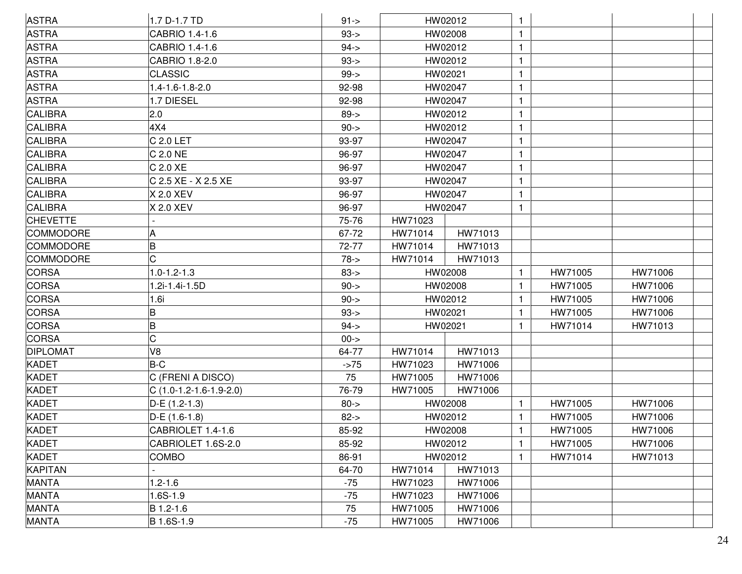| | | | | | | | | |
|---|---|---|---|---|---|---|---|---|
| ASTRA | 1.7 D-1.7 TD | 91-> | HW02012 | | 1 | | | |
| ASTRA | CABRIO 1.4-1.6 | 93-> | HW02008 | | 1 | | | |
| ASTRA | CABRIO 1.4-1.6 | 94-> | HW02012 | | 1 | | | |
| ASTRA | CABRIO 1.8-2.0 | 93-> | HW02012 | | 1 | | | |
| ASTRA | CLASSIC | 99-> | HW02021 | | 1 | | | |
| ASTRA | 1.4-1.6-1.8-2.0 | 92-98 | HW02047 | | 1 | | | |
| ASTRA | 1.7 DIESEL | 92-98 | HW02047 | | 1 | | | |
| CALIBRA | 2.0 | 89-> | HW02012 | | 1 | | | |
| CALIBRA | 4X4 | 90-> | HW02012 | | 1 | | | |
| CALIBRA | C 2.0 LET | 93-97 | HW02047 | | 1 | | | |
| CALIBRA | C 2.0 NE | 96-97 | HW02047 | | 1 | | | |
| CALIBRA | C 2.0 XE | 96-97 | HW02047 | | 1 | | | |
| CALIBRA | C 2.5 XE - X 2.5 XE | 93-97 | HW02047 | | 1 | | | |
| CALIBRA | X 2.0 XEV | 96-97 | HW02047 | | 1 | | | |
| CALIBRA | X 2.0 XEV | 96-97 | HW02047 | | 1 | | | |
| CHEVETTE | - | 75-76 | HW71023 | | | | | |
| COMMODORE | A | 67-72 | HW71014 | HW71013 | | | | |
| COMMODORE | B | 72-77 | HW71014 | HW71013 | | | | |
| COMMODORE | C | 78-> | HW71014 | HW71013 | | | | |
| CORSA | 1.0-1.2-1.3 | 83-> | HW02008 | | 1 | HW71005 | HW71006 | |
| CORSA | 1.2i-1.4i-1.5D | 90-> | HW02008 | | 1 | HW71005 | HW71006 | |
| CORSA | 1.6i | 90-> | HW02012 | | 1 | HW71005 | HW71006 | |
| CORSA | B | 93-> | HW02021 | | 1 | HW71005 | HW71006 | |
| CORSA | B | 94-> | HW02021 | | 1 | HW71014 | HW71013 | |
| CORSA | C | 00-> | | | | | | |
| DIPLOMAT | V8 | 64-77 | HW71014 | HW71013 | | | | |
| KADET | B-C | ->75 | HW71023 | HW71006 | | | | |
| KADET | C (FRENI A DISCO) | 75 | HW71005 | HW71006 | | | | |
| KADET | C (1.0-1.2-1.6-1.9-2.0) | 76-79 | HW71005 | HW71006 | | | | |
| KADET | D-E (1.2-1.3) | 80-> | HW02008 | | 1 | HW71005 | HW71006 | |
| KADET | D-E (1.6-1.8) | 82-> | HW02012 | | 1 | HW71005 | HW71006 | |
| KADET | CABRIOLET 1.4-1.6 | 85-92 | HW02008 | | 1 | HW71005 | HW71006 | |
| KADET | CABRIOLET 1.6S-2.0 | 85-92 | HW02012 | | 1 | HW71005 | HW71006 | |
| KADET | COMBO | 86-91 | HW02012 | | 1 | HW71014 | HW71013 | |
| KAPITAN | - | 64-70 | HW71014 | HW71013 | | | | |
| MANTA | 1.2-1.6 | -75 | HW71023 | HW71006 | | | | |
| MANTA | 1.6S-1.9 | -75 | HW71023 | HW71006 | | | | |
| MANTA | B 1.2-1.6 | 75 | HW71005 | HW71006 | | | | |
| MANTA | B 1.6S-1.9 | -75 | HW71005 | HW71006 | | | | |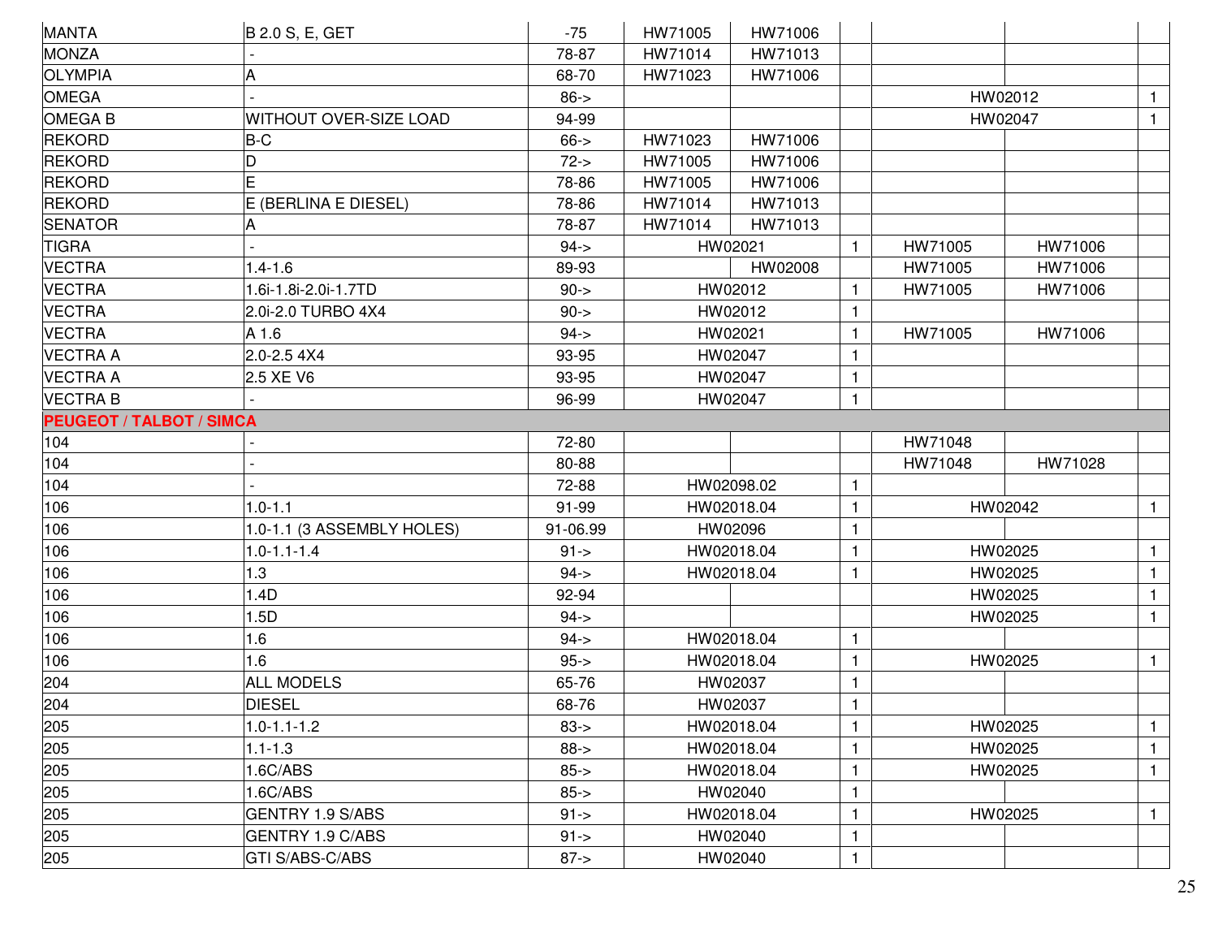| MANTA | B 2.0 S, E, GET | -75 | HW71005 | HW71006 | | | | |
|---|---|---|---|---|---|---|---|---|
| MONZA | - | 78-87 | HW71014 | HW71013 | | | | |
| OLYMPIA | A | 68-70 | HW71023 | HW71006 | | | | |
| OMEGA | - | 86-> | | | | HW02012 | | 1 |
| OMEGA B | WITHOUT OVER-SIZE LOAD | 94-99 | | | | HW02047 | | 1 |
| REKORD | B-C | 66-> | HW71023 | HW71006 | | | | |
| REKORD | D | 72-> | HW71005 | HW71006 | | | | |
| REKORD | E | 78-86 | HW71005 | HW71006 | | | | |
| REKORD | E (BERLINA E DIESEL) | 78-86 | HW71014 | HW71013 | | | | |
| SENATOR | A | 78-87 | HW71014 | HW71013 | | | | |
| TIGRA | - | 94-> | HW02021 | | 1 | HW71005 | HW71006 | |
| VECTRA | 1.4-1.6 | 89-93 | | HW02008 | | HW71005 | HW71006 | |
| VECTRA | 1.6i-1.8i-2.0i-1.7TD | 90-> | HW02012 | | 1 | HW71005 | HW71006 | |
| VECTRA | 2.0i-2.0 TURBO 4X4 | 90-> | HW02012 | | 1 | | | |
| VECTRA | A 1.6 | 94-> | HW02021 | | 1 | HW71005 | HW71006 | |
| VECTRA A | 2.0-2.5 4X4 | 93-95 | HW02047 | | 1 | | | |
| VECTRA A | 2.5 XE V6 | 93-95 | HW02047 | | 1 | | | |
| VECTRA B | - | 96-99 | HW02047 | | 1 | | | |
| **PEUGEOT / TALBOT / SIMCA** | | | | | | | | |
| 104 | - | 72-80 | | | | HW71048 | | |
| 104 | - | 80-88 | | | | HW71048 | HW71028 | |
| 104 | - | 72-88 | HW02098.02 | | 1 | | | |
| 106 | 1.0-1.1 | 91-99 | HW02018.04 | | 1 | HW02042 | | 1 |
| 106 | 1.0-1.1 (3 ASSEMBLY HOLES) | 91-06.99 | HW02096 | | 1 | | | |
| 106 | 1.0-1.1-1.4 | 91-> | HW02018.04 | | 1 | HW02025 | | 1 |
| 106 | 1.3 | 94-> | HW02018.04 | | 1 | HW02025 | | 1 |
| 106 | 1.4D | 92-94 | | | | HW02025 | | 1 |
| 106 | 1.5D | 94-> | | | | HW02025 | | 1 |
| 106 | 1.6 | 94-> | HW02018.04 | | 1 | | | |
| 106 | 1.6 | 95-> | HW02018.04 | | 1 | HW02025 | | 1 |
| 204 | ALL MODELS | 65-76 | HW02037 | | 1 | | | |
| 204 | DIESEL | 68-76 | HW02037 | | 1 | | | |
| 205 | 1.0-1.1-1.2 | 83-> | HW02018.04 | | 1 | HW02025 | | 1 |
| 205 | 1.1-1.3 | 88-> | HW02018.04 | | 1 | HW02025 | | 1 |
| 205 | 1.6C/ABS | 85-> | HW02018.04 | | 1 | HW02025 | | 1 |
| 205 | 1.6C/ABS | 85-> | HW02040 | | 1 | | | |
| 205 | GENTRY 1.9 S/ABS | 91-> | HW02018.04 | | 1 | HW02025 | | 1 |
| 205 | GENTRY 1.9 C/ABS | 91-> | HW02040 | | 1 | | | |
| 205 | GTI S/ABS-C/ABS | 87-> | HW02040 | | 1 | | | |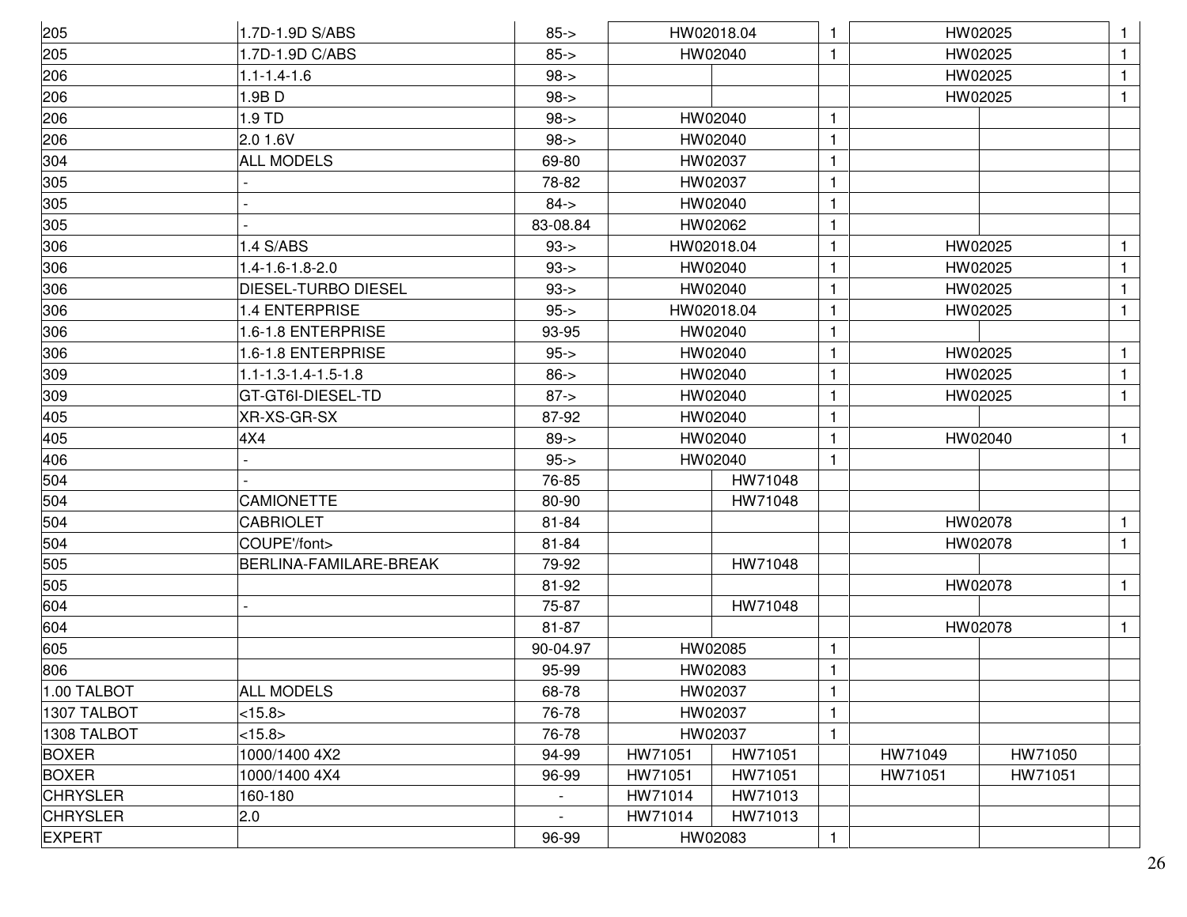| | | | | | | | | |
|---|---|---|---|---|---|---|---|---|
| 205 | 1.7D-1.9D S/ABS | 85-> | HW02018.04 | | 1 | HW02025 | | 1 |
| 205 | 1.7D-1.9D C/ABS | 85-> | HW02040 | | 1 | HW02025 | | 1 |
| 206 | 1.1-1.4-1.6 | 98-> | | | | HW02025 | | 1 |
| 206 | 1.9B D | 98-> | | | | HW02025 | | 1 |
| 206 | 1.9 TD | 98-> | HW02040 | | 1 | | | |
| 206 | 2.0 1.6V | 98-> | HW02040 | | 1 | | | |
| 304 | ALL MODELS | 69-80 | HW02037 | | 1 | | | |
| 305 | - | 78-82 | HW02037 | | 1 | | | |
| 305 | - | 84-> | HW02040 | | 1 | | | |
| 305 | - | 83-08.84 | HW02062 | | 1 | | | |
| 306 | 1.4 S/ABS | 93-> | HW02018.04 | | 1 | HW02025 | | 1 |
| 306 | 1.4-1.6-1.8-2.0 | 93-> | HW02040 | | 1 | HW02025 | | 1 |
| 306 | DIESEL-TURBO DIESEL | 93-> | HW02040 | | 1 | HW02025 | | 1 |
| 306 | 1.4 ENTERPRISE | 95-> | HW02018.04 | | 1 | HW02025 | | 1 |
| 306 | 1.6-1.8 ENTERPRISE | 93-95 | HW02040 | | 1 | | | |
| 306 | 1.6-1.8 ENTERPRISE | 95-> | HW02040 | | 1 | HW02025 | | 1 |
| 309 | 1.1-1.3-1.4-1.5-1.8 | 86-> | HW02040 | | 1 | HW02025 | | 1 |
| 309 | GT-GT6I-DIESEL-TD | 87-> | HW02040 | | 1 | HW02025 | | 1 |
| 405 | XR-XS-GR-SX | 87-92 | HW02040 | | 1 | | | |
| 405 | 4X4 | 89-> | HW02040 | | 1 | HW02040 | | 1 |
| 406 | - | 95-> | HW02040 | | 1 | | | |
| 504 | - | 76-85 | | HW71048 | | | | |
| 504 | CAMIONETTE | 80-90 | | HW71048 | | | | |
| 504 | CABRIOLET | 81-84 | | | | HW02078 | | 1 |
| 504 | COUPE'/font> | 81-84 | | | | HW02078 | | 1 |
| 505 | BERLINA-FAMILARE-BREAK | 79-92 | | HW71048 | | | | |
| 505 | | 81-92 | | | | HW02078 | | 1 |
| 604 | - | 75-87 | | HW71048 | | | | |
| 604 | | 81-87 | | | | HW02078 | | 1 |
| 605 | | 90-04.97 | HW02085 | | 1 | | | |
| 806 | | 95-99 | HW02083 | | 1 | | | |
| 1.00 TALBOT | ALL MODELS | 68-78 | HW02037 | | 1 | | | |
| 1307 TALBOT | <15.8> | 76-78 | HW02037 | | 1 | | | |
| 1308 TALBOT | <15.8> | 76-78 | HW02037 | | 1 | | | |
| BOXER | 1000/1400 4X2 | 94-99 | HW71051 | HW71051 | | HW71049 | HW71050 | |
| BOXER | 1000/1400 4X4 | 96-99 | HW71051 | HW71051 | | HW71051 | HW71051 | |
| CHRYSLER | 160-180 | - | HW71014 | HW71013 | | | | |
| CHRYSLER | 2.0 | - | HW71014 | HW71013 | | | | |
| EXPERT | | 96-99 | HW02083 | | 1 | | | |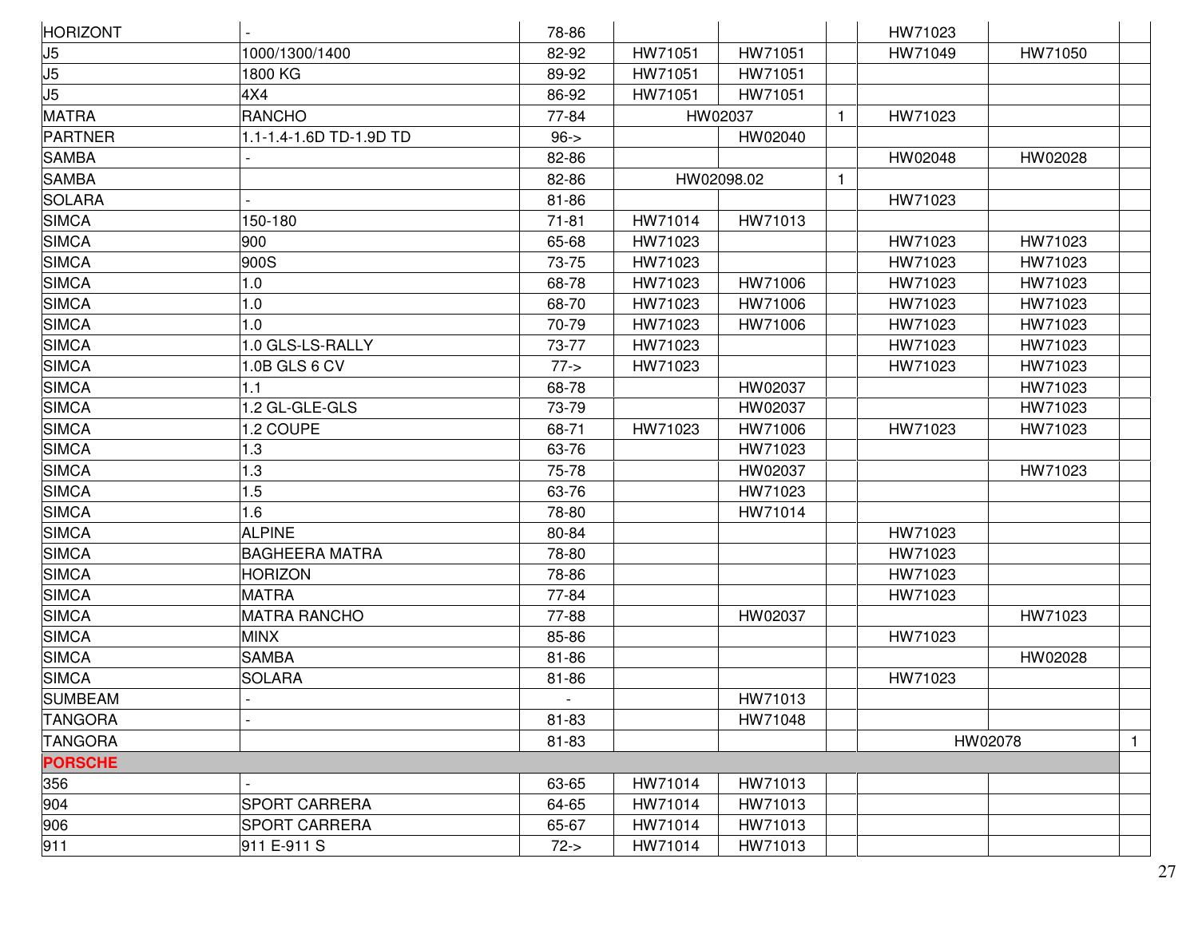| | | | | | | | | |
|---|---|---|---|---|---|---|---|---|
| HORIZONT | - | 78-86 | | | | HW71023 | | |
| J5 | 1000/1300/1400 | 82-92 | HW71051 | HW71051 | | HW71049 | HW71050 | |
| J5 | 1800 KG | 89-92 | HW71051 | HW71051 | | | | |
| J5 | 4X4 | 86-92 | HW71051 | HW71051 | | | | |
| MATRA | RANCHO | 77-84 | HW02037 | | 1 | HW71023 | | |
| PARTNER | 1.1-1.4-1.6D TD-1.9D TD | 96-> | | HW02040 | | | | |
| SAMBA | - | 82-86 | | | | HW02048 | HW02028 | |
| SAMBA | | 82-86 | HW02098.02 | | 1 | | | |
| SOLARA | - | 81-86 | | | | HW71023 | | |
| SIMCA | 150-180 | 71-81 | HW71014 | HW71013 | | | | |
| SIMCA | 900 | 65-68 | HW71023 | | | HW71023 | HW71023 | |
| SIMCA | 900S | 73-75 | HW71023 | | | HW71023 | HW71023 | |
| SIMCA | 1.0 | 68-78 | HW71023 | HW71006 | | HW71023 | HW71023 | |
| SIMCA | 1.0 | 68-70 | HW71023 | HW71006 | | HW71023 | HW71023 | |
| SIMCA | 1.0 | 70-79 | HW71023 | HW71006 | | HW71023 | HW71023 | |
| SIMCA | 1.0 GLS-LS-RALLY | 73-77 | HW71023 | | | HW71023 | HW71023 | |
| SIMCA | 1.0B GLS 6 CV | 77-> | HW71023 | | | HW71023 | HW71023 | |
| SIMCA | 1.1 | 68-78 | | HW02037 | | | HW71023 | |
| SIMCA | 1.2 GL-GLE-GLS | 73-79 | | HW02037 | | | HW71023 | |
| SIMCA | 1.2 COUPE | 68-71 | HW71023 | HW71006 | | HW71023 | HW71023 | |
| SIMCA | 1.3 | 63-76 | | HW71023 | | | | |
| SIMCA | 1.3 | 75-78 | | HW02037 | | | HW71023 | |
| SIMCA | 1.5 | 63-76 | | HW71023 | | | | |
| SIMCA | 1.6 | 78-80 | | HW71014 | | | | |
| SIMCA | ALPINE | 80-84 | | | | HW71023 | | |
| SIMCA | BAGHEERA MATRA | 78-80 | | | | HW71023 | | |
| SIMCA | HORIZON | 78-86 | | | | HW71023 | | |
| SIMCA | MATRA | 77-84 | | | | HW71023 | | |
| SIMCA | MATRA RANCHO | 77-88 | | HW02037 | | | HW71023 | |
| SIMCA | MINX | 85-86 | | | | HW71023 | | |
| SIMCA | SAMBA | 81-86 | | | | | HW02028 | |
| SIMCA | SOLARA | 81-86 | | | | HW71023 | | |
| SUMBEAM | - | - | | HW71013 | | | | |
| TANGORA | - | 81-83 | | HW71048 | | | | |
| TANGORA | | 81-83 | | | | HW02078 | | 1 |
| **PORSCHE** | | | | | | | | |
| 356 | - | 63-65 | HW71014 | HW71013 | | | | |
| 904 | SPORT CARRERA | 64-65 | HW71014 | HW71013 | | | | |
| 906 | SPORT CARRERA | 65-67 | HW71014 | HW71013 | | | | |
| 911 | 911 E-911 S | 72-> | HW71014 | HW71013 | | | | |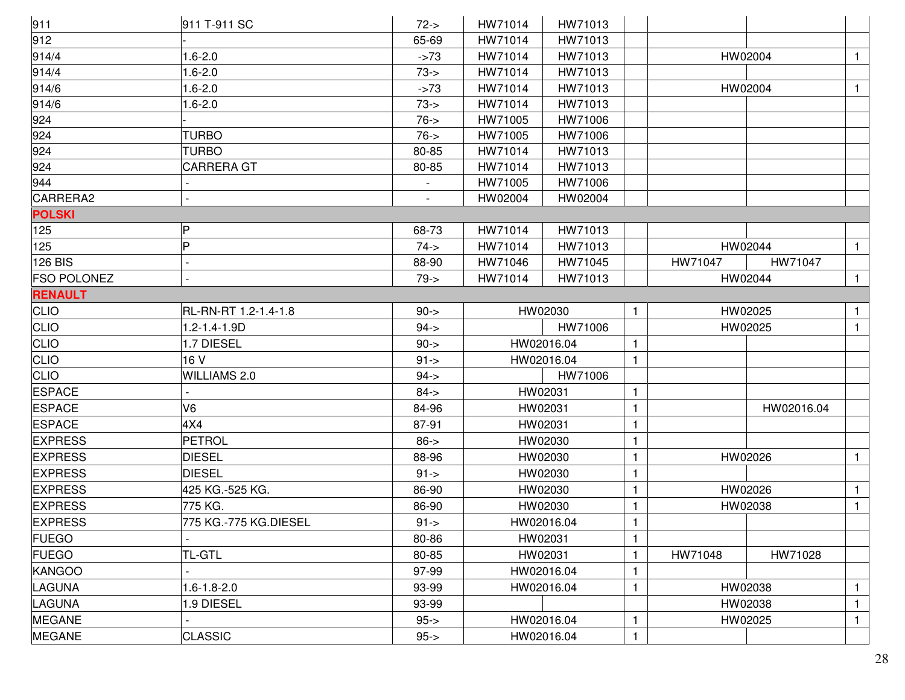| | | | | | | | | |
|---|---|---|---|---|---|---|---|---|
| 911 | 911 T-911 SC | 72-> | HW71014 | HW71013 | | | | |
| 912 | - | 65-69 | HW71014 | HW71013 | | | | |
| 914/4 | 1.6-2.0 | ->73 | HW71014 | HW71013 | | HW02004 | | 1 |
| 914/4 | 1.6-2.0 | 73-> | HW71014 | HW71013 | | | | |
| 914/6 | 1.6-2.0 | ->73 | HW71014 | HW71013 | | HW02004 | | 1 |
| 914/6 | 1.6-2.0 | 73-> | HW71014 | HW71013 | | | | |
| 924 | - | 76-> | HW71005 | HW71006 | | | | |
| 924 | TURBO | 76-> | HW71005 | HW71006 | | | | |
| 924 | TURBO | 80-85 | HW71014 | HW71013 | | | | |
| 924 | CARRERA GT | 80-85 | HW71014 | HW71013 | | | | |
| 944 | - | - | HW71005 | HW71006 | | | | |
| CARRERA2 | - | - | HW02004 | HW02004 | | | | |
| **POLSKI** | | | | | | | | |
| 125 | P | 68-73 | HW71014 | HW71013 | | | | |
| 125 | P | 74-> | HW71014 | HW71013 | | HW02044 | | 1 |
| 126 BIS | - | 88-90 | HW71046 | HW71045 | | HW71047 | HW71047 | |
| FSO POLONEZ | - | 79-> | HW71014 | HW71013 | | HW02044 | | 1 |
| **RENAULT** | | | | | | | | |
| CLIO | RL-RN-RT 1.2-1.4-1.8 | 90-> | HW02030 | | 1 | HW02025 | | 1 |
| CLIO | 1.2-1.4-1.9D | 94-> | | HW71006 | | HW02025 | | 1 |
| CLIO | 1.7 DIESEL | 90-> | HW02016.04 | | 1 | | | |
| CLIO | 16 V | 91-> | HW02016.04 | | 1 | | | |
| CLIO | WILLIAMS 2.0 | 94-> | | HW71006 | | | | |
| ESPACE | - | 84-> | HW02031 | | 1 | | | |
| ESPACE | V6 | 84-96 | HW02031 | | 1 | | HW02016.04 | |
| ESPACE | 4X4 | 87-91 | HW02031 | | 1 | | | |
| EXPRESS | PETROL | 86-> | HW02030 | | 1 | | | |
| EXPRESS | DIESEL | 88-96 | HW02030 | | 1 | HW02026 | | 1 |
| EXPRESS | DIESEL | 91-> | HW02030 | | 1 | | | |
| EXPRESS | 425 KG.-525 KG. | 86-90 | HW02030 | | 1 | HW02026 | | 1 |
| EXPRESS | 775 KG. | 86-90 | HW02030 | | 1 | HW02038 | | 1 |
| EXPRESS | 775 KG.-775 KG.DIESEL | 91-> | HW02016.04 | | 1 | | | |
| FUEGO | - | 80-86 | HW02031 | | 1 | | | |
| FUEGO | TL-GTL | 80-85 | HW02031 | | 1 | HW71048 | HW71028 | |
| KANGOO | - | 97-99 | HW02016.04 | | 1 | | | |
| LAGUNA | 1.6-1.8-2.0 | 93-99 | HW02016.04 | | 1 | HW02038 | | 1 |
| LAGUNA | 1.9 DIESEL | 93-99 | | | | HW02038 | | 1 |
| MEGANE | - | 95-> | HW02016.04 | | 1 | HW02025 | | 1 |
| MEGANE | CLASSIC | 95-> | HW02016.04 | | 1 | | | |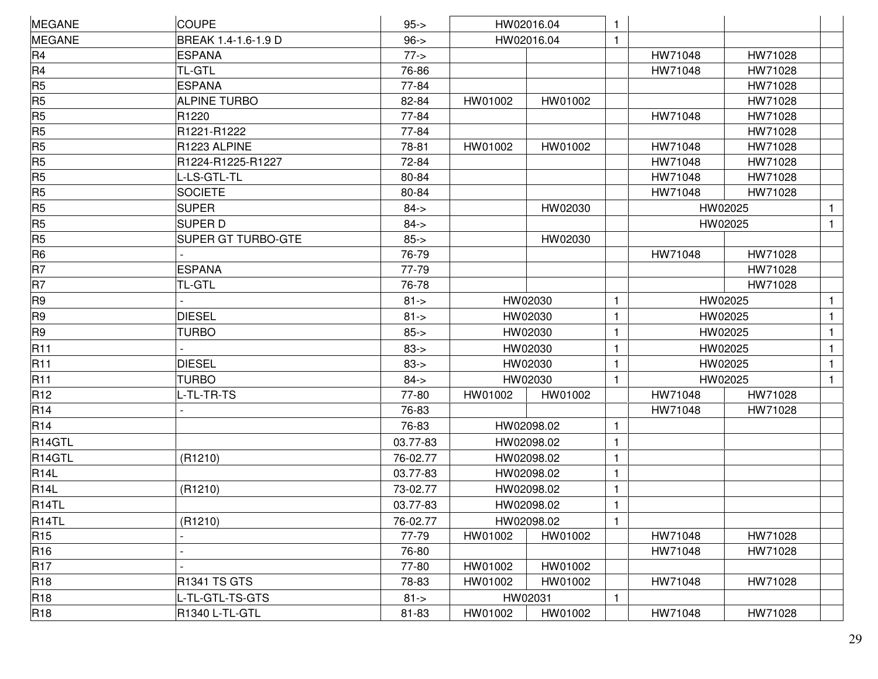| | | | | | | | | |
|---|---|---|---|---|---|---|---|---|
| MEGANE | COUPE | 95-> | HW02016.04 | | 1 | | | |
| MEGANE | BREAK 1.4-1.6-1.9 D | 96-> | HW02016.04 | | 1 | | | |
| R4 | ESPANA | 77-> | | | | HW71048 | HW71028 | |
| R4 | TL-GTL | 76-86 | | | | HW71048 | HW71028 | |
| R5 | ESPANA | 77-84 | | | | | HW71028 | |
| R5 | ALPINE TURBO | 82-84 | HW01002 | HW01002 | | | HW71028 | |
| R5 | R1220 | 77-84 | | | | HW71048 | HW71028 | |
| R5 | R1221-R1222 | 77-84 | | | | | HW71028 | |
| R5 | R1223 ALPINE | 78-81 | HW01002 | HW01002 | | HW71048 | HW71028 | |
| R5 | R1224-R1225-R1227 | 72-84 | | | | HW71048 | HW71028 | |
| R5 | L-LS-GTL-TL | 80-84 | | | | HW71048 | HW71028 | |
| R5 | SOCIETE | 80-84 | | | | HW71048 | HW71028 | |
| R5 | SUPER | 84-> | | HW02030 | | HW02025 | | 1 |
| R5 | SUPER D | 84-> | | | | HW02025 | | 1 |
| R5 | SUPER GT TURBO-GTE | 85-> | | HW02030 | | | | |
| R6 | - | 76-79 | | | | HW71048 | HW71028 | |
| R7 | ESPANA | 77-79 | | | | | HW71028 | |
| R7 | TL-GTL | 76-78 | | | | | HW71028 | |
| R9 | - | 81-> | HW02030 | | 1 | HW02025 | | 1 |
| R9 | DIESEL | 81-> | HW02030 | | 1 | HW02025 | | 1 |
| R9 | TURBO | 85-> | HW02030 | | 1 | HW02025 | | 1 |
| R11 | - | 83-> | HW02030 | | 1 | HW02025 | | 1 |
| R11 | DIESEL | 83-> | HW02030 | | 1 | HW02025 | | 1 |
| R11 | TURBO | 84-> | HW02030 | | 1 | HW02025 | | 1 |
| R12 | L-TL-TR-TS | 77-80 | HW01002 | HW01002 | | HW71048 | HW71028 | |
| R14 | - | 76-83 | | | | HW71048 | HW71028 | |
| R14 | | 76-83 | HW02098.02 | | 1 | | | |
| R14GTL | | 03.77-83 | HW02098.02 | | 1 | | | |
| R14GTL | (R1210) | 76-02.77 | HW02098.02 | | 1 | | | |
| R14L | | 03.77-83 | HW02098.02 | | 1 | | | |
| R14L | (R1210) | 73-02.77 | HW02098.02 | | 1 | | | |
| R14TL | | 03.77-83 | HW02098.02 | | 1 | | | |
| R14TL | (R1210) | 76-02.77 | HW02098.02 | | 1 | | | |
| R15 | - | 77-79 | HW01002 | HW01002 | | HW71048 | HW71028 | |
| R16 | - | 76-80 | | | | HW71048 | HW71028 | |
| R17 | - | 77-80 | HW01002 | HW01002 | | | | |
| R18 | R1341 TS GTS | 78-83 | HW01002 | HW01002 | | HW71048 | HW71028 | |
| R18 | L-TL-GTL-TS-GTS | 81-> | HW02031 | | 1 | | | |
| R18 | R1340 L-TL-GTL | 81-83 | HW01002 | HW01002 | | HW71048 | HW71028 | |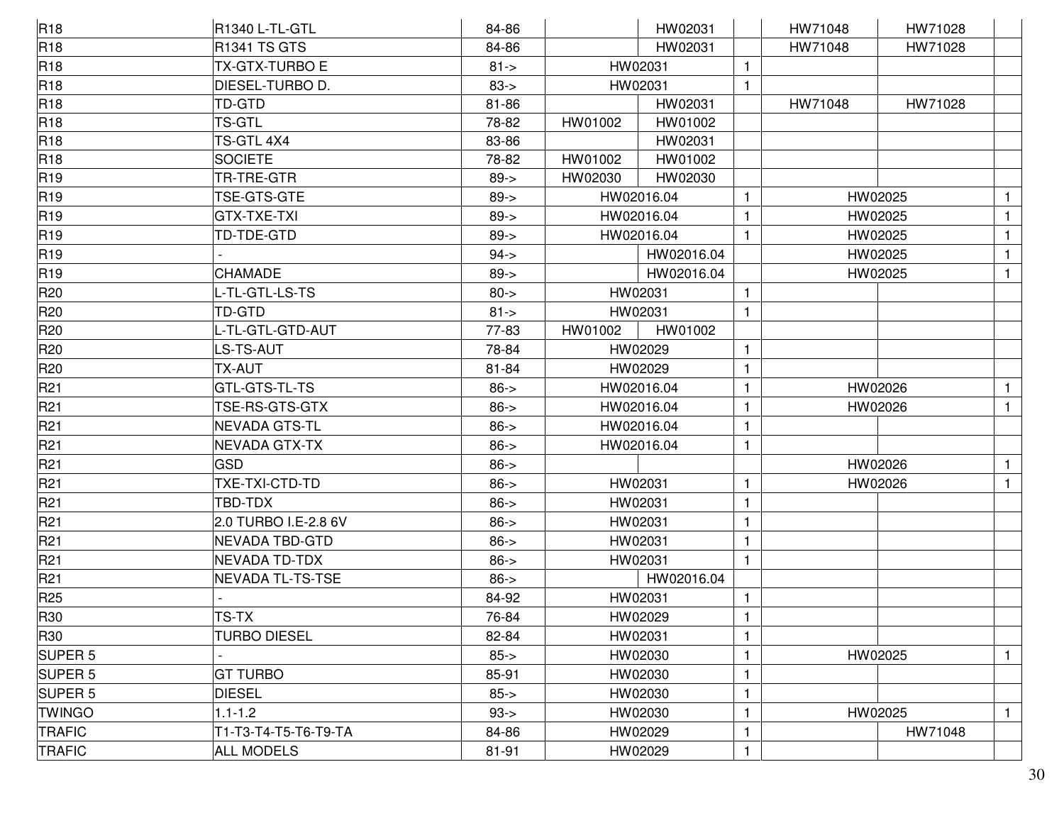| | | | | | | | | |
|---|---|---|---|---|---|---|---|---|
| R18 | R1340 L-TL-GTL | 84-86 | | HW02031 | | HW71048 | HW71028 | |
| R18 | R1341 TS GTS | 84-86 | | HW02031 | | HW71048 | HW71028 | |
| R18 | TX-GTX-TURBO E | 81-> | HW02031 | | 1 | | | |
| R18 | DIESEL-TURBO D. | 83-> | HW02031 | | 1 | | | |
| R18 | TD-GTD | 81-86 | | HW02031 | | HW71048 | HW71028 | |
| R18 | TS-GTL | 78-82 | HW01002 | HW01002 | | | | |
| R18 | TS-GTL 4X4 | 83-86 | | HW02031 | | | | |
| R18 | SOCIETE | 78-82 | HW01002 | HW01002 | | | | |
| R19 | TR-TRE-GTR | 89-> | HW02030 | HW02030 | | | | |
| R19 | TSE-GTS-GTE | 89-> | HW02016.04 | | 1 | HW02025 | | 1 |
| R19 | GTX-TXE-TXI | 89-> | HW02016.04 | | 1 | HW02025 | | 1 |
| R19 | TD-TDE-GTD | 89-> | HW02016.04 | | 1 | HW02025 | | 1 |
| R19 | - | 94-> | | HW02016.04 | | HW02025 | | 1 |
| R19 | CHAMADE | 89-> | | HW02016.04 | | HW02025 | | 1 |
| R20 | L-TL-GTL-LS-TS | 80-> | HW02031 | | 1 | | | |
| R20 | TD-GTD | 81-> | HW02031 | | 1 | | | |
| R20 | L-TL-GTL-GTD-AUT | 77-83 | HW01002 | HW01002 | | | | |
| R20 | LS-TS-AUT | 78-84 | HW02029 | | 1 | | | |
| R20 | TX-AUT | 81-84 | HW02029 | | 1 | | | |
| R21 | GTL-GTS-TL-TS | 86-> | HW02016.04 | | 1 | HW02026 | | 1 |
| R21 | TSE-RS-GTS-GTX | 86-> | HW02016.04 | | 1 | HW02026 | | 1 |
| R21 | NEVADA GTS-TL | 86-> | HW02016.04 | | 1 | | | |
| R21 | NEVADA GTX-TX | 86-> | HW02016.04 | | 1 | | | |
| R21 | GSD | 86-> | | | | HW02026 | | 1 |
| R21 | TXE-TXI-CTD-TD | 86-> | HW02031 | | 1 | HW02026 | | 1 |
| R21 | TBD-TDX | 86-> | HW02031 | | 1 | | | |
| R21 | 2.0 TURBO I.E-2.8 6V | 86-> | HW02031 | | 1 | | | |
| R21 | NEVADA TBD-GTD | 86-> | HW02031 | | 1 | | | |
| R21 | NEVADA TD-TDX | 86-> | HW02031 | | 1 | | | |
| R21 | NEVADA TL-TS-TSE | 86-> | | HW02016.04 | | | | |
| R25 | - | 84-92 | HW02031 | | 1 | | | |
| R30 | TS-TX | 76-84 | HW02029 | | 1 | | | |
| R30 | TURBO DIESEL | 82-84 | HW02031 | | 1 | | | |
| SUPER 5 | - | 85-> | HW02030 | | 1 | HW02025 | | 1 |
| SUPER 5 | GT TURBO | 85-91 | HW02030 | | 1 | | | |
| SUPER 5 | DIESEL | 85-> | HW02030 | | 1 | | | |
| TWINGO | 1.1-1.2 | 93-> | HW02030 | | 1 | HW02025 | | 1 |
| TRAFIC | T1-T3-T4-T5-T6-T9-TA | 84-86 | HW02029 | | 1 | | HW71048 | |
| TRAFIC | ALL MODELS | 81-91 | HW02029 | | 1 | | | |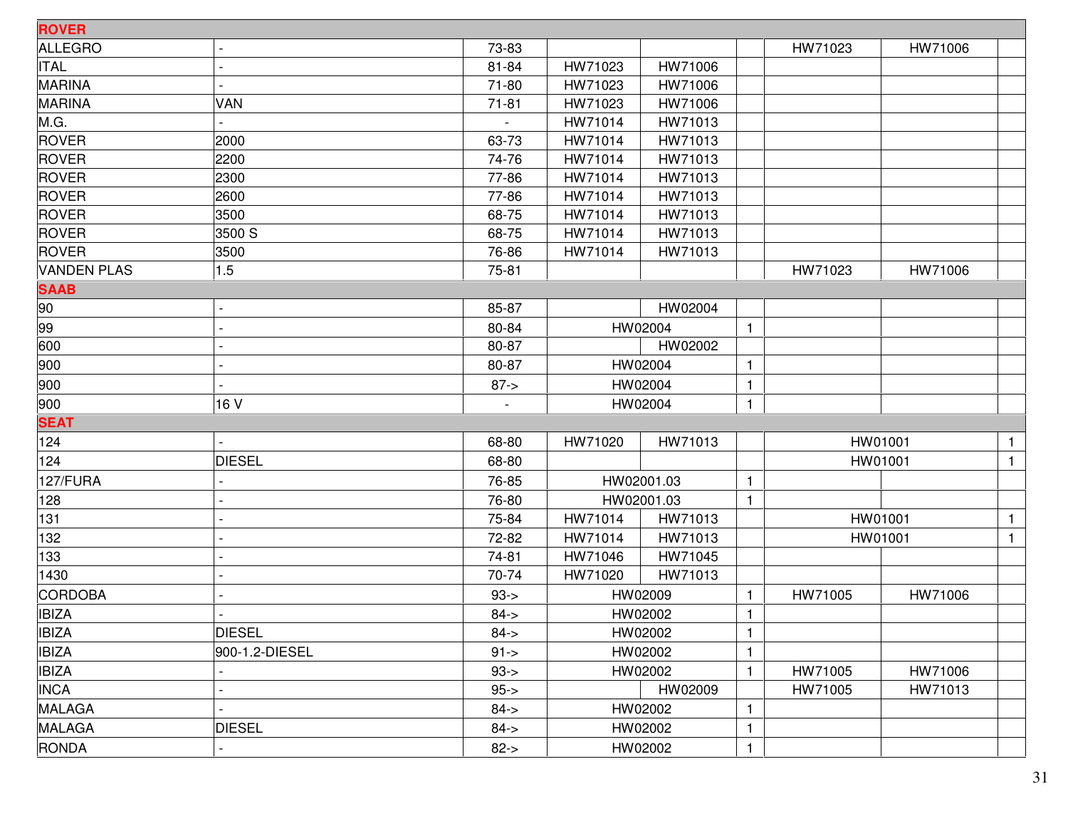| ROVER | | | | | | | | |
|---|---|---|---|---|---|---|---|---|
| ALLEGRO | - | 73-83 | | | | HW71023 | HW71006 | |
| ITAL | - | 81-84 | HW71023 | HW71006 | | | | |
| MARINA | - | 71-80 | HW71023 | HW71006 | | | | |
| MARINA | VAN | 71-81 | HW71023 | HW71006 | | | | |
| M.G. | - | - | HW71014 | HW71013 | | | | |
| ROVER | 2000 | 63-73 | HW71014 | HW71013 | | | | |
| ROVER | 2200 | 74-76 | HW71014 | HW71013 | | | | |
| ROVER | 2300 | 77-86 | HW71014 | HW71013 | | | | |
| ROVER | 2600 | 77-86 | HW71014 | HW71013 | | | | |
| ROVER | 3500 | 68-75 | HW71014 | HW71013 | | | | |
| ROVER | 3500 S | 68-75 | HW71014 | HW71013 | | | | |
| ROVER | 3500 | 76-86 | HW71014 | HW71013 | | | | |
| VANDEN PLAS | 1.5 | 75-81 | | | | HW71023 | HW71006 | |
| **SAAB** | | | | | | | | |
| 90 | - | 85-87 | | HW02004 | | | | |
| 99 | - | 80-84 | HW02004 | | 1 | | | |
| 600 | - | 80-87 | | HW02002 | | | | |
| 900 | - | 80-87 | HW02004 | | 1 | | | |
| 900 | - | 87-> | HW02004 | | 1 | | | |
| 900 | 16 V | - | HW02004 | | 1 | | | |
| **SEAT** | | | | | | | | |
| 124 | - | 68-80 | HW71020 | HW71013 | | HW01001 | | 1 |
| 124 | DIESEL | 68-80 | | | | HW01001 | | 1 |
| 127/FURA | - | 76-85 | HW02001.03 | | 1 | | | |
| 128 | - | 76-80 | HW02001.03 | | 1 | | | |
| 131 | - | 75-84 | HW71014 | HW71013 | | HW01001 | | 1 |
| 132 | - | 72-82 | HW71014 | HW71013 | | HW01001 | | 1 |
| 133 | - | 74-81 | HW71046 | HW71045 | | | | |
| 1430 | - | 70-74 | HW71020 | HW71013 | | | | |
| CORDOBA | - | 93-> | HW02009 | | 1 | HW71005 | HW71006 | |
| IBIZA | - | 84-> | HW02002 | | 1 | | | |
| IBIZA | DIESEL | 84-> | HW02002 | | 1 | | | |
| IBIZA | 900-1.2-DIESEL | 91-> | HW02002 | | 1 | | | |
| IBIZA | - | 93-> | HW02002 | | 1 | HW71005 | HW71006 | |
| INCA | - | 95-> | | HW02009 | | HW71005 | HW71013 | |
| MALAGA | - | 84-> | HW02002 | | 1 | | | |
| MALAGA | DIESEL | 84-> | HW02002 | | 1 | | | |
| RONDA | - | 82-> | HW02002 | | 1 | | | |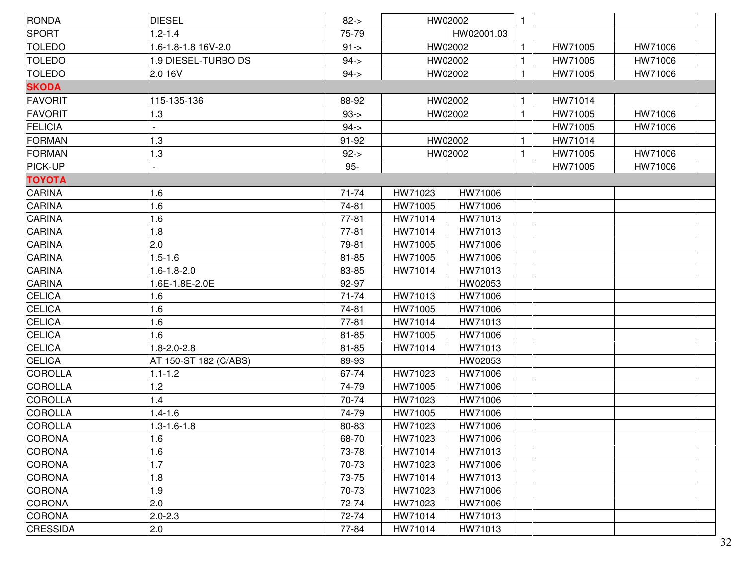| | | | | | | | | |
|---|---|---|---|---|---|---|---|---|
| RONDA | DIESEL | 82-> | HW02002 | | 1 | | | |
| SPORT | 1.2-1.4 | 75-79 | | HW02001.03 | | | | |
| TOLEDO | 1.6-1.8-1.8 16V-2.0 | 91-> | HW02002 | | 1 | HW71005 | HW71006 | |
| TOLEDO | 1.9 DIESEL-TURBO DS | 94-> | HW02002 | | 1 | HW71005 | HW71006 | |
| TOLEDO | 2.0 16V | 94-> | HW02002 | | 1 | HW71005 | HW71006 | |
| **SKODA** | | | | | | | | |
| FAVORIT | 115-135-136 | 88-92 | HW02002 | | 1 | HW71014 | | |
| FAVORIT | 1.3 | 93-> | HW02002 | | 1 | HW71005 | HW71006 | |
| FELICIA | - | 94-> | | | | HW71005 | HW71006 | |
| FORMAN | 1.3 | 91-92 | HW02002 | | 1 | HW71014 | | |
| FORMAN | 1.3 | 92-> | HW02002 | | 1 | HW71005 | HW71006 | |
| PICK-UP | - | 95- | | | | HW71005 | HW71006 | |
| **TOYOTA** | | | | | | | | |
| CARINA | 1.6 | 71-74 | HW71023 | HW71006 | | | | |
| CARINA | 1.6 | 74-81 | HW71005 | HW71006 | | | | |
| CARINA | 1.6 | 77-81 | HW71014 | HW71013 | | | | |
| CARINA | 1.8 | 77-81 | HW71014 | HW71013 | | | | |
| CARINA | 2.0 | 79-81 | HW71005 | HW71006 | | | | |
| CARINA | 1.5-1.6 | 81-85 | HW71005 | HW71006 | | | | |
| CARINA | 1.6-1.8-2.0 | 83-85 | HW71014 | HW71013 | | | | |
| CARINA | 1.6E-1.8E-2.0E | 92-97 | | HW02053 | | | | |
| CELICA | 1.6 | 71-74 | HW71013 | HW71006 | | | | |
| CELICA | 1.6 | 74-81 | HW71005 | HW71006 | | | | |
| CELICA | 1.6 | 77-81 | HW71014 | HW71013 | | | | |
| CELICA | 1.6 | 81-85 | HW71005 | HW71006 | | | | |
| CELICA | 1.8-2.0-2.8 | 81-85 | HW71014 | HW71013 | | | | |
| CELICA | AT 150-ST 182 (C/ABS) | 89-93 | | HW02053 | | | | |
| COROLLA | 1.1-1.2 | 67-74 | HW71023 | HW71006 | | | | |
| COROLLA | 1.2 | 74-79 | HW71005 | HW71006 | | | | |
| COROLLA | 1.4 | 70-74 | HW71023 | HW71006 | | | | |
| COROLLA | 1.4-1.6 | 74-79 | HW71005 | HW71006 | | | | |
| COROLLA | 1.3-1.6-1.8 | 80-83 | HW71023 | HW71006 | | | | |
| CORONA | 1.6 | 68-70 | HW71023 | HW71006 | | | | |
| CORONA | 1.6 | 73-78 | HW71014 | HW71013 | | | | |
| CORONA | 1.7 | 70-73 | HW71023 | HW71006 | | | | |
| CORONA | 1.8 | 73-75 | HW71014 | HW71013 | | | | |
| CORONA | 1.9 | 70-73 | HW71023 | HW71006 | | | | |
| CORONA | 2.0 | 72-74 | HW71023 | HW71006 | | | | |
| CORONA | 2.0-2.3 | 72-74 | HW71014 | HW71013 | | | | |
| CRESSIDA | 2.0 | 77-84 | HW71014 | HW71013 | | | | |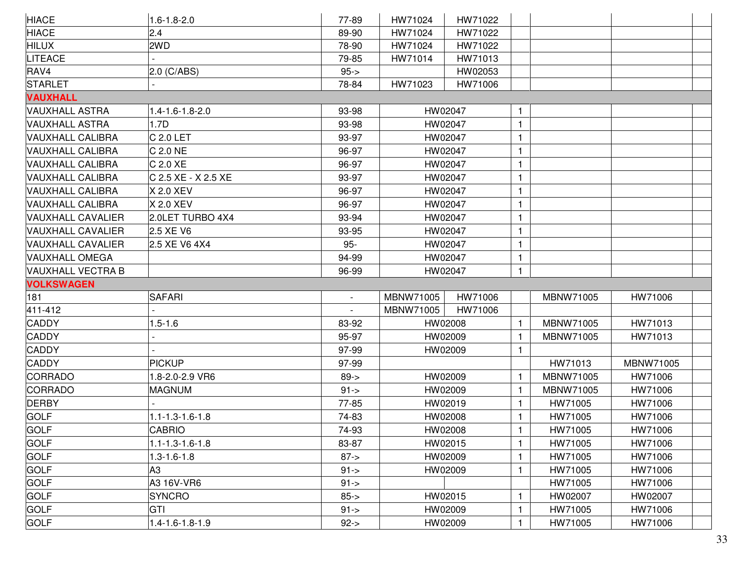| | | | | | | | | |
|---|---|---|---|---|---|---|---|---|
| HIACE | 1.6-1.8-2.0 | 77-89 | HW71024 | HW71022 | | | | |
| HIACE | 2.4 | 89-90 | HW71024 | HW71022 | | | | |
| HILUX | 2WD | 78-90 | HW71024 | HW71022 | | | | |
| LITEACE | - | 79-85 | HW71014 | HW71013 | | | | |
| RAV4 | 2.0 (C/ABS) | 95-> | | HW02053 | | | | |
| STARLET | - | 78-84 | HW71023 | HW71006 | | | | |
| **VAUXHALL** | | | | | | | | |
| VAUXHALL ASTRA | 1.4-1.6-1.8-2.0 | 93-98 | HW02047 | | 1 | | | |
| VAUXHALL ASTRA | 1.7D | 93-98 | HW02047 | | 1 | | | |
| VAUXHALL CALIBRA | C 2.0 LET | 93-97 | HW02047 | | 1 | | | |
| VAUXHALL CALIBRA | C 2.0 NE | 96-97 | HW02047 | | 1 | | | |
| VAUXHALL CALIBRA | C 2.0 XE | 96-97 | HW02047 | | 1 | | | |
| VAUXHALL CALIBRA | C 2.5 XE - X 2.5 XE | 93-97 | HW02047 | | 1 | | | |
| VAUXHALL CALIBRA | X 2.0 XEV | 96-97 | HW02047 | | 1 | | | |
| VAUXHALL CALIBRA | X 2.0 XEV | 96-97 | HW02047 | | 1 | | | |
| VAUXHALL CAVALIER | 2.0LET TURBO 4X4 | 93-94 | HW02047 | | 1 | | | |
| VAUXHALL CAVALIER | 2.5 XE V6 | 93-95 | HW02047 | | 1 | | | |
| VAUXHALL CAVALIER | 2.5 XE V6 4X4 | 95- | HW02047 | | 1 | | | |
| VAUXHALL OMEGA | | 94-99 | HW02047 | | 1 | | | |
| VAUXHALL VECTRA B | | 96-99 | HW02047 | | 1 | | | |
| **VOLKSWAGEN** | | | | | | | | |
| 181 | SAFARI | - | MBNW71005 | HW71006 | | MBNW71005 | HW71006 | |
| 411-412 | - | - | MBNW71005 | HW71006 | | | | |
| CADDY | 1.5-1.6 | 83-92 | HW02008 | | 1 | MBNW71005 | HW71013 | |
| CADDY | - | 95-97 | HW02009 | | 1 | MBNW71005 | HW71013 | |
| CADDY | - | 97-99 | HW02009 | | 1 | | | |
| CADDY | PICKUP | 97-99 | | | | HW71013 | MBNW71005 | |
| CORRADO | 1.8-2.0-2.9 VR6 | 89-> | HW02009 | | 1 | MBNW71005 | HW71006 | |
| CORRADO | MAGNUM | 91-> | HW02009 | | 1 | MBNW71005 | HW71006 | |
| DERBY | - | 77-85 | HW02019 | | 1 | HW71005 | HW71006 | |
| GOLF | 1.1-1.3-1.6-1.8 | 74-83 | HW02008 | | 1 | HW71005 | HW71006 | |
| GOLF | CABRIO | 74-93 | HW02008 | | 1 | HW71005 | HW71006 | |
| GOLF | 1.1-1.3-1.6-1.8 | 83-87 | HW02015 | | 1 | HW71005 | HW71006 | |
| GOLF | 1.3-1.6-1.8 | 87-> | HW02009 | | 1 | HW71005 | HW71006 | |
| GOLF | A3 | 91-> | HW02009 | | 1 | HW71005 | HW71006 | |
| GOLF | A3 16V-VR6 | 91-> | | | | HW71005 | HW71006 | |
| GOLF | SYNCRO | 85-> | HW02015 | | 1 | HW02007 | HW02007 | |
| GOLF | GTI | 91-> | HW02009 | | 1 | HW71005 | HW71006 | |
| GOLF | 1.4-1.6-1.8-1.9 | 92-> | HW02009 | | 1 | HW71005 | HW71006 | |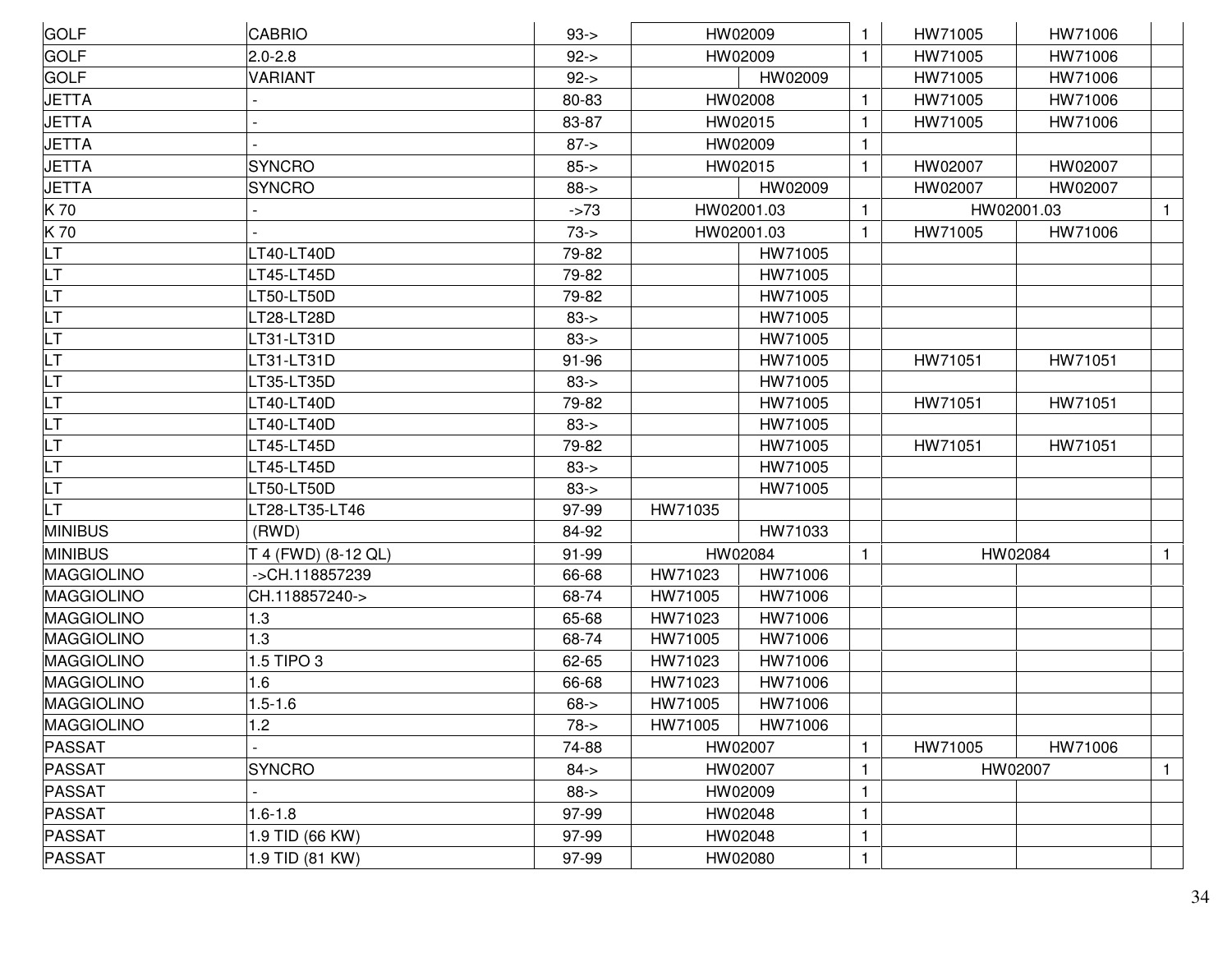| | | | | | | | | |
|---|---|---|---|---|---|---|---|---|
| GOLF | CABRIO | 93-> | HW02009 | | 1 | HW71005 | HW71006 | |
| GOLF | 2.0-2.8 | 92-> | HW02009 | | 1 | HW71005 | HW71006 | |
| GOLF | VARIANT | 92-> | | HW02009 | | HW71005 | HW71006 | |
| JETTA | - | 80-83 | HW02008 | | 1 | HW71005 | HW71006 | |
| JETTA | - | 83-87 | HW02015 | | 1 | HW71005 | HW71006 | |
| JETTA | - | 87-> | HW02009 | | 1 | | | |
| JETTA | SYNCRO | 85-> | HW02015 | | 1 | HW02007 | HW02007 | |
| JETTA | SYNCRO | 88-> | | HW02009 | | HW02007 | HW02007 | |
| K 70 | - | ->73 | HW02001.03 | | 1 | HW02001.03 | | 1 |
| K 70 | - | 73-> | HW02001.03 | | 1 | HW71005 | HW71006 | |
| LT | LT40-LT40D | 79-82 | | HW71005 | | | | |
| LT | LT45-LT45D | 79-82 | | HW71005 | | | | |
| LT | LT50-LT50D | 79-82 | | HW71005 | | | | |
| LT | LT28-LT28D | 83-> | | HW71005 | | | | |
| LT | LT31-LT31D | 83-> | | HW71005 | | | | |
| LT | LT31-LT31D | 91-96 | | HW71005 | | HW71051 | HW71051 | |
| LT | LT35-LT35D | 83-> | | HW71005 | | | | |
| LT | LT40-LT40D | 79-82 | | HW71005 | | HW71051 | HW71051 | |
| LT | LT40-LT40D | 83-> | | HW71005 | | | | |
| LT | LT45-LT45D | 79-82 | | HW71005 | | HW71051 | HW71051 | |
| LT | LT45-LT45D | 83-> | | HW71005 | | | | |
| LT | LT50-LT50D | 83-> | | HW71005 | | | | |
| LT | LT28-LT35-LT46 | 97-99 | HW71035 | | | | | |
| MINIBUS | (RWD) | 84-92 | | HW71033 | | | | |
| MINIBUS | T 4 (FWD) (8-12 QL) | 91-99 | HW02084 | | 1 | HW02084 | | 1 |
| MAGGIOLINO | ->CH.118857239 | 66-68 | HW71023 | HW71006 | | | | |
| MAGGIOLINO | CH.118857240-> | 68-74 | HW71005 | HW71006 | | | | |
| MAGGIOLINO | 1.3 | 65-68 | HW71023 | HW71006 | | | | |
| MAGGIOLINO | 1.3 | 68-74 | HW71005 | HW71006 | | | | |
| MAGGIOLINO | 1.5 TIPO 3 | 62-65 | HW71023 | HW71006 | | | | |
| MAGGIOLINO | 1.6 | 66-68 | HW71023 | HW71006 | | | | |
| MAGGIOLINO | 1.5-1.6 | 68-> | HW71005 | HW71006 | | | | |
| MAGGIOLINO | 1.2 | 78-> | HW71005 | HW71006 | | | | |
| PASSAT | - | 74-88 | HW02007 | | 1 | HW71005 | HW71006 | |
| PASSAT | SYNCRO | 84-> | HW02007 | | 1 | HW02007 | | 1 |
| PASSAT | - | 88-> | HW02009 | | 1 | | | |
| PASSAT | 1.6-1.8 | 97-99 | HW02048 | | 1 | | | |
| PASSAT | 1.9 TID (66 KW) | 97-99 | HW02048 | | 1 | | | |
| PASSAT | 1.9 TID (81 KW) | 97-99 | HW02080 | | 1 | | | |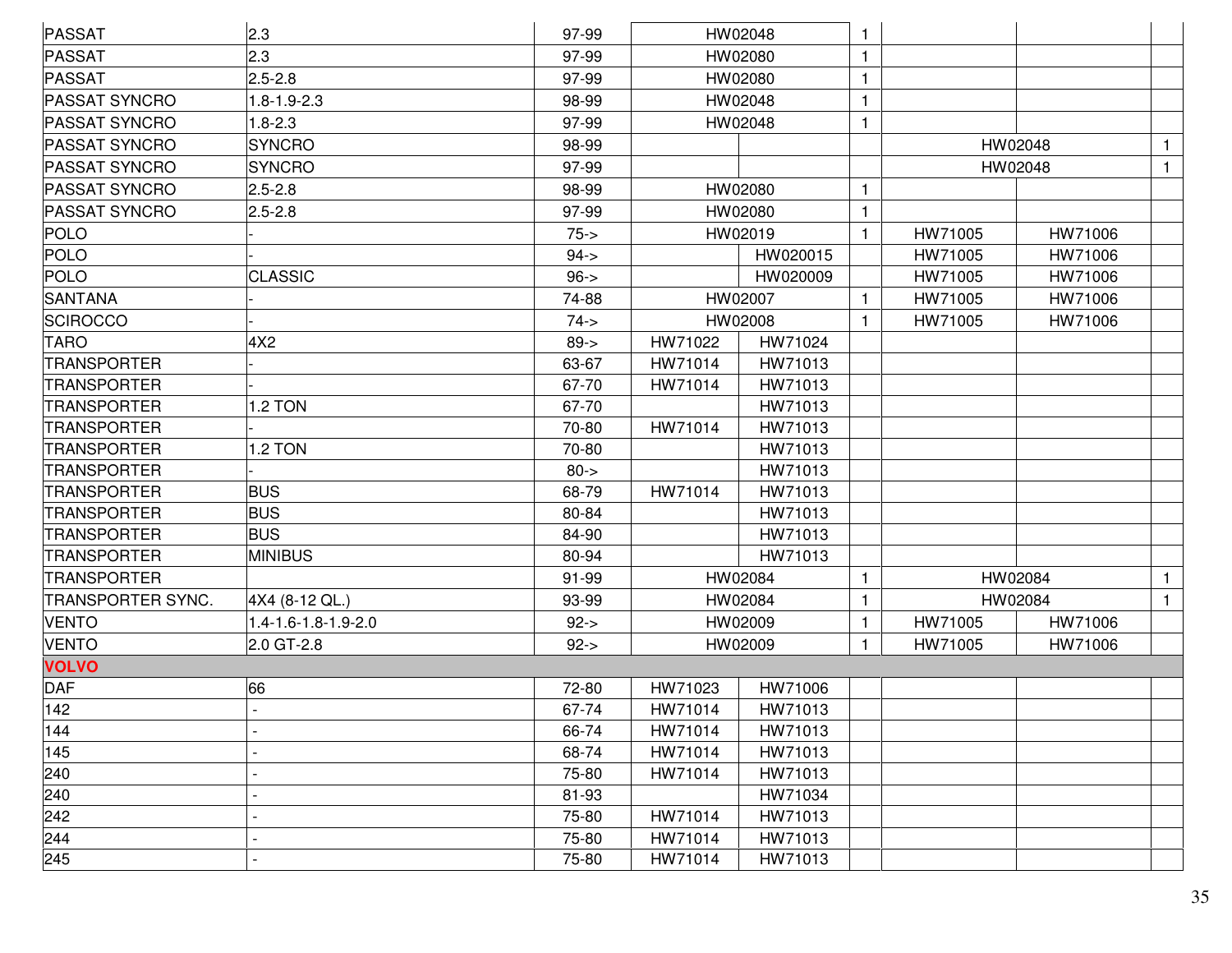| PASSAT | 2.3 | 97-99 | HW02048 | | 1 | | | |
|---|---|---|---|---|---|---|---|---|
| PASSAT | 2.3 | 97-99 | HW02080 | | 1 | | | |
| PASSAT | 2.5-2.8 | 97-99 | HW02080 | | 1 | | | |
| PASSAT SYNCRO | 1.8-1.9-2.3 | 98-99 | HW02048 | | 1 | | | |
| PASSAT SYNCRO | 1.8-2.3 | 97-99 | HW02048 | | 1 | | | |
| PASSAT SYNCRO | SYNCRO | 98-99 | | | | HW02048 | | 1 |
| PASSAT SYNCRO | SYNCRO | 97-99 | | | | HW02048 | | 1 |
| PASSAT SYNCRO | 2.5-2.8 | 98-99 | HW02080 | | 1 | | | |
| PASSAT SYNCRO | 2.5-2.8 | 97-99 | HW02080 | | 1 | | | |
| POLO | - | 75-> | HW02019 | | 1 | HW71005 | HW71006 | |
| POLO | - | 94-> | | HW020015 | | HW71005 | HW71006 | |
| POLO | CLASSIC | 96-> | | HW020009 | | HW71005 | HW71006 | |
| SANTANA | - | 74-88 | HW02007 | | 1 | HW71005 | HW71006 | |
| SCIROCCO | - | 74-> | HW02008 | | 1 | HW71005 | HW71006 | |
| TARO | 4X2 | 89-> | HW71022 | HW71024 | | | | |
| TRANSPORTER | - | 63-67 | HW71014 | HW71013 | | | | |
| TRANSPORTER | - | 67-70 | HW71014 | HW71013 | | | | |
| TRANSPORTER | 1.2 TON | 67-70 | | HW71013 | | | | |
| TRANSPORTER | - | 70-80 | HW71014 | HW71013 | | | | |
| TRANSPORTER | 1.2 TON | 70-80 | | HW71013 | | | | |
| TRANSPORTER | - | 80-> | | HW71013 | | | | |
| TRANSPORTER | BUS | 68-79 | HW71014 | HW71013 | | | | |
| TRANSPORTER | BUS | 80-84 | | HW71013 | | | | |
| TRANSPORTER | BUS | 84-90 | | HW71013 | | | | |
| TRANSPORTER | MINIBUS | 80-94 | | HW71013 | | | | |
| TRANSPORTER | | 91-99 | HW02084 | | 1 | HW02084 | | 1 |
| TRANSPORTER SYNC. | 4X4 (8-12 QL.) | 93-99 | HW02084 | | 1 | HW02084 | | 1 |
| VENTO | 1.4-1.6-1.8-1.9-2.0 | 92-> | HW02009 | | 1 | HW71005 | HW71006 | |
| VENTO | 2.0 GT-2.8 | 92-> | HW02009 | | 1 | HW71005 | HW71006 | |
| **VOLVO** | | | | | | | | |
| DAF | 66 | 72-80 | HW71023 | HW71006 | | | | |
| 142 | - | 67-74 | HW71014 | HW71013 | | | | |
| 144 | - | 66-74 | HW71014 | HW71013 | | | | |
| 145 | - | 68-74 | HW71014 | HW71013 | | | | |
| 240 | - | 75-80 | HW71014 | HW71013 | | | | |
| 240 | - | 81-93 | | HW71034 | | | | |
| 242 | - | 75-80 | HW71014 | HW71013 | | | | |
| 244 | - | 75-80 | HW71014 | HW71013 | | | | |
| 245 | - | 75-80 | HW71014 | HW71013 | | | | |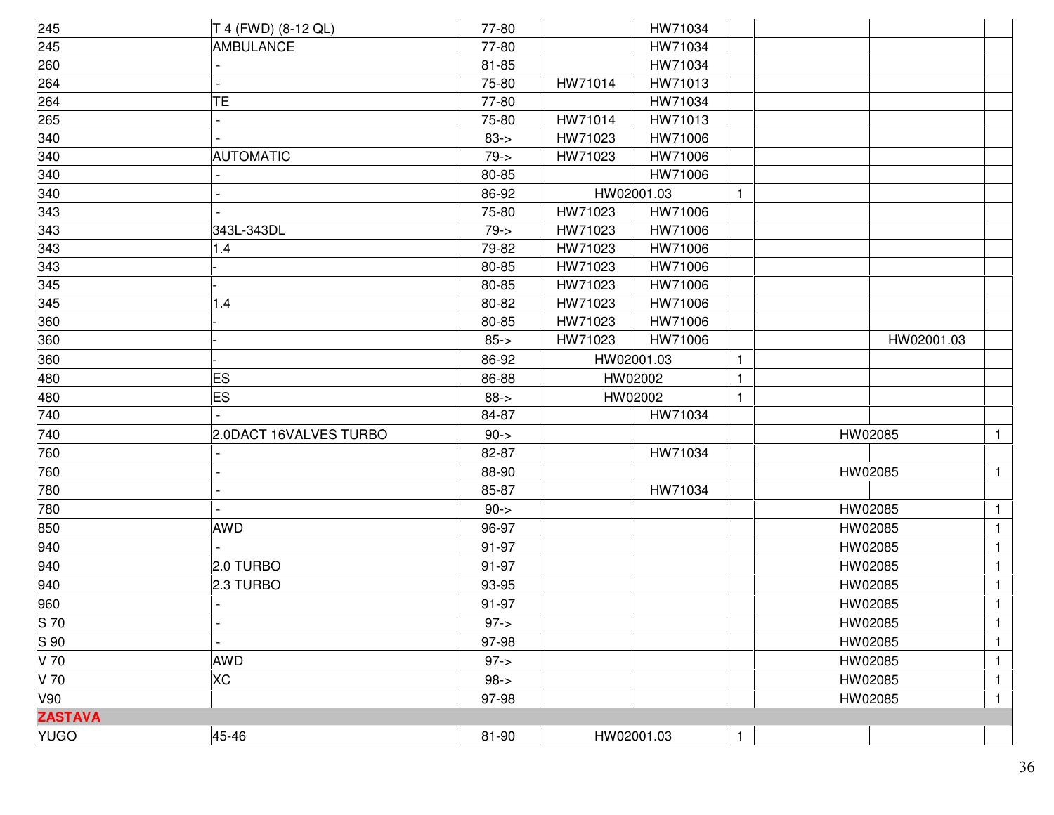| | | | | | | | | |
|---|---|---|---|---|---|---|---|---|
| 245 | T 4 (FWD) (8-12 QL) | 77-80 | | HW71034 | | | | |
| 245 | AMBULANCE | 77-80 | | HW71034 | | | | |
| 260 | - | 81-85 | | HW71034 | | | | |
| 264 | - | 75-80 | HW71014 | HW71013 | | | | |
| 264 | TE | 77-80 | | HW71034 | | | | |
| 265 | - | 75-80 | HW71014 | HW71013 | | | | |
| 340 | - | 83-> | HW71023 | HW71006 | | | | |
| 340 | AUTOMATIC | 79-> | HW71023 | HW71006 | | | | |
| 340 | - | 80-85 | | HW71006 | | | | |
| 340 | - | 86-92 | HW02001.03 | | 1 | | | |
| 343 | - | 75-80 | HW71023 | HW71006 | | | | |
| 343 | 343L-343DL | 79-> | HW71023 | HW71006 | | | | |
| 343 | 1.4 | 79-82 | HW71023 | HW71006 | | | | |
| 343 | - | 80-85 | HW71023 | HW71006 | | | | |
| 345 | - | 80-85 | HW71023 | HW71006 | | | | |
| 345 | 1.4 | 80-82 | HW71023 | HW71006 | | | | |
| 360 | - | 80-85 | HW71023 | HW71006 | | | | |
| 360 | - | 85-> | HW71023 | HW71006 | | | HW02001.03 | |
| 360 | - | 86-92 | HW02001.03 | | 1 | | | |
| 480 | ES | 86-88 | HW02002 | | 1 | | | |
| 480 | ES | 88-> | HW02002 | | 1 | | | |
| 740 | - | 84-87 | | HW71034 | | | | |
| 740 | 2.0DACT 16VALVES TURBO | 90-> | | | | HW02085 | | 1 |
| 760 | - | 82-87 | | HW71034 | | | | |
| 760 | - | 88-90 | | | | HW02085 | | 1 |
| 780 | - | 85-87 | | HW71034 | | | | |
| 780 | - | 90-> | | | | HW02085 | | 1 |
| 850 | AWD | 96-97 | | | | HW02085 | | 1 |
| 940 | - | 91-97 | | | | HW02085 | | 1 |
| 940 | 2.0 TURBO | 91-97 | | | | HW02085 | | 1 |
| 940 | 2.3 TURBO | 93-95 | | | | HW02085 | | 1 |
| 960 | - | 91-97 | | | | HW02085 | | 1 |
| S 70 | - | 97-> | | | | HW02085 | | 1 |
| S 90 | - | 97-98 | | | | HW02085 | | 1 |
| V 70 | AWD | 97-> | | | | HW02085 | | 1 |
| V 70 | XC | 98-> | | | | HW02085 | | 1 |
| V90 | | 97-98 | | | | HW02085 | | 1 |
| **ZASTAVA** | | | | | | | | |
| YUGO | 45-46 | 81-90 | HW02001.03 | | 1 | | | |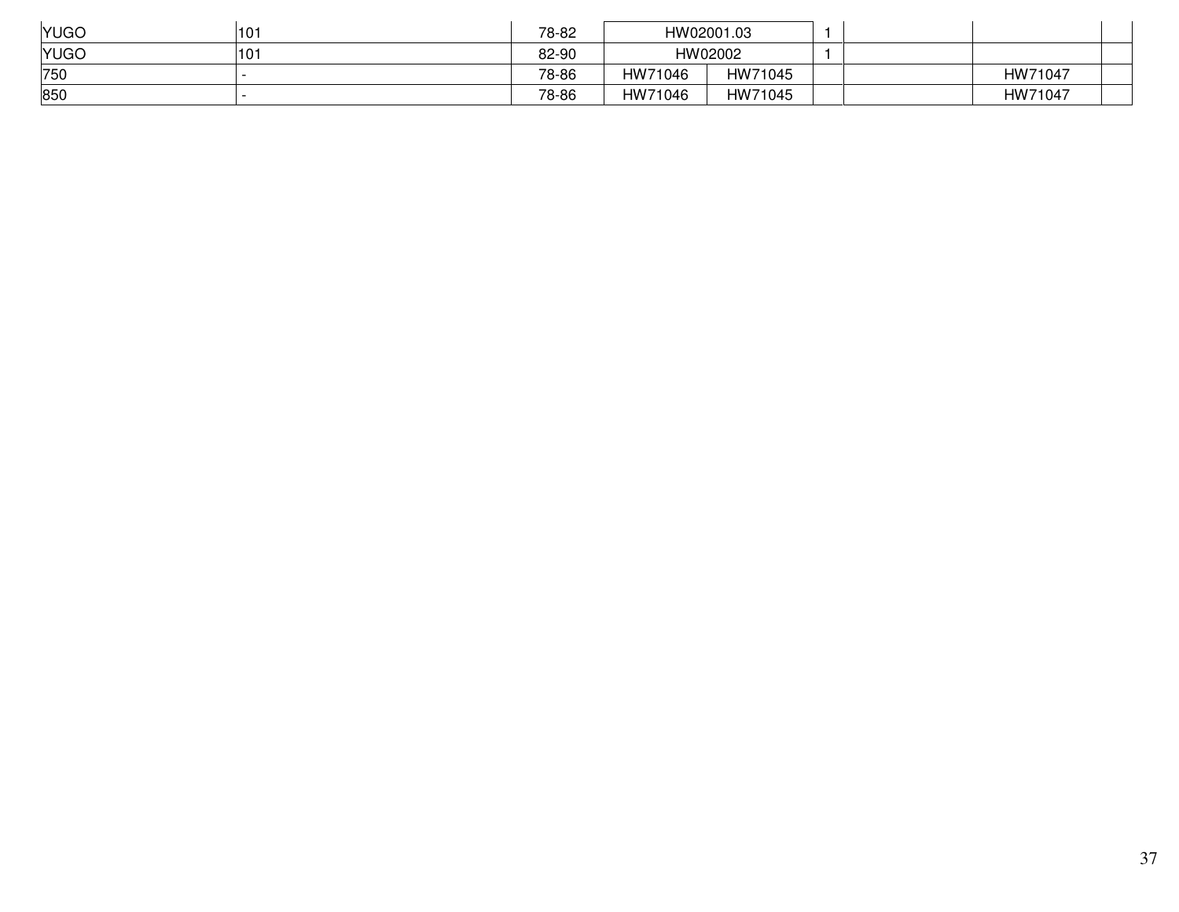| | | | | | | | | |
|---|---|---|---|---|---|---|---|---|
| YUGO | 101 | 78-82 | HW02001.03 | | 1 | | | |
| YUGO | 101 | 82-90 | HW02002 | | 1 | | | |
| 750 | - | 78-86 | HW71046 | HW71045 | | | HW71047 | |
| 850 | - | 78-86 | HW71046 | HW71045 | | | HW71047 | |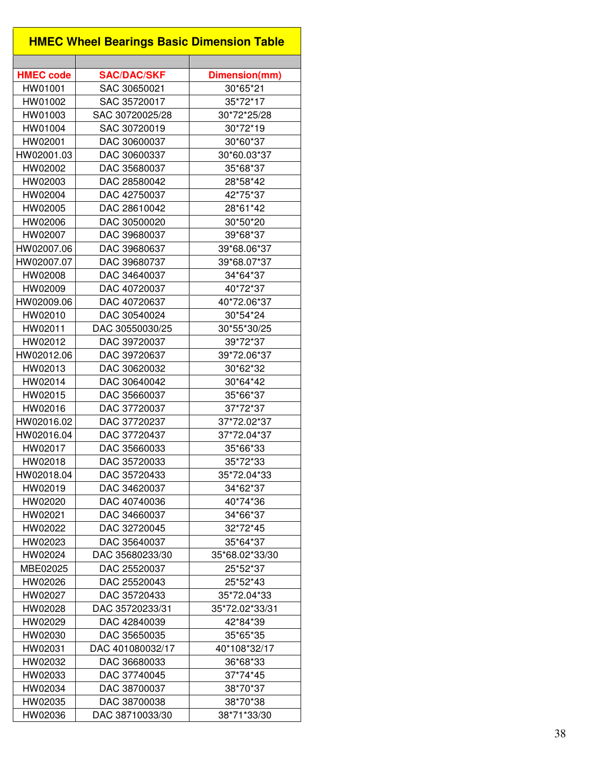| HMEC Wheel Bearings Basic Dimension Table | | |
|---|---|---|
| | | |
| HMEC code | SAC/DAC/SKF | Dimension(mm) |
| HW01001 | SAC 30650021 | 30*65*21 |
| HW01002 | SAC 35720017 | 35*72*17 |
| HW01003 | SAC 30720025/28 | 30*72*25/28 |
| HW01004 | SAC 30720019 | 30*72*19 |
| HW02001 | DAC 30600037 | 30*60*37 |
| HW02001.03 | DAC 30600337 | 30*60.03*37 |
| HW02002 | DAC 35680037 | 35*68*37 |
| HW02003 | DAC 28580042 | 28*58*42 |
| HW02004 | DAC 42750037 | 42*75*37 |
| HW02005 | DAC 28610042 | 28*61*42 |
| HW02006 | DAC 30500020 | 30*50*20 |
| HW02007 | DAC 39680037 | 39*68*37 |
| HW02007.06 | DAC 39680637 | 39*68.06*37 |
| HW02007.07 | DAC 39680737 | 39*68.07*37 |
| HW02008 | DAC 34640037 | 34*64*37 |
| HW02009 | DAC 40720037 | 40*72*37 |
| HW02009.06 | DAC 40720637 | 40*72.06*37 |
| HW02010 | DAC 30540024 | 30*54*24 |
| HW02011 | DAC 30550030/25 | 30*55*30/25 |
| HW02012 | DAC 39720037 | 39*72*37 |
| HW02012.06 | DAC 39720637 | 39*72.06*37 |
| HW02013 | DAC 30620032 | 30*62*32 |
| HW02014 | DAC 30640042 | 30*64*42 |
| HW02015 | DAC 35660037 | 35*66*37 |
| HW02016 | DAC 37720037 | 37*72*37 |
| HW02016.02 | DAC 37720237 | 37*72.02*37 |
| HW02016.04 | DAC 37720437 | 37*72.04*37 |
| HW02017 | DAC 35660033 | 35*66*33 |
| HW02018 | DAC 35720033 | 35*72*33 |
| HW02018.04 | DAC 35720433 | 35*72.04*33 |
| HW02019 | DAC 34620037 | 34*62*37 |
| HW02020 | DAC 40740036 | 40*74*36 |
| HW02021 | DAC 34660037 | 34*66*37 |
| HW02022 | DAC 32720045 | 32*72*45 |
| HW02023 | DAC 35640037 | 35*64*37 |
| HW02024 | DAC 35680233/30 | 35*68.02*33/30 |
| MBE02025 | DAC 25520037 | 25*52*37 |
| HW02026 | DAC 25520043 | 25*52*43 |
| HW02027 | DAC 35720433 | 35*72.04*33 |
| HW02028 | DAC 35720233/31 | 35*72.02*33/31 |
| HW02029 | DAC 42840039 | 42*84*39 |
| HW02030 | DAC 35650035 | 35*65*35 |
| HW02031 | DAC 401080032/17 | 40*108*32/17 |
| HW02032 | DAC 36680033 | 36*68*33 |
| HW02033 | DAC 37740045 | 37*74*45 |
| HW02034 | DAC 38700037 | 38*70*37 |
| HW02035 | DAC 38700038 | 38*70*38 |
| HW02036 | DAC 38710033/30 | 38*71*33/30 |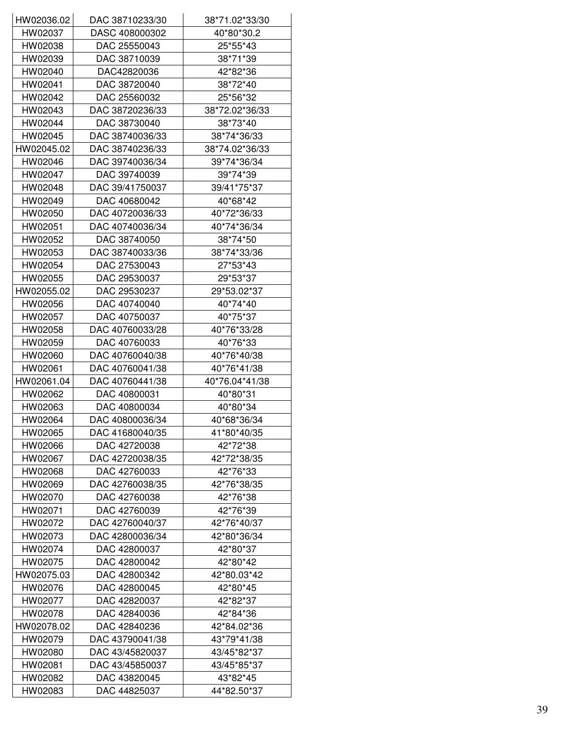| HW02036.02 | DAC 38710233/30 | 38*71.02*33/30 |
|---|---|---|
| HW02037 | DASC 408000302 | 40*80*30.2 |
| HW02038 | DAC 25550043 | 25*55*43 |
| HW02039 | DAC 38710039 | 38*71*39 |
| HW02040 | DAC42820036 | 42*82*36 |
| HW02041 | DAC 38720040 | 38*72*40 |
| HW02042 | DAC 25560032 | 25*56*32 |
| HW02043 | DAC 38720236/33 | 38*72.02*36/33 |
| HW02044 | DAC 38730040 | 38*73*40 |
| HW02045 | DAC 38740036/33 | 38*74*36/33 |
| HW02045.02 | DAC 38740236/33 | 38*74.02*36/33 |
| HW02046 | DAC 39740036/34 | 39*74*36/34 |
| HW02047 | DAC 39740039 | 39*74*39 |
| HW02048 | DAC 39/41750037 | 39/41*75*37 |
| HW02049 | DAC 40680042 | 40*68*42 |
| HW02050 | DAC 40720036/33 | 40*72*36/33 |
| HW02051 | DAC 40740036/34 | 40*74*36/34 |
| HW02052 | DAC 38740050 | 38*74*50 |
| HW02053 | DAC 38740033/36 | 38*74*33/36 |
| HW02054 | DAC 27530043 | 27*53*43 |
| HW02055 | DAC 29530037 | 29*53*37 |
| HW02055.02 | DAC 29530237 | 29*53.02*37 |
| HW02056 | DAC 40740040 | 40*74*40 |
| HW02057 | DAC 40750037 | 40*75*37 |
| HW02058 | DAC 40760033/28 | 40*76*33/28 |
| HW02059 | DAC 40760033 | 40*76*33 |
| HW02060 | DAC 40760040/38 | 40*76*40/38 |
| HW02061 | DAC 40760041/38 | 40*76*41/38 |
| HW02061.04 | DAC 40760441/38 | 40*76.04*41/38 |
| HW02062 | DAC 40800031 | 40*80*31 |
| HW02063 | DAC 40800034 | 40*80*34 |
| HW02064 | DAC 40800036/34 | 40*68*36/34 |
| HW02065 | DAC 41680040/35 | 41*80*40/35 |
| HW02066 | DAC 42720038 | 42*72*38 |
| HW02067 | DAC 42720038/35 | 42*72*38/35 |
| HW02068 | DAC 42760033 | 42*76*33 |
| HW02069 | DAC 42760038/35 | 42*76*38/35 |
| HW02070 | DAC 42760038 | 42*76*38 |
| HW02071 | DAC 42760039 | 42*76*39 |
| HW02072 | DAC 42760040/37 | 42*76*40/37 |
| HW02073 | DAC 42800036/34 | 42*80*36/34 |
| HW02074 | DAC 42800037 | 42*80*37 |
| HW02075 | DAC 42800042 | 42*80*42 |
| HW02075.03 | DAC 42800342 | 42*80.03*42 |
| HW02076 | DAC 42800045 | 42*80*45 |
| HW02077 | DAC 42820037 | 42*82*37 |
| HW02078 | DAC 42840036 | 42*84*36 |
| HW02078.02 | DAC 42840236 | 42*84.02*36 |
| HW02079 | DAC 43790041/38 | 43*79*41/38 |
| HW02080 | DAC 43/45820037 | 43/45*82*37 |
| HW02081 | DAC 43/45850037 | 43/45*85*37 |
| HW02082 | DAC 43820045 | 43*82*45 |
| HW02083 | DAC 44825037 | 44*82.50*37 |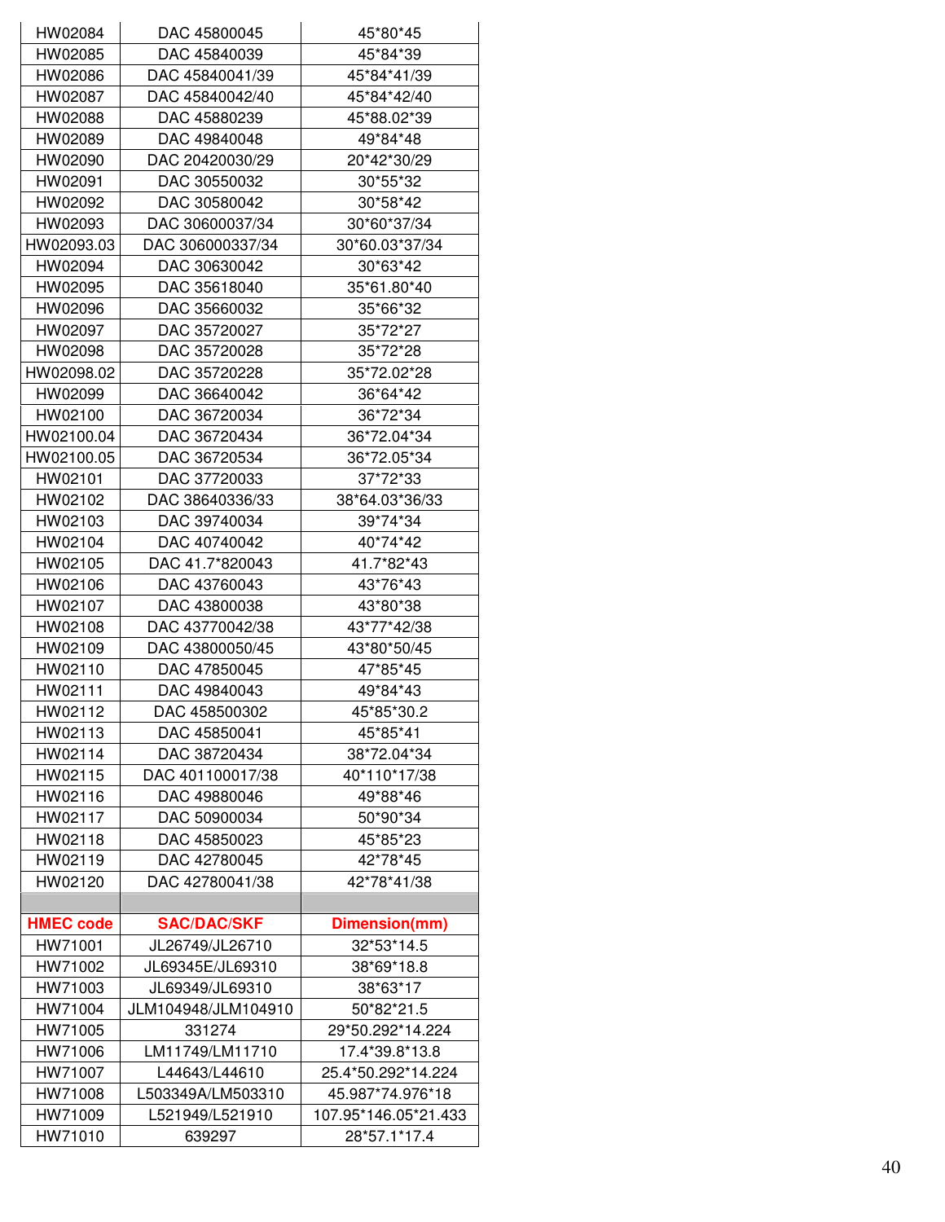| HW02084 | DAC 45800045 | 45*80*45 |
|---|---|---|
| HW02085 | DAC 45840039 | 45*84*39 |
| HW02086 | DAC 45840041/39 | 45*84*41/39 |
| HW02087 | DAC 45840042/40 | 45*84*42/40 |
| HW02088 | DAC 45880239 | 45*88.02*39 |
| HW02089 | DAC 49840048 | 49*84*48 |
| HW02090 | DAC 20420030/29 | 20*42*30/29 |
| HW02091 | DAC 30550032 | 30*55*32 |
| HW02092 | DAC 30580042 | 30*58*42 |
| HW02093 | DAC 30600037/34 | 30*60*37/34 |
| HW02093.03 | DAC 306000337/34 | 30*60.03*37/34 |
| HW02094 | DAC 30630042 | 30*63*42 |
| HW02095 | DAC 35618040 | 35*61.80*40 |
| HW02096 | DAC 35660032 | 35*66*32 |
| HW02097 | DAC 35720027 | 35*72*27 |
| HW02098 | DAC 35720028 | 35*72*28 |
| HW02098.02 | DAC 35720228 | 35*72.02*28 |
| HW02099 | DAC 36640042 | 36*64*42 |
| HW02100 | DAC 36720034 | 36*72*34 |
| HW02100.04 | DAC 36720434 | 36*72.04*34 |
| HW02100.05 | DAC 36720534 | 36*72.05*34 |
| HW02101 | DAC 37720033 | 37*72*33 |
| HW02102 | DAC 38640336/33 | 38*64.03*36/33 |
| HW02103 | DAC 39740034 | 39*74*34 |
| HW02104 | DAC 40740042 | 40*74*42 |
| HW02105 | DAC 41.7*820043 | 41.7*82*43 |
| HW02106 | DAC 43760043 | 43*76*43 |
| HW02107 | DAC 43800038 | 43*80*38 |
| HW02108 | DAC 43770042/38 | 43*77*42/38 |
| HW02109 | DAC 43800050/45 | 43*80*50/45 |
| HW02110 | DAC 47850045 | 47*85*45 |
| HW02111 | DAC 49840043 | 49*84*43 |
| HW02112 | DAC 458500302 | 45*85*30.2 |
| HW02113 | DAC 45850041 | 45*85*41 |
| HW02114 | DAC 38720434 | 38*72.04*34 |
| HW02115 | DAC 401100017/38 | 40*110*17/38 |
| HW02116 | DAC 49880046 | 49*88*46 |
| HW02117 | DAC 50900034 | 50*90*34 |
| HW02118 | DAC 45850023 | 45*85*23 |
| HW02119 | DAC 42780045 | 42*78*45 |
| HW02120 | DAC 42780041/38 | 42*78*41/38 |

| HMEC code | SAC/DAC/SKF | Dimension(mm) |
|---|---|---|
| HW71001 | JL26749/JL26710 | 32*53*14.5 |
| HW71002 | JL69345E/JL69310 | 38*69*18.8 |
| HW71003 | JL69349/JL69310 | 38*63*17 |
| HW71004 | JLM104948/JLM104910 | 50*82*21.5 |
| HW71005 | 331274 | 29*50.292*14.224 |
| HW71006 | LM11749/LM11710 | 17.4*39.8*13.8 |
| HW71007 | L44643/L44610 | 25.4*50.292*14.224 |
| HW71008 | L503349A/LM503310 | 45.987*74.976*18 |
| HW71009 | L521949/L521910 | 107.95*146.05*21.433 |
| HW71010 | 639297 | 28*57.1*17.4 |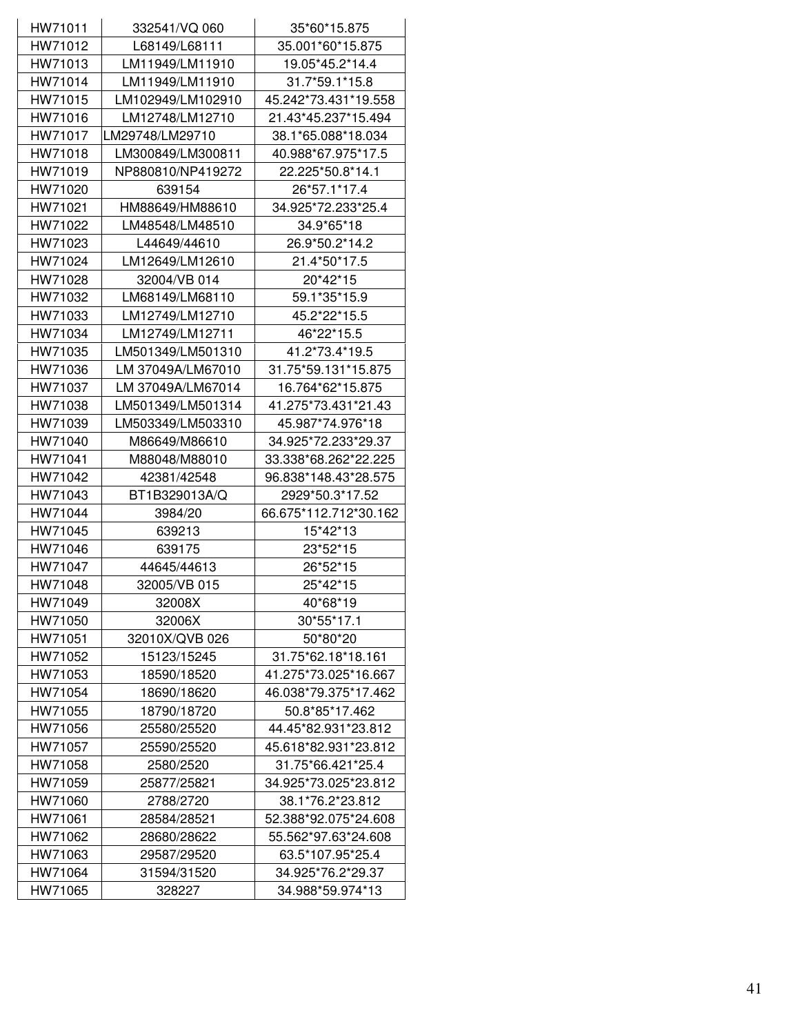| HW71011 | 332541/VQ 060 | 35*60*15.875 |
|---|---|---|
| HW71012 | L68149/L68111 | 35.001*60*15.875 |
| HW71013 | LM11949/LM11910 | 19.05*45.2*14.4 |
| HW71014 | LM11949/LM11910 | 31.7*59.1*15.8 |
| HW71015 | LM102949/LM102910 | 45.242*73.431*19.558 |
| HW71016 | LM12748/LM12710 | 21.43*45.237*15.494 |
| HW71017 | LM29748/LM29710 | 38.1*65.088*18.034 |
| HW71018 | LM300849/LM300811 | 40.988*67.975*17.5 |
| HW71019 | NP880810/NP419272 | 22.225*50.8*14.1 |
| HW71020 | 639154 | 26*57.1*17.4 |
| HW71021 | HM88649/HM88610 | 34.925*72.233*25.4 |
| HW71022 | LM48548/LM48510 | 34.9*65*18 |
| HW71023 | L44649/44610 | 26.9*50.2*14.2 |
| HW71024 | LM12649/LM12610 | 21.4*50*17.5 |
| HW71028 | 32004/VB 014 | 20*42*15 |
| HW71032 | LM68149/LM68110 | 59.1*35*15.9 |
| HW71033 | LM12749/LM12710 | 45.2*22*15.5 |
| HW71034 | LM12749/LM12711 | 46*22*15.5 |
| HW71035 | LM501349/LM501310 | 41.2*73.4*19.5 |
| HW71036 | LM 37049A/LM67010 | 31.75*59.131*15.875 |
| HW71037 | LM 37049A/LM67014 | 16.764*62*15.875 |
| HW71038 | LM501349/LM501314 | 41.275*73.431*21.43 |
| HW71039 | LM503349/LM503310 | 45.987*74.976*18 |
| HW71040 | M86649/M86610 | 34.925*72.233*29.37 |
| HW71041 | M88048/M88010 | 33.338*68.262*22.225 |
| HW71042 | 42381/42548 | 96.838*148.43*28.575 |
| HW71043 | BT1B329013A/Q | 2929*50.3*17.52 |
| HW71044 | 3984/20 | 66.675*112.712*30.162 |
| HW71045 | 639213 | 15*42*13 |
| HW71046 | 639175 | 23*52*15 |
| HW71047 | 44645/44613 | 26*52*15 |
| HW71048 | 32005/VB 015 | 25*42*15 |
| HW71049 | 32008X | 40*68*19 |
| HW71050 | 32006X | 30*55*17.1 |
| HW71051 | 32010X/QVB 026 | 50*80*20 |
| HW71052 | 15123/15245 | 31.75*62.18*18.161 |
| HW71053 | 18590/18520 | 41.275*73.025*16.667 |
| HW71054 | 18690/18620 | 46.038*79.375*17.462 |
| HW71055 | 18790/18720 | 50.8*85*17.462 |
| HW71056 | 25580/25520 | 44.45*82.931*23.812 |
| HW71057 | 25590/25520 | 45.618*82.931*23.812 |
| HW71058 | 2580/2520 | 31.75*66.421*25.4 |
| HW71059 | 25877/25821 | 34.925*73.025*23.812 |
| HW71060 | 2788/2720 | 38.1*76.2*23.812 |
| HW71061 | 28584/28521 | 52.388*92.075*24.608 |
| HW71062 | 28680/28622 | 55.562*97.63*24.608 |
| HW71063 | 29587/29520 | 63.5*107.95*25.4 |
| HW71064 | 31594/31520 | 34.925*76.2*29.37 |
| HW71065 | 328227 | 34.988*59.974*13 |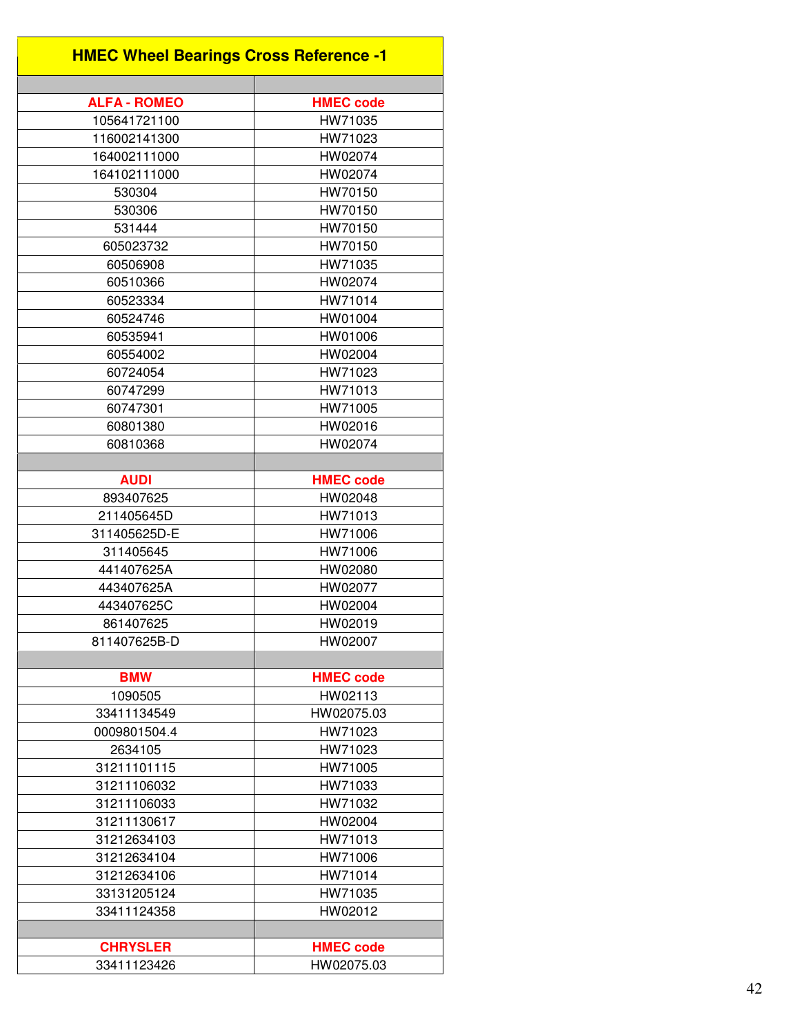# HMEC Wheel Bearings Cross Reference -1

| ALFA - ROMEO | HMEC code |
|---|---|
| 105641721100 | HW71035 |
| 116002141300 | HW71023 |
| 164002111000 | HW02074 |
| 164102111000 | HW02074 |
| 530304 | HW70150 |
| 530306 | HW70150 |
| 531444 | HW70150 |
| 605023732 | HW70150 |
| 60506908 | HW71035 |
| 60510366 | HW02074 |
| 60523334 | HW71014 |
| 60524746 | HW01004 |
| 60535941 | HW01006 |
| 60554002 | HW02004 |
| 60724054 | HW71023 |
| 60747299 | HW71013 |
| 60747301 | HW71005 |
| 60801380 | HW02016 |
| 60810368 | HW02074 |

| AUDI | HMEC code |
|---|---|
| 893407625 | HW02048 |
| 211405645D | HW71013 |
| 311405625D-E | HW71006 |
| 311405645 | HW71006 |
| 441407625A | HW02080 |
| 443407625A | HW02077 |
| 443407625C | HW02004 |
| 861407625 | HW02019 |
| 811407625B-D | HW02007 |

| BMW | HMEC code |
|---|---|
| 1090505 | HW02113 |
| 33411134549 | HW02075.03 |
| 0009801504.4 | HW71023 |
| 2634105 | HW71023 |
| 31211101115 | HW71005 |
| 31211106032 | HW71033 |
| 31211106033 | HW71032 |
| 31211130617 | HW02004 |
| 31212634103 | HW71013 |
| 31212634104 | HW71006 |
| 31212634106 | HW71014 |
| 33131205124 | HW71035 |
| 33411124358 | HW02012 |

| CHRYSLER | HMEC code |
|---|---|
| 33411123426 | HW02075.03 |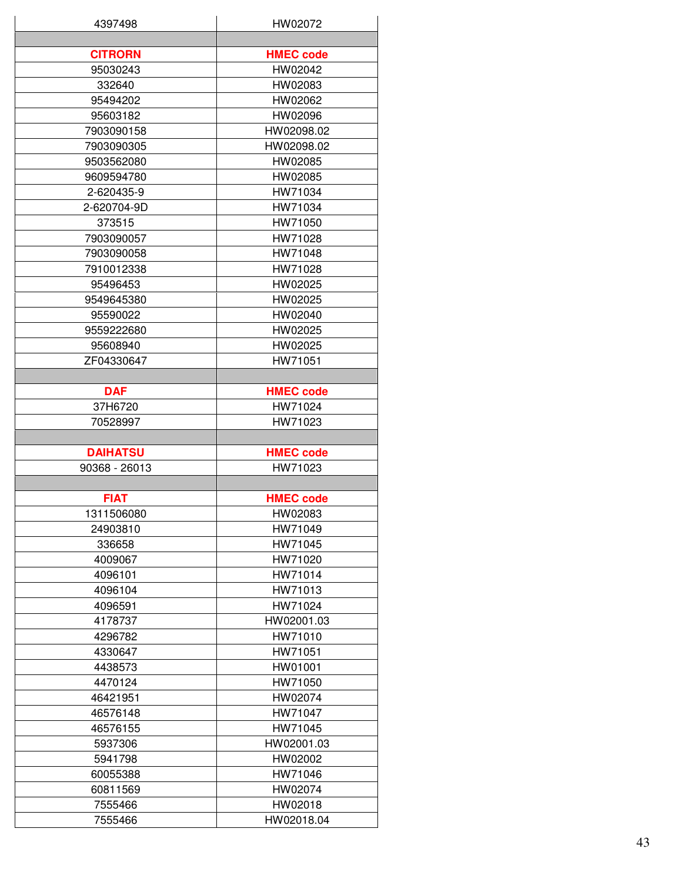| 4397498 | HW02072 |
|---|---|
| | |
| **CITRORN** | **HMEC code** |
| 95030243 | HW02042 |
| 332640 | HW02083 |
| 95494202 | HW02062 |
| 95603182 | HW02096 |
| 7903090158 | HW02098.02 |
| 7903090305 | HW02098.02 |
| 9503562080 | HW02085 |
| 9609594780 | HW02085 |
| 2-620435-9 | HW71034 |
| 2-620704-9D | HW71034 |
| 373515 | HW71050 |
| 7903090057 | HW71028 |
| 7903090058 | HW71048 |
| 7910012338 | HW71028 |
| 95496453 | HW02025 |
| 9549645380 | HW02025 |
| 95590022 | HW02040 |
| 9559222680 | HW02025 |
| 95608940 | HW02025 |
| ZF04330647 | HW71051 |
| | |
| **DAF** | **HMEC code** |
| 37H6720 | HW71024 |
| 70528997 | HW71023 |
| | |
| **DAIHATSU** | **HMEC code** |
| 90368 - 26013 | HW71023 |
| | |
| **FIAT** | **HMEC code** |
| 1311506080 | HW02083 |
| 24903810 | HW71049 |
| 336658 | HW71045 |
| 4009067 | HW71020 |
| 4096101 | HW71014 |
| 4096104 | HW71013 |
| 4096591 | HW71024 |
| 4178737 | HW02001.03 |
| 4296782 | HW71010 |
| 4330647 | HW71051 |
| 4438573 | HW01001 |
| 4470124 | HW71050 |
| 46421951 | HW02074 |
| 46576148 | HW71047 |
| 46576155 | HW71045 |
| 5937306 | HW02001.03 |
| 5941798 | HW02002 |
| 60055388 | HW71046 |
| 60811569 | HW02074 |
| 7555466 | HW02018 |
| 7555466 | HW02018.04 |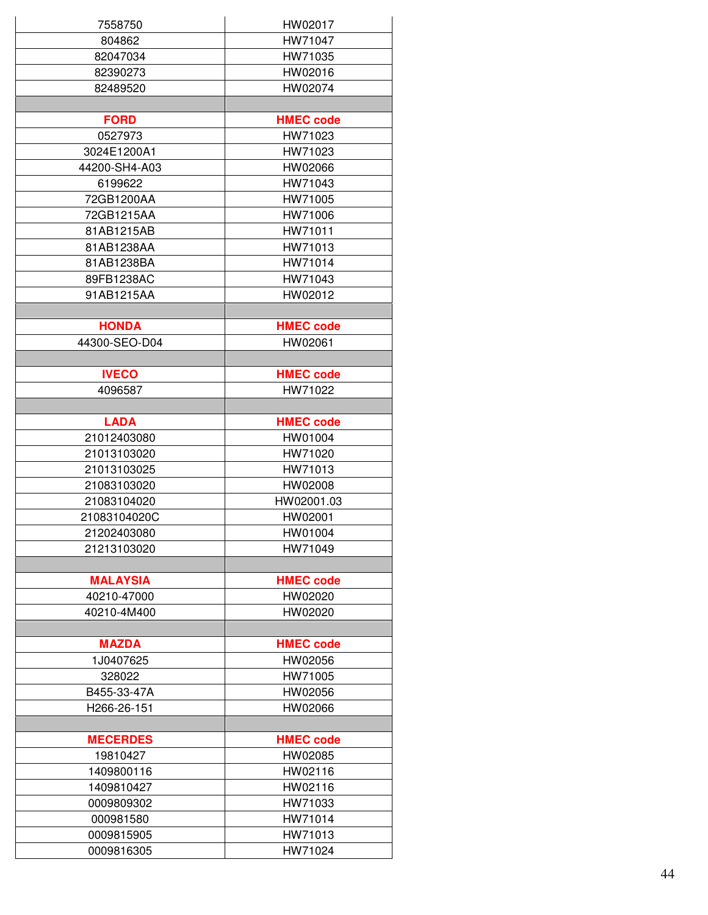| | |
|---|---|
| 7558750 | HW02017 |
| 804862 | HW71047 |
| 82047034 | HW71035 |
| 82390273 | HW02016 |
| 82489520 | HW02074 |
| | |
| **FORD** | **HMEC code** |
| 0527973 | HW71023 |
| 3024E1200A1 | HW71023 |
| 44200-SH4-A03 | HW02066 |
| 6199622 | HW71043 |
| 72GB1200AA | HW71005 |
| 72GB1215AA | HW71006 |
| 81AB1215AB | HW71011 |
| 81AB1238AA | HW71013 |
| 81AB1238BA | HW71014 |
| 89FB1238AC | HW71043 |
| 91AB1215AA | HW02012 |
| | |
| **HONDA** | **HMEC code** |
| 44300-SEO-D04 | HW02061 |
| | |
| **IVECO** | **HMEC code** |
| 4096587 | HW71022 |
| | |
| **LADA** | **HMEC code** |
| 21012403080 | HW01004 |
| 21013103020 | HW71020 |
| 21013103025 | HW71013 |
| 21083103020 | HW02008 |
| 21083104020 | HW02001.03 |
| 21083104020C | HW02001 |
| 21202403080 | HW01004 |
| 21213103020 | HW71049 |
| | |
| **MALAYSIA** | **HMEC code** |
| 40210-47000 | HW02020 |
| 40210-4M400 | HW02020 |
| | |
| **MAZDA** | **HMEC code** |
| 1J0407625 | HW02056 |
| 328022 | HW71005 |
| B455-33-47A | HW02056 |
| H266-26-151 | HW02066 |
| | |
| **MECERDES** | **HMEC code** |
| 19810427 | HW02085 |
| 1409800116 | HW02116 |
| 1409810427 | HW02116 |
| 0009809302 | HW71033 |
| 000981580 | HW71014 |
| 0009815905 | HW71013 |
| 0009816305 | HW71024 |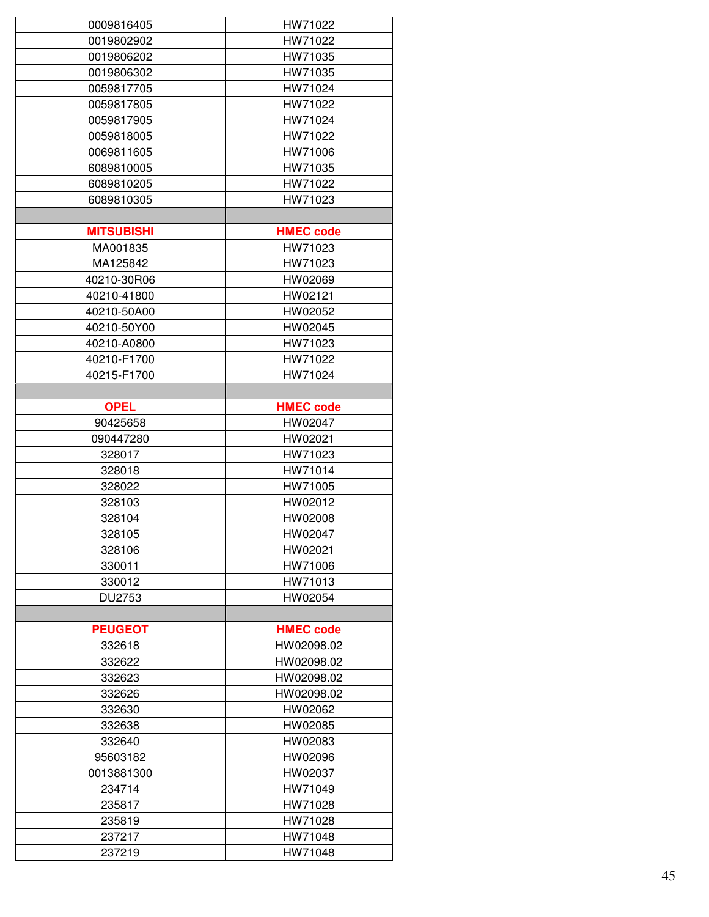| | |
|---|---|
| 0009816405 | HW71022 |
| 0019802902 | HW71022 |
| 0019806202 | HW71035 |
| 0019806302 | HW71035 |
| 0059817705 | HW71024 |
| 0059817805 | HW71022 |
| 0059817905 | HW71024 |
| 0059818005 | HW71022 |
| 0069811605 | HW71006 |
| 6089810005 | HW71035 |
| 6089810205 | HW71022 |
| 6089810305 | HW71023 |
| | |
| **MITSUBISHI** | **HMEC code** |
| MA001835 | HW71023 |
| MA125842 | HW71023 |
| 40210-30R06 | HW02069 |
| 40210-41800 | HW02121 |
| 40210-50A00 | HW02052 |
| 40210-50Y00 | HW02045 |
| 40210-A0800 | HW71023 |
| 40210-F1700 | HW71022 |
| 40215-F1700 | HW71024 |
| | |
| **OPEL** | **HMEC code** |
| 90425658 | HW02047 |
| 090447280 | HW02021 |
| 328017 | HW71023 |
| 328018 | HW71014 |
| 328022 | HW71005 |
| 328103 | HW02012 |
| 328104 | HW02008 |
| 328105 | HW02047 |
| 328106 | HW02021 |
| 330011 | HW71006 |
| 330012 | HW71013 |
| DU2753 | HW02054 |
| | |
| **PEUGEOT** | **HMEC code** |
| 332618 | HW02098.02 |
| 332622 | HW02098.02 |
| 332623 | HW02098.02 |
| 332626 | HW02098.02 |
| 332630 | HW02062 |
| 332638 | HW02085 |
| 332640 | HW02083 |
| 95603182 | HW02096 |
| 0013881300 | HW02037 |
| 234714 | HW71049 |
| 235817 | HW71028 |
| 235819 | HW71028 |
| 237217 | HW71048 |
| 237219 | HW71048 |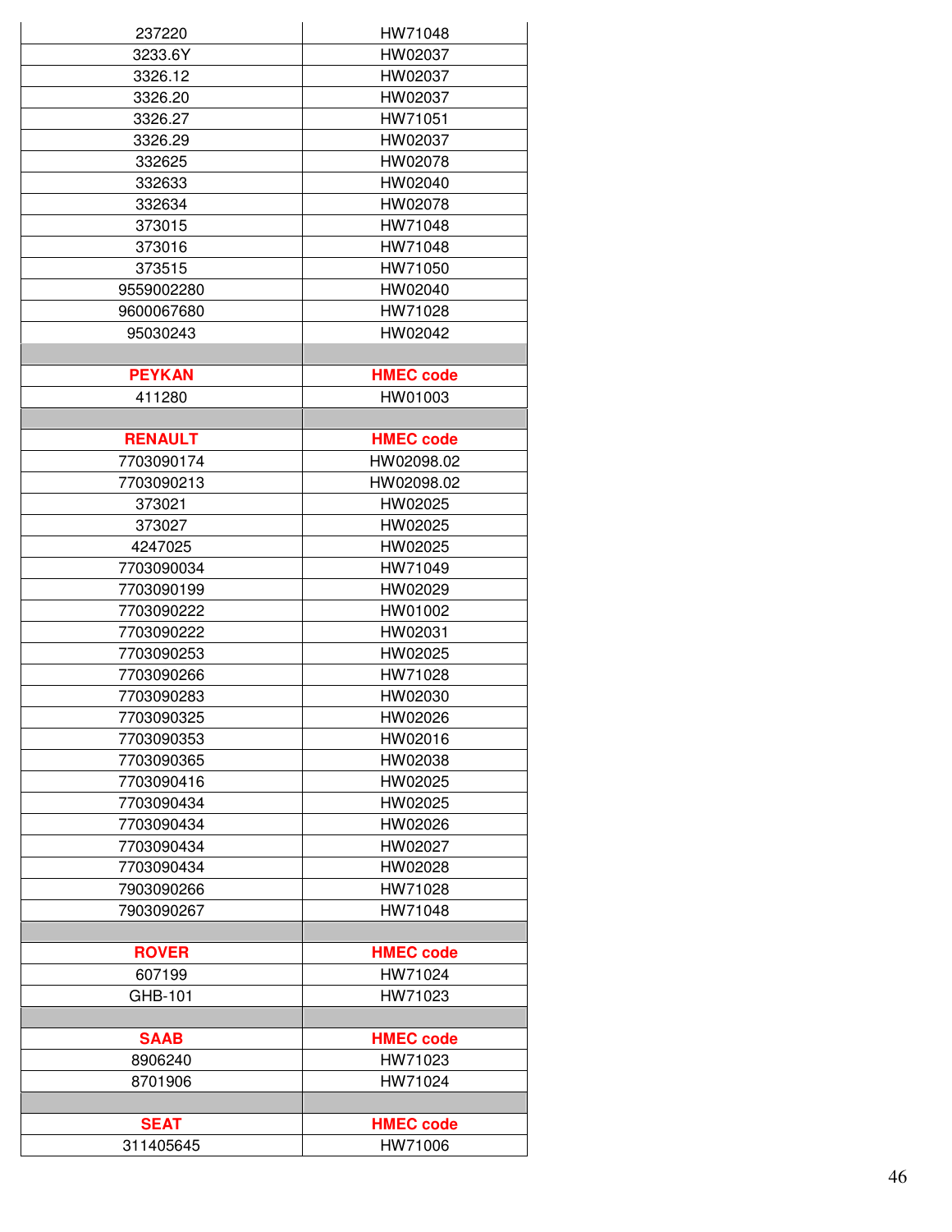| | |
|---|---|
| 237220 | HW71048 |
| 3233.6Y | HW02037 |
| 3326.12 | HW02037 |
| 3326.20 | HW02037 |
| 3326.27 | HW71051 |
| 3326.29 | HW02037 |
| 332625 | HW02078 |
| 332633 | HW02040 |
| 332634 | HW02078 |
| 373015 | HW71048 |
| 373016 | HW71048 |
| 373515 | HW71050 |
| 9559002280 | HW02040 |
| 9600067680 | HW71028 |
| 95030243 | HW02042 |
| | |
| **PEYKAN** | **HMEC code** |
| 411280 | HW01003 |
| | |
| **RENAULT** | **HMEC code** |
| 7703090174 | HW02098.02 |
| 7703090213 | HW02098.02 |
| 373021 | HW02025 |
| 373027 | HW02025 |
| 4247025 | HW02025 |
| 7703090034 | HW71049 |
| 7703090199 | HW02029 |
| 7703090222 | HW01002 |
| 7703090222 | HW02031 |
| 7703090253 | HW02025 |
| 7703090266 | HW71028 |
| 7703090283 | HW02030 |
| 7703090325 | HW02026 |
| 7703090353 | HW02016 |
| 7703090365 | HW02038 |
| 7703090416 | HW02025 |
| 7703090434 | HW02025 |
| 7703090434 | HW02026 |
| 7703090434 | HW02027 |
| 7703090434 | HW02028 |
| 7903090266 | HW71028 |
| 7903090267 | HW71048 |
| | |
| **ROVER** | **HMEC code** |
| 607199 | HW71024 |
| GHB-101 | HW71023 |
| | |
| **SAAB** | **HMEC code** |
| 8906240 | HW71023 |
| 8701906 | HW71024 |
| | |
| **SEAT** | **HMEC code** |
| 311405645 | HW71006 |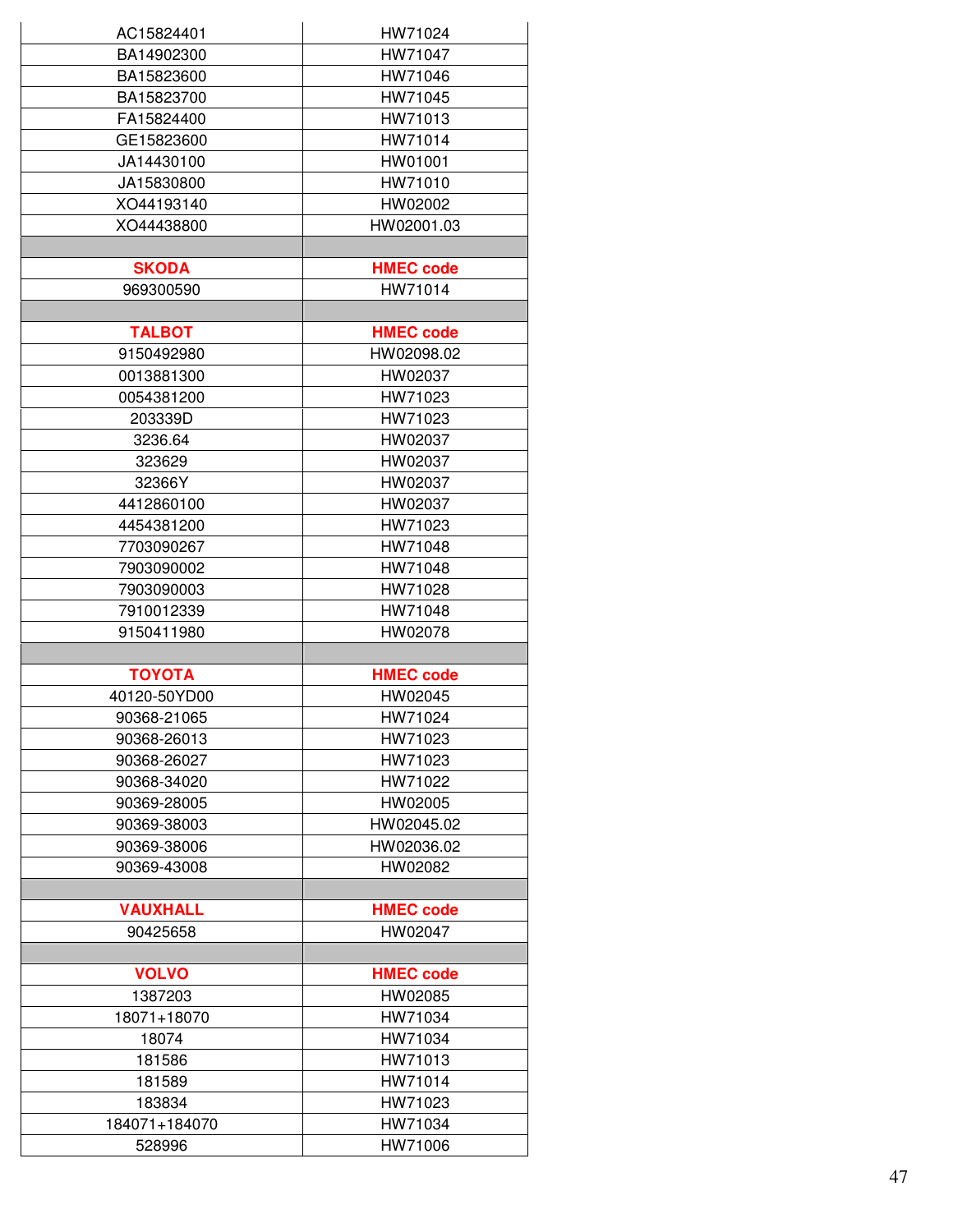| | |
|---|---|
| AC15824401 | HW71024 |
| BA14902300 | HW71047 |
| BA15823600 | HW71046 |
| BA15823700 | HW71045 |
| FA15824400 | HW71013 |
| GE15823600 | HW71014 |
| JA14430100 | HW01001 |
| JA15830800 | HW71010 |
| XO44193140 | HW02002 |
| XO44438800 | HW02001.03 |
| | |
| **SKODA** | **HMEC code** |
| 969300590 | HW71014 |
| | |
| **TALBOT** | **HMEC code** |
| 9150492980 | HW02098.02 |
| 0013881300 | HW02037 |
| 0054381200 | HW71023 |
| 203339D | HW71023 |
| 3236.64 | HW02037 |
| 323629 | HW02037 |
| 32366Y | HW02037 |
| 4412860100 | HW02037 |
| 4454381200 | HW71023 |
| 7703090267 | HW71048 |
| 7903090002 | HW71048 |
| 7903090003 | HW71028 |
| 7910012339 | HW71048 |
| 9150411980 | HW02078 |
| | |
| **TOYOTA** | **HMEC code** |
| 40120-50YD00 | HW02045 |
| 90368-21065 | HW71024 |
| 90368-26013 | HW71023 |
| 90368-26027 | HW71023 |
| 90368-34020 | HW71022 |
| 90369-28005 | HW02005 |
| 90369-38003 | HW02045.02 |
| 90369-38006 | HW02036.02 |
| 90369-43008 | HW02082 |
| | |
| **VAUXHALL** | **HMEC code** |
| 90425658 | HW02047 |
| | |
| **VOLVO** | **HMEC code** |
| 1387203 | HW02085 |
| 18071+18070 | HW71034 |
| 18074 | HW71034 |
| 181586 | HW71013 |
| 181589 | HW71014 |
| 183834 | HW71023 |
| 184071+184070 | HW71034 |
| 528996 | HW71006 |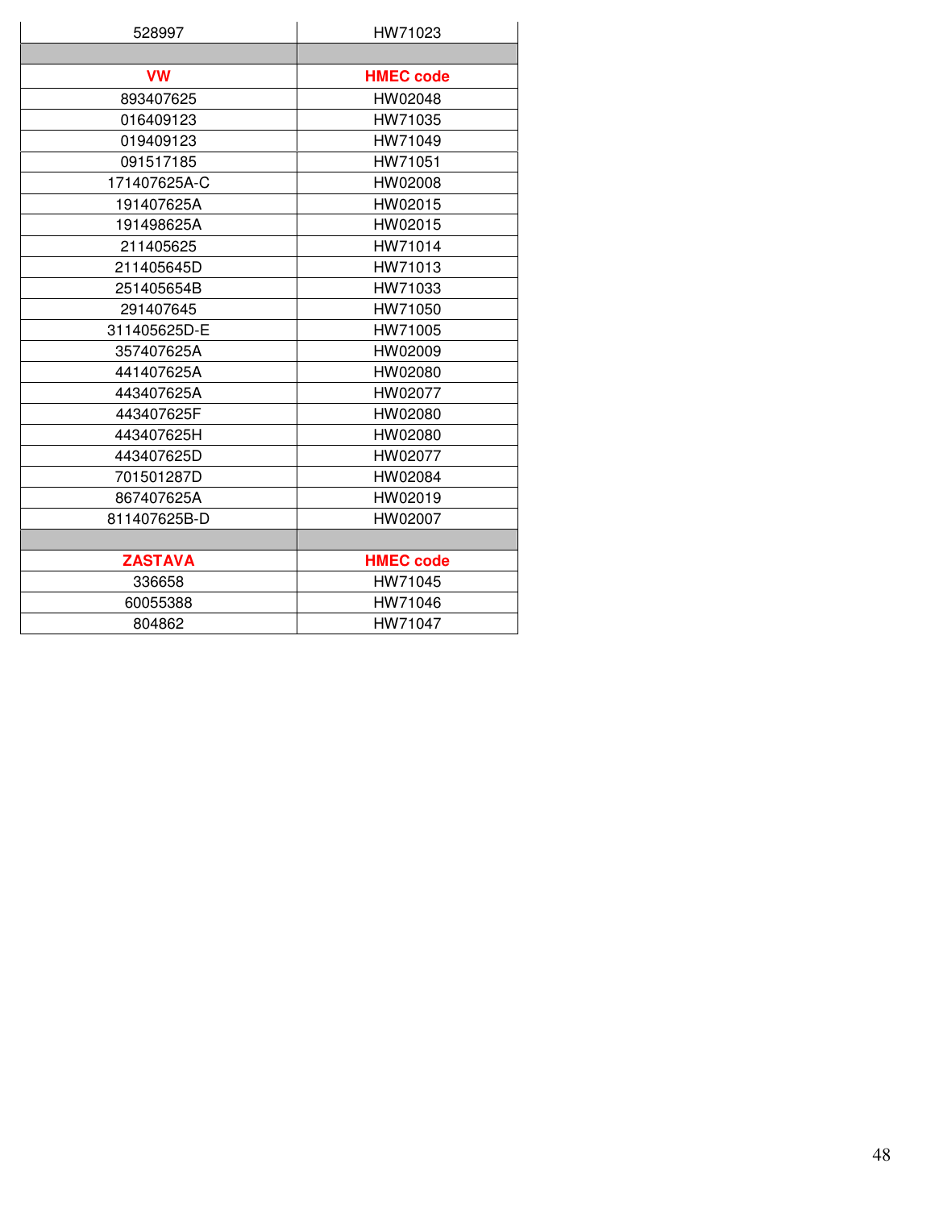| 528997 | HW71023 |
|---|---|
| | |
| **VW** | **HMEC code** |
| 893407625 | HW02048 |
| 016409123 | HW71035 |
| 019409123 | HW71049 |
| 091517185 | HW71051 |
| 171407625A-C | HW02008 |
| 191407625A | HW02015 |
| 191498625A | HW02015 |
| 211405625 | HW71014 |
| 211405645D | HW71013 |
| 251405654B | HW71033 |
| 291407645 | HW71050 |
| 311405625D-E | HW71005 |
| 357407625A | HW02009 |
| 441407625A | HW02080 |
| 443407625A | HW02077 |
| 443407625F | HW02080 |
| 443407625H | HW02080 |
| 443407625D | HW02077 |
| 701501287D | HW02084 |
| 867407625A | HW02019 |
| 811407625B-D | HW02007 |
| | |
| **ZASTAVA** | **HMEC code** |
| 336658 | HW71045 |
| 60055388 | HW71046 |
| 804862 | HW71047 |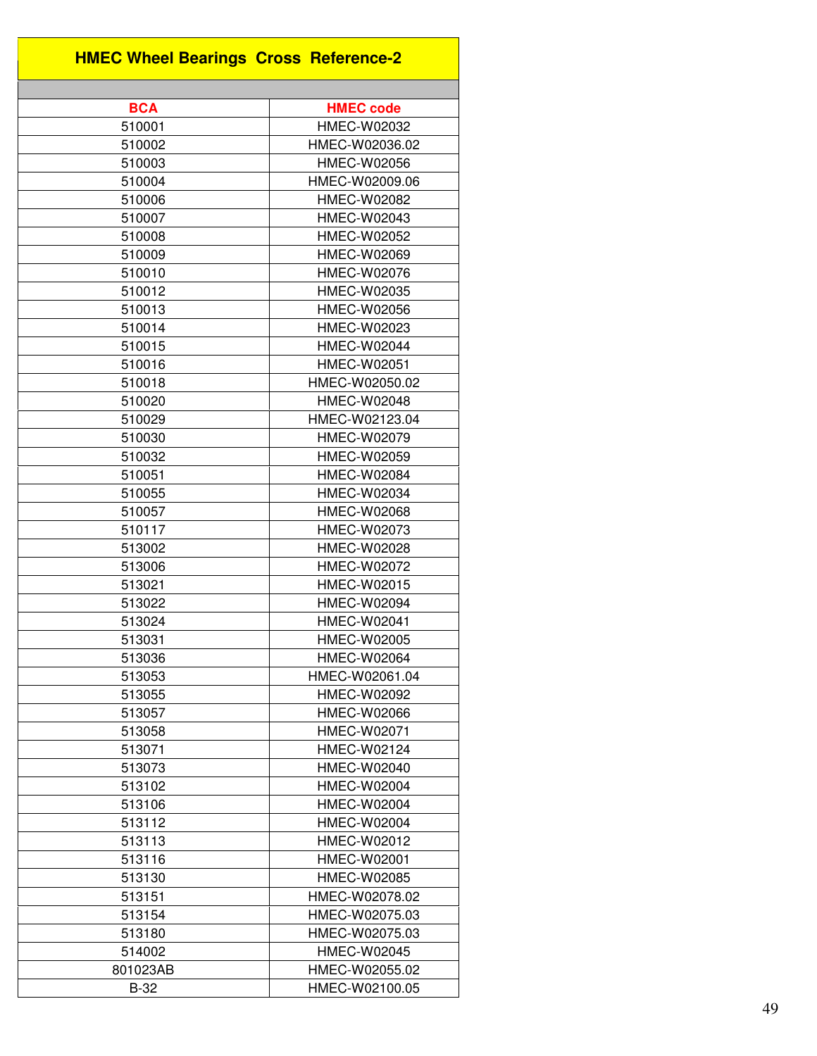## HMEC Wheel Bearings Cross Reference-2

| BCA | HMEC code |
|---|---|
| 510001 | HMEC-W02032 |
| 510002 | HMEC-W02036.02 |
| 510003 | HMEC-W02056 |
| 510004 | HMEC-W02009.06 |
| 510006 | HMEC-W02082 |
| 510007 | HMEC-W02043 |
| 510008 | HMEC-W02052 |
| 510009 | HMEC-W02069 |
| 510010 | HMEC-W02076 |
| 510012 | HMEC-W02035 |
| 510013 | HMEC-W02056 |
| 510014 | HMEC-W02023 |
| 510015 | HMEC-W02044 |
| 510016 | HMEC-W02051 |
| 510018 | HMEC-W02050.02 |
| 510020 | HMEC-W02048 |
| 510029 | HMEC-W02123.04 |
| 510030 | HMEC-W02079 |
| 510032 | HMEC-W02059 |
| 510051 | HMEC-W02084 |
| 510055 | HMEC-W02034 |
| 510057 | HMEC-W02068 |
| 510117 | HMEC-W02073 |
| 513002 | HMEC-W02028 |
| 513006 | HMEC-W02072 |
| 513021 | HMEC-W02015 |
| 513022 | HMEC-W02094 |
| 513024 | HMEC-W02041 |
| 513031 | HMEC-W02005 |
| 513036 | HMEC-W02064 |
| 513053 | HMEC-W02061.04 |
| 513055 | HMEC-W02092 |
| 513057 | HMEC-W02066 |
| 513058 | HMEC-W02071 |
| 513071 | HMEC-W02124 |
| 513073 | HMEC-W02040 |
| 513102 | HMEC-W02004 |
| 513106 | HMEC-W02004 |
| 513112 | HMEC-W02004 |
| 513113 | HMEC-W02012 |
| 513116 | HMEC-W02001 |
| 513130 | HMEC-W02085 |
| 513151 | HMEC-W02078.02 |
| 513154 | HMEC-W02075.03 |
| 513180 | HMEC-W02075.03 |
| 514002 | HMEC-W02045 |
| 801023AB | HMEC-W02055.02 |
| B-32 | HMEC-W02100.05 |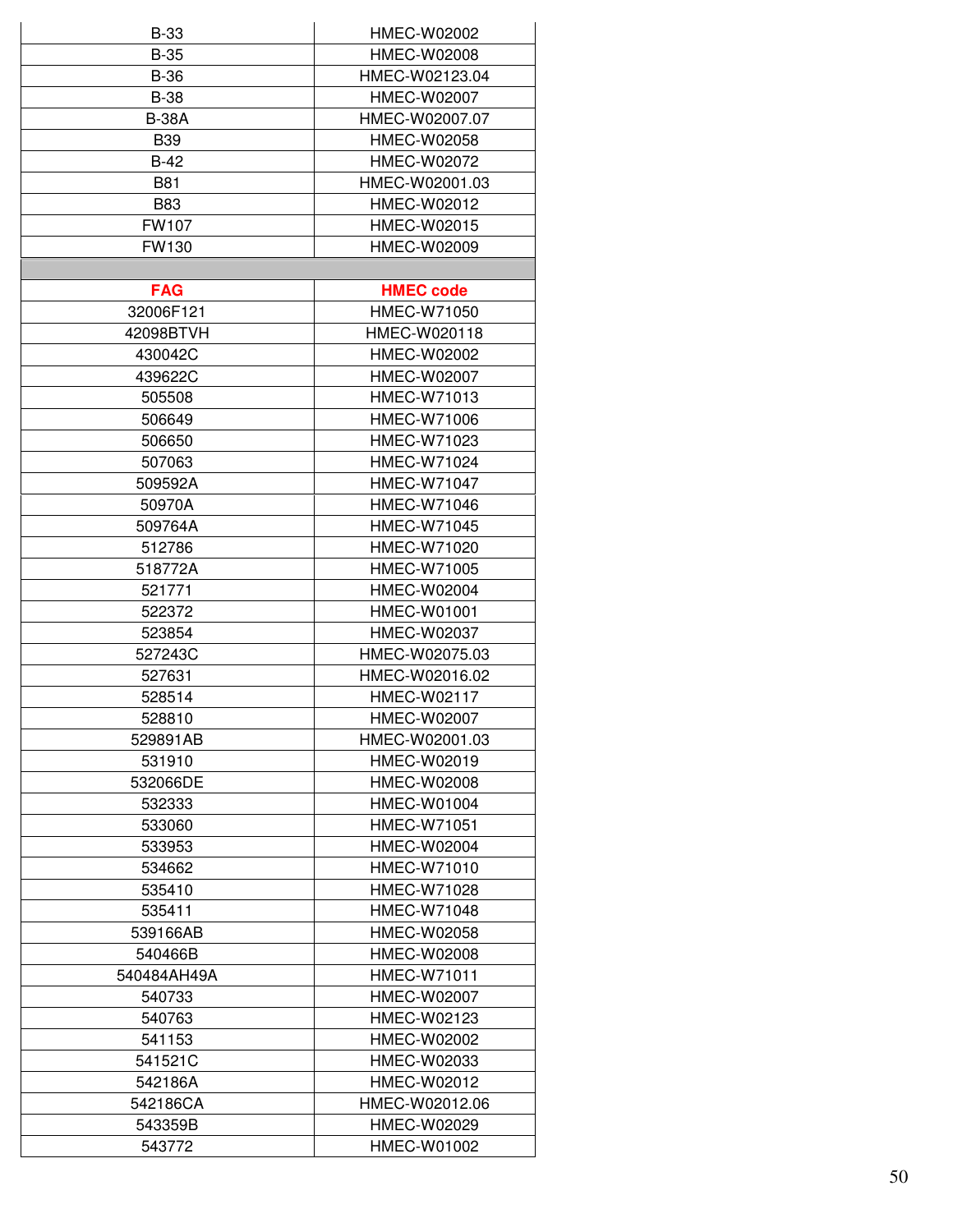| | |
|---|---|
| B-33 | HMEC-W02002 |
| B-35 | HMEC-W02008 |
| B-36 | HMEC-W02123.04 |
| B-38 | HMEC-W02007 |
| B-38A | HMEC-W02007.07 |
| B39 | HMEC-W02058 |
| B-42 | HMEC-W02072 |
| B81 | HMEC-W02001.03 |
| B83 | HMEC-W02012 |
| FW107 | HMEC-W02015 |
| FW130 | HMEC-W02009 |

| FAG | HMEC code |
|---|---|
| 32006F121 | HMEC-W71050 |
| 42098BTVH | HMEC-W020118 |
| 430042C | HMEC-W02002 |
| 439622C | HMEC-W02007 |
| 505508 | HMEC-W71013 |
| 506649 | HMEC-W71006 |
| 506650 | HMEC-W71023 |
| 507063 | HMEC-W71024 |
| 509592A | HMEC-W71047 |
| 50970A | HMEC-W71046 |
| 509764A | HMEC-W71045 |
| 512786 | HMEC-W71020 |
| 518772A | HMEC-W71005 |
| 521771 | HMEC-W02004 |
| 522372 | HMEC-W01001 |
| 523854 | HMEC-W02037 |
| 527243C | HMEC-W02075.03 |
| 527631 | HMEC-W02016.02 |
| 528514 | HMEC-W02117 |
| 528810 | HMEC-W02007 |
| 529891AB | HMEC-W02001.03 |
| 531910 | HMEC-W02019 |
| 532066DE | HMEC-W02008 |
| 532333 | HMEC-W01004 |
| 533060 | HMEC-W71051 |
| 533953 | HMEC-W02004 |
| 534662 | HMEC-W71010 |
| 535410 | HMEC-W71028 |
| 535411 | HMEC-W71048 |
| 539166AB | HMEC-W02058 |
| 540466B | HMEC-W02008 |
| 540484AH49A | HMEC-W71011 |
| 540733 | HMEC-W02007 |
| 540763 | HMEC-W02123 |
| 541153 | HMEC-W02002 |
| 541521C | HMEC-W02033 |
| 542186A | HMEC-W02012 |
| 542186CA | HMEC-W02012.06 |
| 543359B | HMEC-W02029 |
| 543772 | HMEC-W01002 |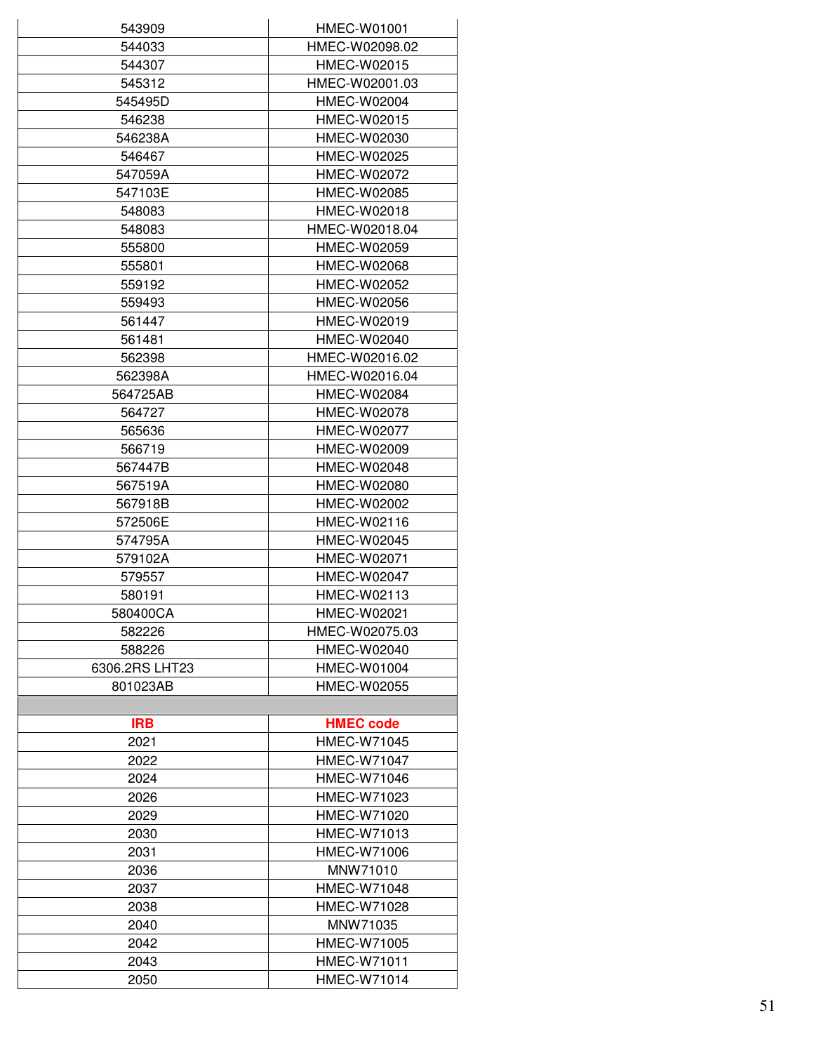| | |
|---|---|
| 543909 | HMEC-W01001 |
| 544033 | HMEC-W02098.02 |
| 544307 | HMEC-W02015 |
| 545312 | HMEC-W02001.03 |
| 545495D | HMEC-W02004 |
| 546238 | HMEC-W02015 |
| 546238A | HMEC-W02030 |
| 546467 | HMEC-W02025 |
| 547059A | HMEC-W02072 |
| 547103E | HMEC-W02085 |
| 548083 | HMEC-W02018 |
| 548083 | HMEC-W02018.04 |
| 555800 | HMEC-W02059 |
| 555801 | HMEC-W02068 |
| 559192 | HMEC-W02052 |
| 559493 | HMEC-W02056 |
| 561447 | HMEC-W02019 |
| 561481 | HMEC-W02040 |
| 562398 | HMEC-W02016.02 |
| 562398A | HMEC-W02016.04 |
| 564725AB | HMEC-W02084 |
| 564727 | HMEC-W02078 |
| 565636 | HMEC-W02077 |
| 566719 | HMEC-W02009 |
| 567447B | HMEC-W02048 |
| 567519A | HMEC-W02080 |
| 567918B | HMEC-W02002 |
| 572506E | HMEC-W02116 |
| 574795A | HMEC-W02045 |
| 579102A | HMEC-W02071 |
| 579557 | HMEC-W02047 |
| 580191 | HMEC-W02113 |
| 580400CA | HMEC-W02021 |
| 582226 | HMEC-W02075.03 |
| 588226 | HMEC-W02040 |
| 6306.2RS LHT23 | HMEC-W01004 |
| 801023AB | HMEC-W02055 |

| IRB | HMEC code |
|---|---|
| 2021 | HMEC-W71045 |
| 2022 | HMEC-W71047 |
| 2024 | HMEC-W71046 |
| 2026 | HMEC-W71023 |
| 2029 | HMEC-W71020 |
| 2030 | HMEC-W71013 |
| 2031 | HMEC-W71006 |
| 2036 | MNW71010 |
| 2037 | HMEC-W71048 |
| 2038 | HMEC-W71028 |
| 2040 | MNW71035 |
| 2042 | HMEC-W71005 |
| 2043 | HMEC-W71011 |
| 2050 | HMEC-W71014 |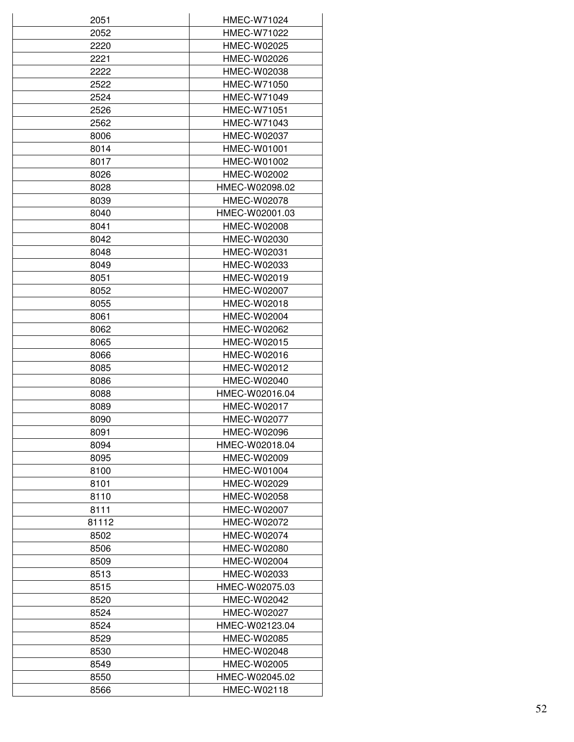| | |
|---|---|
| 2051 | HMEC-W71024 |
| 2052 | HMEC-W71022 |
| 2220 | HMEC-W02025 |
| 2221 | HMEC-W02026 |
| 2222 | HMEC-W02038 |
| 2522 | HMEC-W71050 |
| 2524 | HMEC-W71049 |
| 2526 | HMEC-W71051 |
| 2562 | HMEC-W71043 |
| 8006 | HMEC-W02037 |
| 8014 | HMEC-W01001 |
| 8017 | HMEC-W01002 |
| 8026 | HMEC-W02002 |
| 8028 | HMEC-W02098.02 |
| 8039 | HMEC-W02078 |
| 8040 | HMEC-W02001.03 |
| 8041 | HMEC-W02008 |
| 8042 | HMEC-W02030 |
| 8048 | HMEC-W02031 |
| 8049 | HMEC-W02033 |
| 8051 | HMEC-W02019 |
| 8052 | HMEC-W02007 |
| 8055 | HMEC-W02018 |
| 8061 | HMEC-W02004 |
| 8062 | HMEC-W02062 |
| 8065 | HMEC-W02015 |
| 8066 | HMEC-W02016 |
| 8085 | HMEC-W02012 |
| 8086 | HMEC-W02040 |
| 8088 | HMEC-W02016.04 |
| 8089 | HMEC-W02017 |
| 8090 | HMEC-W02077 |
| 8091 | HMEC-W02096 |
| 8094 | HMEC-W02018.04 |
| 8095 | HMEC-W02009 |
| 8100 | HMEC-W01004 |
| 8101 | HMEC-W02029 |
| 8110 | HMEC-W02058 |
| 8111 | HMEC-W02007 |
| 81112 | HMEC-W02072 |
| 8502 | HMEC-W02074 |
| 8506 | HMEC-W02080 |
| 8509 | HMEC-W02004 |
| 8513 | HMEC-W02033 |
| 8515 | HMEC-W02075.03 |
| 8520 | HMEC-W02042 |
| 8524 | HMEC-W02027 |
| 8524 | HMEC-W02123.04 |
| 8529 | HMEC-W02085 |
| 8530 | HMEC-W02048 |
| 8549 | HMEC-W02005 |
| 8550 | HMEC-W02045.02 |
| 8566 | HMEC-W02118 |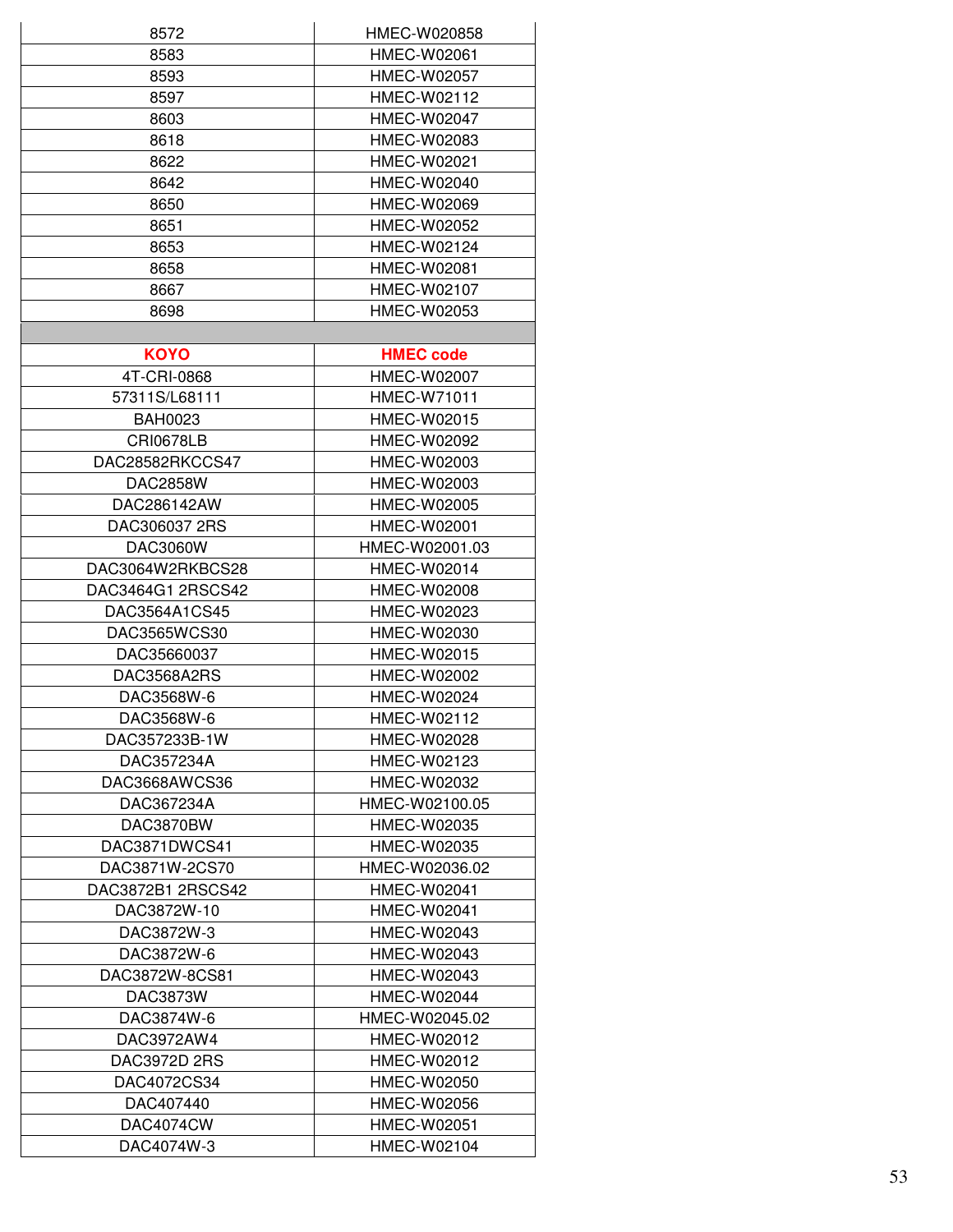| | |
|---|---|
| 8572 | HMEC-W020858 |
| 8583 | HMEC-W02061 |
| 8593 | HMEC-W02057 |
| 8597 | HMEC-W02112 |
| 8603 | HMEC-W02047 |
| 8618 | HMEC-W02083 |
| 8622 | HMEC-W02021 |
| 8642 | HMEC-W02040 |
| 8650 | HMEC-W02069 |
| 8651 | HMEC-W02052 |
| 8653 | HMEC-W02124 |
| 8658 | HMEC-W02081 |
| 8667 | HMEC-W02107 |
| 8698 | HMEC-W02053 |

| **KOYO** | **HMEC code** |
|---|---|
| 4T-CRI-0868 | HMEC-W02007 |
| 57311S/L68111 | HMEC-W71011 |
| BAH0023 | HMEC-W02015 |
| CRI0678LB | HMEC-W02092 |
| DAC28582RKCCS47 | HMEC-W02003 |
| DAC2858W | HMEC-W02003 |
| DAC286142AW | HMEC-W02005 |
| DAC306037 2RS | HMEC-W02001 |
| DAC3060W | HMEC-W02001.03 |
| DAC3064W2RKBCS28 | HMEC-W02014 |
| DAC3464G1 2RSCS42 | HMEC-W02008 |
| DAC3564A1CS45 | HMEC-W02023 |
| DAC3565WCS30 | HMEC-W02030 |
| DAC35660037 | HMEC-W02015 |
| DAC3568A2RS | HMEC-W02002 |
| DAC3568W-6 | HMEC-W02024 |
| DAC3568W-6 | HMEC-W02112 |
| DAC357233B-1W | HMEC-W02028 |
| DAC357234A | HMEC-W02123 |
| DAC3668AWCS36 | HMEC-W02032 |
| DAC367234A | HMEC-W02100.05 |
| DAC3870BW | HMEC-W02035 |
| DAC3871DWCS41 | HMEC-W02035 |
| DAC3871W-2CS70 | HMEC-W02036.02 |
| DAC3872B1 2RSCS42 | HMEC-W02041 |
| DAC3872W-10 | HMEC-W02041 |
| DAC3872W-3 | HMEC-W02043 |
| DAC3872W-6 | HMEC-W02043 |
| DAC3872W-8CS81 | HMEC-W02043 |
| DAC3873W | HMEC-W02044 |
| DAC3874W-6 | HMEC-W02045.02 |
| DAC3972AW4 | HMEC-W02012 |
| DAC3972D 2RS | HMEC-W02012 |
| DAC4072CS34 | HMEC-W02050 |
| DAC407440 | HMEC-W02056 |
| DAC4074CW | HMEC-W02051 |
| DAC4074W-3 | HMEC-W02104 |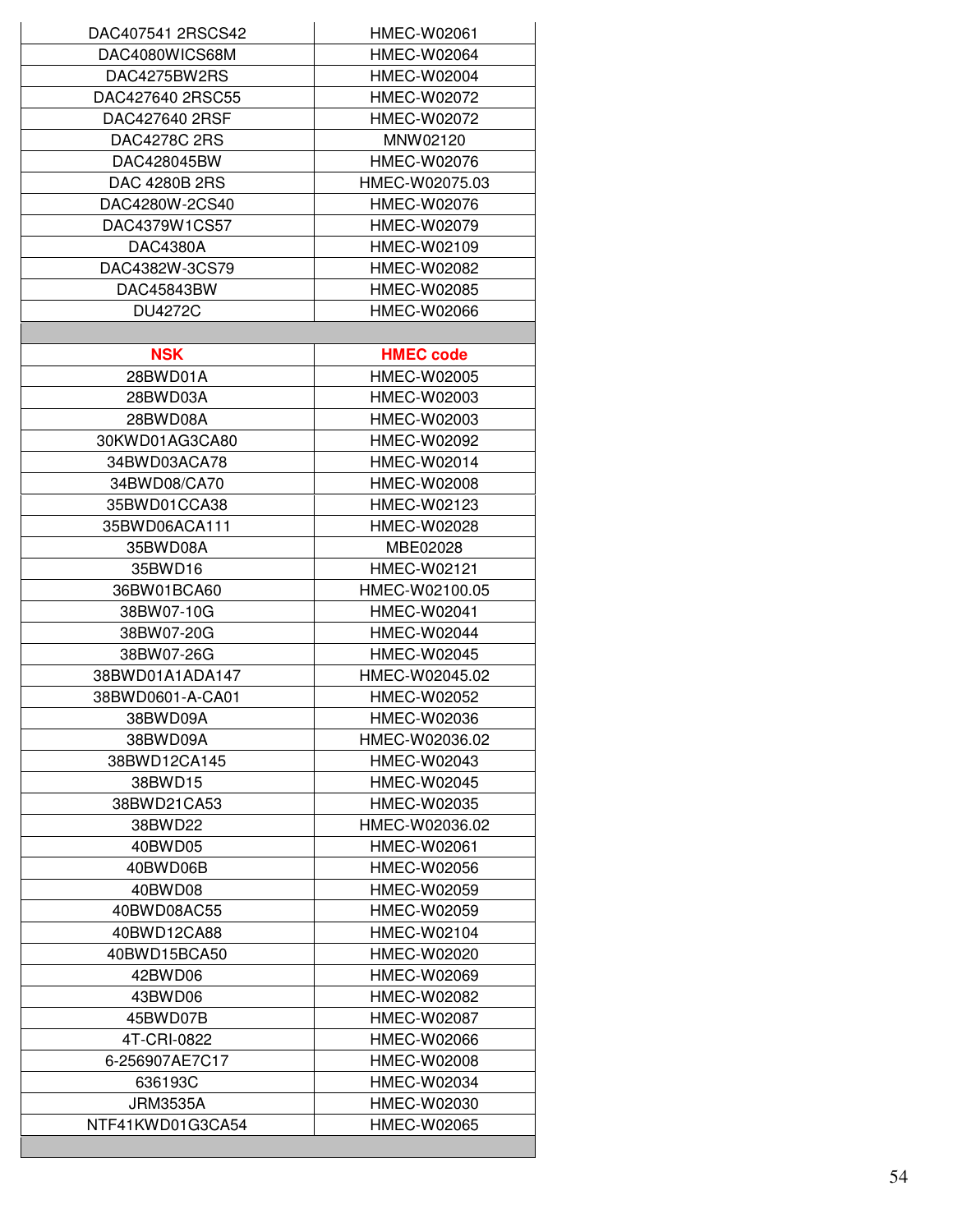| | |
|---|---|
| DAC407541 2RSCS42 | HMEC-W02061 |
| DAC4080WICS68M | HMEC-W02064 |
| DAC4275BW2RS | HMEC-W02004 |
| DAC427640 2RSC55 | HMEC-W02072 |
| DAC427640 2RSF | HMEC-W02072 |
| DAC4278C 2RS | MNW02120 |
| DAC428045BW | HMEC-W02076 |
| DAC 4280B 2RS | HMEC-W02075.03 |
| DAC4280W-2CS40 | HMEC-W02076 |
| DAC4379W1CS57 | HMEC-W02079 |
| DAC4380A | HMEC-W02109 |
| DAC4382W-3CS79 | HMEC-W02082 |
| DAC45843BW | HMEC-W02085 |
| DU4272C | HMEC-W02066 |

| **NSK** | **HMEC code** |
|---|---|
| 28BWD01A | HMEC-W02005 |
| 28BWD03A | HMEC-W02003 |
| 28BWD08A | HMEC-W02003 |
| 30KWD01AG3CA80 | HMEC-W02092 |
| 34BWD03ACA78 | HMEC-W02014 |
| 34BWD08/CA70 | HMEC-W02008 |
| 35BWD01CCA38 | HMEC-W02123 |
| 35BWD06ACA111 | HMEC-W02028 |
| 35BWD08A | MBE02028 |
| 35BWD16 | HMEC-W02121 |
| 36BW01BCA60 | HMEC-W02100.05 |
| 38BW07-10G | HMEC-W02041 |
| 38BW07-20G | HMEC-W02044 |
| 38BW07-26G | HMEC-W02045 |
| 38BWD01A1ADA147 | HMEC-W02045.02 |
| 38BWD0601-A-CA01 | HMEC-W02052 |
| 38BWD09A | HMEC-W02036 |
| 38BWD09A | HMEC-W02036.02 |
| 38BWD12CA145 | HMEC-W02043 |
| 38BWD15 | HMEC-W02045 |
| 38BWD21CA53 | HMEC-W02035 |
| 38BWD22 | HMEC-W02036.02 |
| 40BWD05 | HMEC-W02061 |
| 40BWD06B | HMEC-W02056 |
| 40BWD08 | HMEC-W02059 |
| 40BWD08AC55 | HMEC-W02059 |
| 40BWD12CA88 | HMEC-W02104 |
| 40BWD15BCA50 | HMEC-W02020 |
| 42BWD06 | HMEC-W02069 |
| 43BWD06 | HMEC-W02082 |
| 45BWD07B | HMEC-W02087 |
| 4T-CRI-0822 | HMEC-W02066 |
| 6-256907AE7C17 | HMEC-W02008 |
| 636193C | HMEC-W02034 |
| JRM3535A | HMEC-W02030 |
| NTF41KWD01G3CA54 | HMEC-W02065 |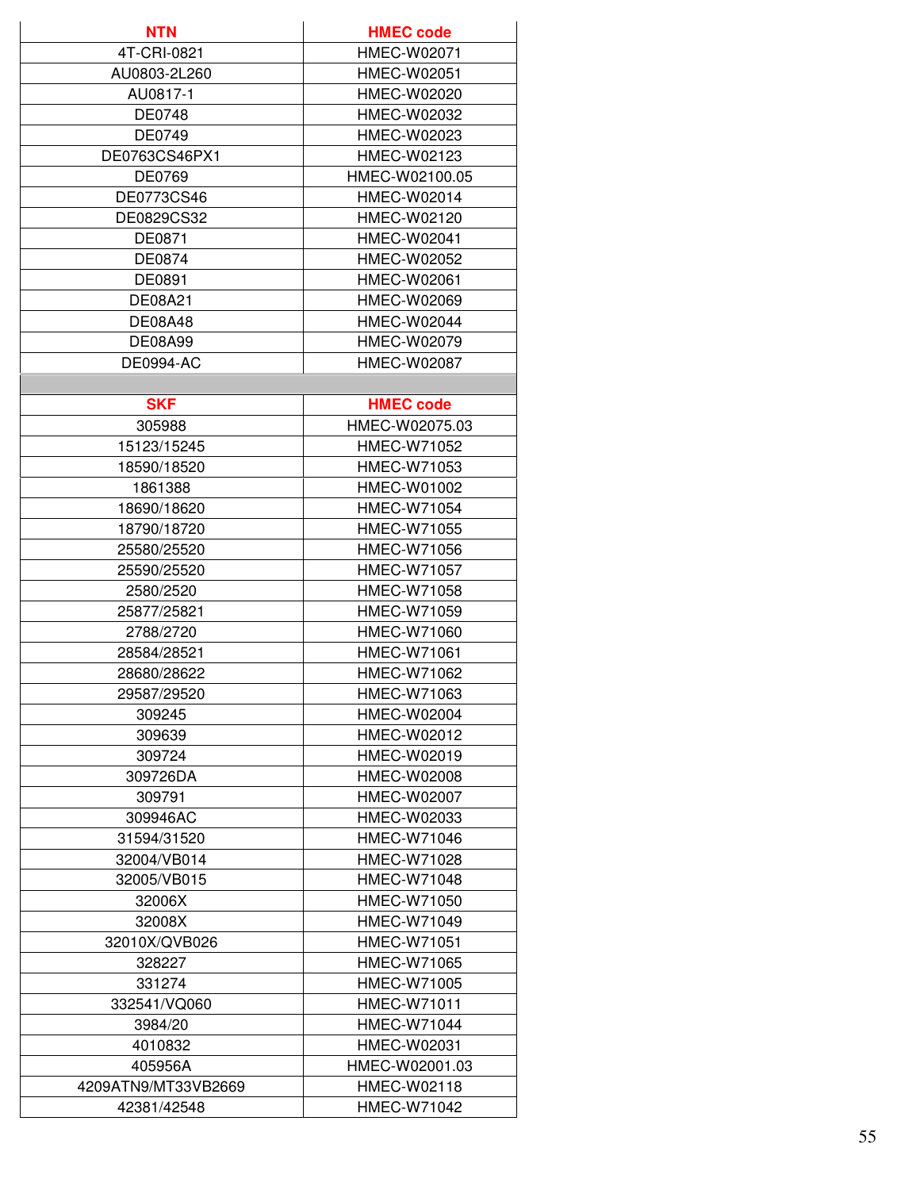| NTN | HMEC code |
|---|---|
| 4T-CRI-0821 | HMEC-W02071 |
| AU0803-2L260 | HMEC-W02051 |
| AU0817-1 | HMEC-W02020 |
| DE0748 | HMEC-W02032 |
| DE0749 | HMEC-W02023 |
| DE0763CS46PX1 | HMEC-W02123 |
| DE0769 | HMEC-W02100.05 |
| DE0773CS46 | HMEC-W02014 |
| DE0829CS32 | HMEC-W02120 |
| DE0871 | HMEC-W02041 |
| DE0874 | HMEC-W02052 |
| DE0891 | HMEC-W02061 |
| DE08A21 | HMEC-W02069 |
| DE08A48 | HMEC-W02044 |
| DE08A99 | HMEC-W02079 |
| DE0994-AC | HMEC-W02087 |

| SKF | HMEC code |
|---|---|
| 305988 | HMEC-W02075.03 |
| 15123/15245 | HMEC-W71052 |
| 18590/18520 | HMEC-W71053 |
| 1861388 | HMEC-W01002 |
| 18690/18620 | HMEC-W71054 |
| 18790/18720 | HMEC-W71055 |
| 25580/25520 | HMEC-W71056 |
| 25590/25520 | HMEC-W71057 |
| 2580/2520 | HMEC-W71058 |
| 25877/25821 | HMEC-W71059 |
| 2788/2720 | HMEC-W71060 |
| 28584/28521 | HMEC-W71061 |
| 28680/28622 | HMEC-W71062 |
| 29587/29520 | HMEC-W71063 |
| 309245 | HMEC-W02004 |
| 309639 | HMEC-W02012 |
| 309724 | HMEC-W02019 |
| 309726DA | HMEC-W02008 |
| 309791 | HMEC-W02007 |
| 309946AC | HMEC-W02033 |
| 31594/31520 | HMEC-W71046 |
| 32004/VB014 | HMEC-W71028 |
| 32005/VB015 | HMEC-W71048 |
| 32006X | HMEC-W71050 |
| 32008X | HMEC-W71049 |
| 32010X/QVB026 | HMEC-W71051 |
| 328227 | HMEC-W71065 |
| 331274 | HMEC-W71005 |
| 332541/VQ060 | HMEC-W71011 |
| 3984/20 | HMEC-W71044 |
| 4010832 | HMEC-W02031 |
| 405956A | HMEC-W02001.03 |
| 4209ATN9/MT33VB2669 | HMEC-W02118 |
| 42381/42548 | HMEC-W71042 |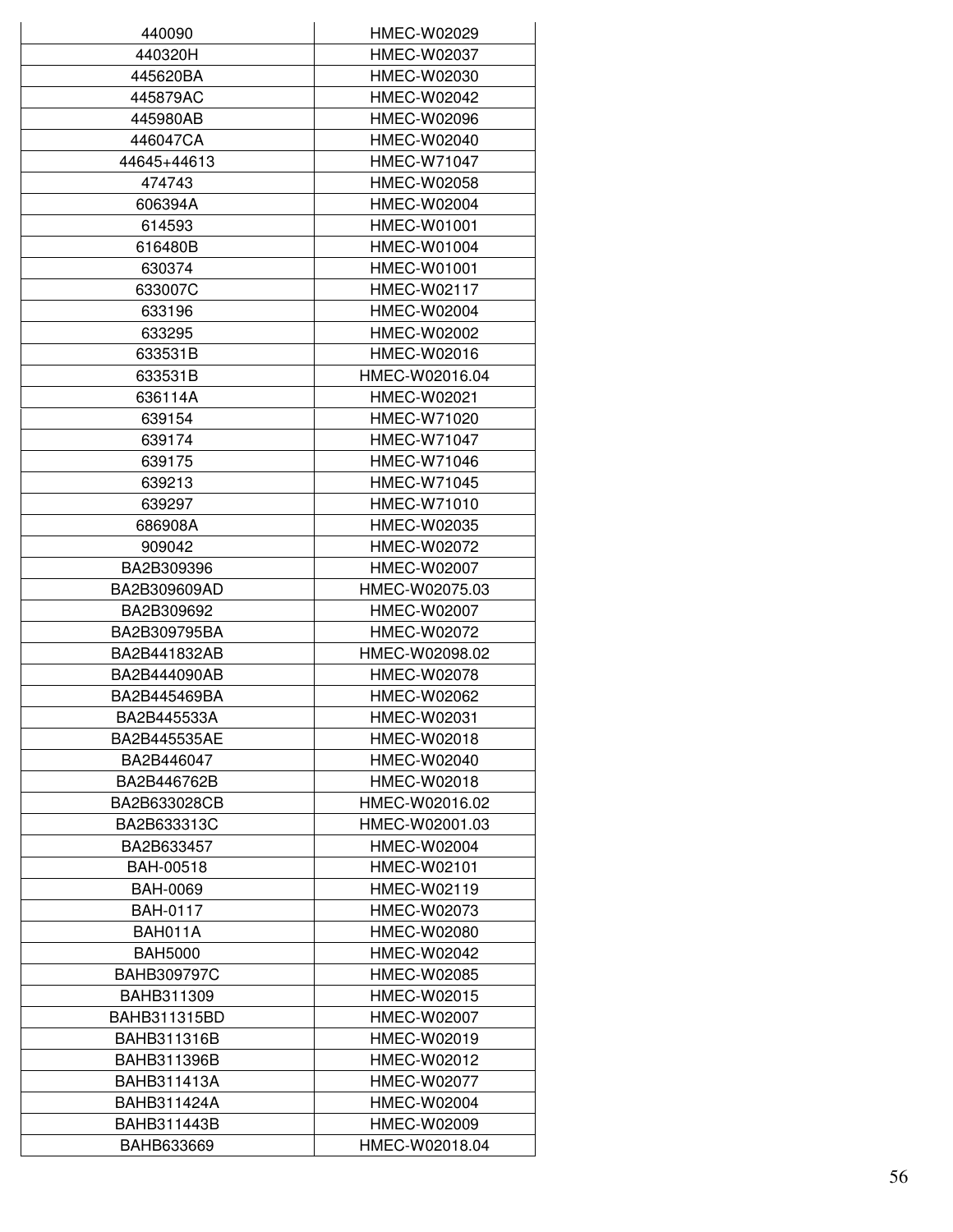| 440090 | HMEC-W02029 |
|---|---|
| 440320H | HMEC-W02037 |
| 445620BA | HMEC-W02030 |
| 445879AC | HMEC-W02042 |
| 445980AB | HMEC-W02096 |
| 446047CA | HMEC-W02040 |
| 44645+44613 | HMEC-W71047 |
| 474743 | HMEC-W02058 |
| 606394A | HMEC-W02004 |
| 614593 | HMEC-W01001 |
| 616480B | HMEC-W01004 |
| 630374 | HMEC-W01001 |
| 633007C | HMEC-W02117 |
| 633196 | HMEC-W02004 |
| 633295 | HMEC-W02002 |
| 633531B | HMEC-W02016 |
| 633531B | HMEC-W02016.04 |
| 636114A | HMEC-W02021 |
| 639154 | HMEC-W71020 |
| 639174 | HMEC-W71047 |
| 639175 | HMEC-W71046 |
| 639213 | HMEC-W71045 |
| 639297 | HMEC-W71010 |
| 686908A | HMEC-W02035 |
| 909042 | HMEC-W02072 |
| BA2B309396 | HMEC-W02007 |
| BA2B309609AD | HMEC-W02075.03 |
| BA2B309692 | HMEC-W02007 |
| BA2B309795BA | HMEC-W02072 |
| BA2B441832AB | HMEC-W02098.02 |
| BA2B444090AB | HMEC-W02078 |
| BA2B445469BA | HMEC-W02062 |
| BA2B445533A | HMEC-W02031 |
| BA2B445535AE | HMEC-W02018 |
| BA2B446047 | HMEC-W02040 |
| BA2B446762B | HMEC-W02018 |
| BA2B633028CB | HMEC-W02016.02 |
| BA2B633313C | HMEC-W02001.03 |
| BA2B633457 | HMEC-W02004 |
| BAH-00518 | HMEC-W02101 |
| BAH-0069 | HMEC-W02119 |
| BAH-0117 | HMEC-W02073 |
| BAH011A | HMEC-W02080 |
| BAH5000 | HMEC-W02042 |
| BAHB309797C | HMEC-W02085 |
| BAHB311309 | HMEC-W02015 |
| BAHB311315BD | HMEC-W02007 |
| BAHB311316B | HMEC-W02019 |
| BAHB311396B | HMEC-W02012 |
| BAHB311413A | HMEC-W02077 |
| BAHB311424A | HMEC-W02004 |
| BAHB311443B | HMEC-W02009 |
| BAHB633669 | HMEC-W02018.04 |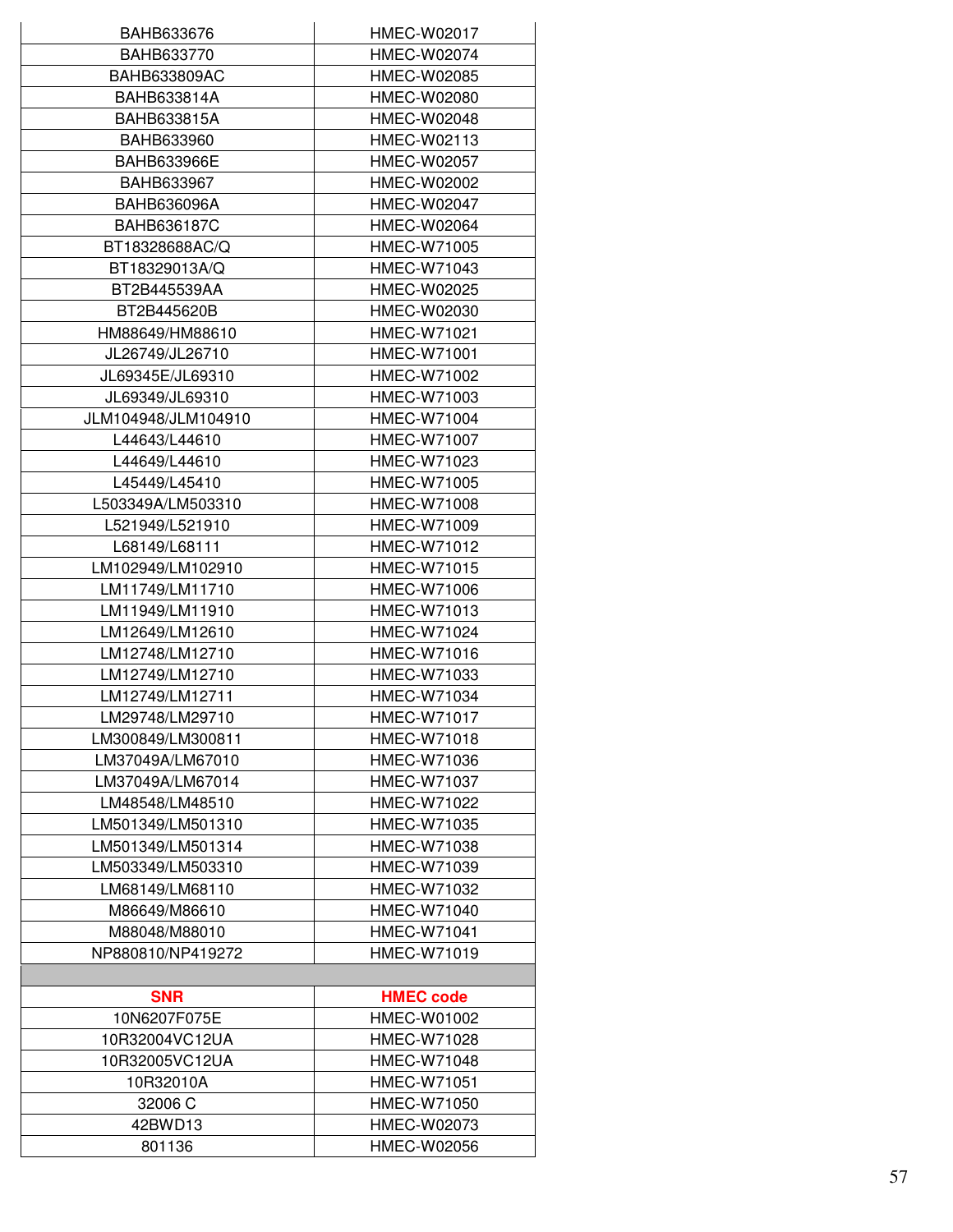| | |
|---|---|
| BAHB633676 | HMEC-W02017 |
| BAHB633770 | HMEC-W02074 |
| BAHB633809AC | HMEC-W02085 |
| BAHB633814A | HMEC-W02080 |
| BAHB633815A | HMEC-W02048 |
| BAHB633960 | HMEC-W02113 |
| BAHB633966E | HMEC-W02057 |
| BAHB633967 | HMEC-W02002 |
| BAHB636096A | HMEC-W02047 |
| BAHB636187C | HMEC-W02064 |
| BT18328688AC/Q | HMEC-W71005 |
| BT18329013A/Q | HMEC-W71043 |
| BT2B445539AA | HMEC-W02025 |
| BT2B445620B | HMEC-W02030 |
| HM88649/HM88610 | HMEC-W71021 |
| JL26749/JL26710 | HMEC-W71001 |
| JL69345E/JL69310 | HMEC-W71002 |
| JL69349/JL69310 | HMEC-W71003 |
| JLM104948/JLM104910 | HMEC-W71004 |
| L44643/L44610 | HMEC-W71007 |
| L44649/L44610 | HMEC-W71023 |
| L45449/L45410 | HMEC-W71005 |
| L503349A/LM503310 | HMEC-W71008 |
| L521949/L521910 | HMEC-W71009 |
| L68149/L68111 | HMEC-W71012 |
| LM102949/LM102910 | HMEC-W71015 |
| LM11749/LM11710 | HMEC-W71006 |
| LM11949/LM11910 | HMEC-W71013 |
| LM12649/LM12610 | HMEC-W71024 |
| LM12748/LM12710 | HMEC-W71016 |
| LM12749/LM12710 | HMEC-W71033 |
| LM12749/LM12711 | HMEC-W71034 |
| LM29748/LM29710 | HMEC-W71017 |
| LM300849/LM300811 | HMEC-W71018 |
| LM37049A/LM67010 | HMEC-W71036 |
| LM37049A/LM67014 | HMEC-W71037 |
| LM48548/LM48510 | HMEC-W71022 |
| LM501349/LM501310 | HMEC-W71035 |
| LM501349/LM501314 | HMEC-W71038 |
| LM503349/LM503310 | HMEC-W71039 |
| LM68149/LM68110 | HMEC-W71032 |
| M86649/M86610 | HMEC-W71040 |
| M88048/M88010 | HMEC-W71041 |
| NP880810/NP419272 | HMEC-W71019 |

| **SNR** | **HMEC code** |
|---|---|
| 10N6207F075E | HMEC-W01002 |
| 10R32004VC12UA | HMEC-W71028 |
| 10R32005VC12UA | HMEC-W71048 |
| 10R32010A | HMEC-W71051 |
| 32006 C | HMEC-W71050 |
| 42BWD13 | HMEC-W02073 |
| 801136 | HMEC-W02056 |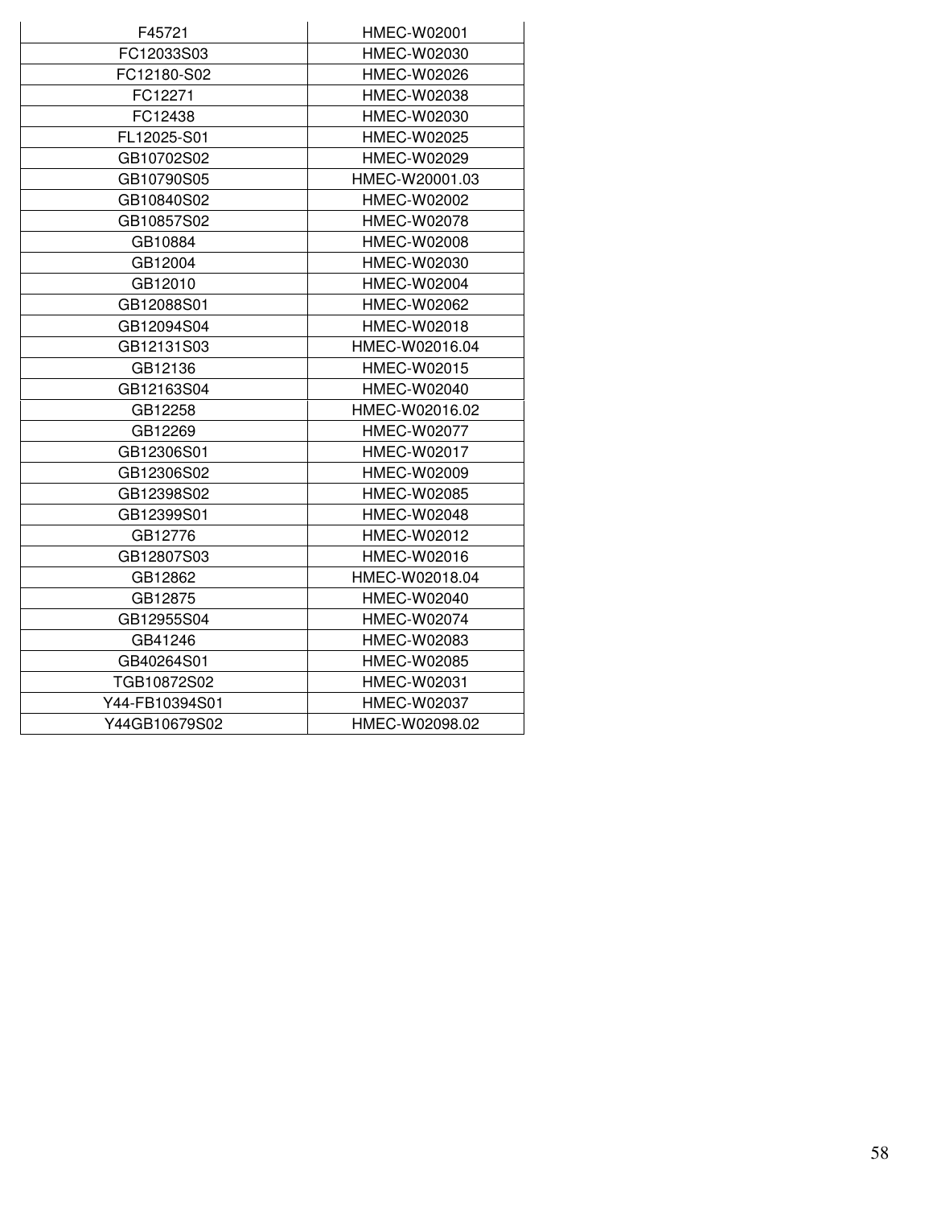| F45721 | HMEC-W02001 |
|---|---|
| FC12033S03 | HMEC-W02030 |
| FC12180-S02 | HMEC-W02026 |
| FC12271 | HMEC-W02038 |
| FC12438 | HMEC-W02030 |
| FL12025-S01 | HMEC-W02025 |
| GB10702S02 | HMEC-W02029 |
| GB10790S05 | HMEC-W20001.03 |
| GB10840S02 | HMEC-W02002 |
| GB10857S02 | HMEC-W02078 |
| GB10884 | HMEC-W02008 |
| GB12004 | HMEC-W02030 |
| GB12010 | HMEC-W02004 |
| GB12088S01 | HMEC-W02062 |
| GB12094S04 | HMEC-W02018 |
| GB12131S03 | HMEC-W02016.04 |
| GB12136 | HMEC-W02015 |
| GB12163S04 | HMEC-W02040 |
| GB12258 | HMEC-W02016.02 |
| GB12269 | HMEC-W02077 |
| GB12306S01 | HMEC-W02017 |
| GB12306S02 | HMEC-W02009 |
| GB12398S02 | HMEC-W02085 |
| GB12399S01 | HMEC-W02048 |
| GB12776 | HMEC-W02012 |
| GB12807S03 | HMEC-W02016 |
| GB12862 | HMEC-W02018.04 |
| GB12875 | HMEC-W02040 |
| GB12955S04 | HMEC-W02074 |
| GB41246 | HMEC-W02083 |
| GB40264S01 | HMEC-W02085 |
| TGB10872S02 | HMEC-W02031 |
| Y44-FB10394S01 | HMEC-W02037 |
| Y44GB10679S02 | HMEC-W02098.02 |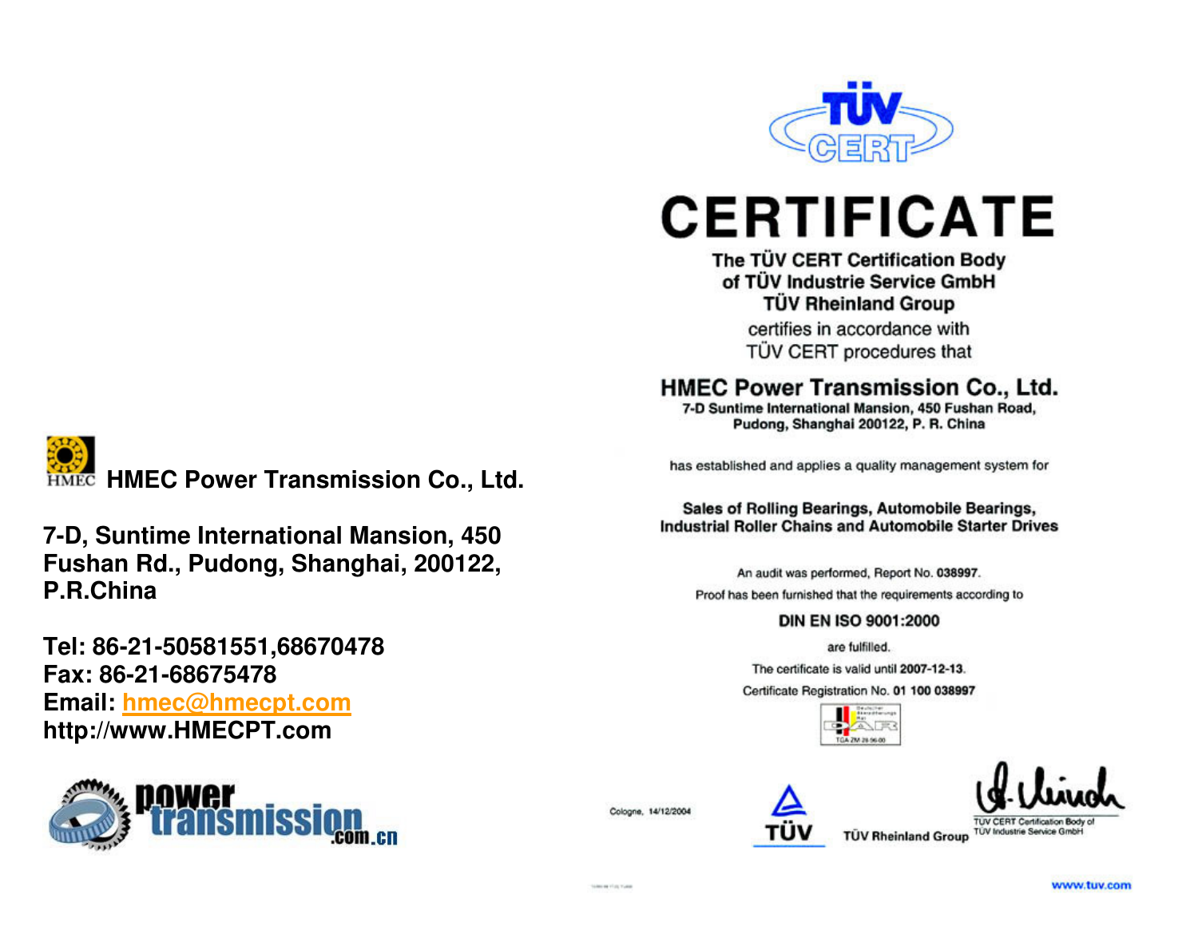**HMEC Power Transmission Co., Ltd.**

**7-D, Suntime International Mansion, 450 Fushan Rd., Pudong, Shanghai, 200122, P.R.China**

**Tel: 86-21-50581551,68670478**
**Fax: 86-21-68675478**
**Email: hmec@hmecpt.com**
**http://www.HMECPT.com**

power transmission .com.cn

TÜV CERT

# CERTIFICATE

**The TÜV CERT Certification Body of TÜV Industrie Service GmbH TÜV Rheinland Group**

certifies in accordance with TÜV CERT procedures that

**HMEC Power Transmission Co., Ltd.**
**7-D Suntime International Mansion, 450 Fushan Road, Pudong, Shanghai 200122, P. R. China**

has established and applies a quality management system for

**Sales of Rolling Bearings, Automobile Bearings, Industrial Roller Chains and Automobile Starter Drives**

An audit was performed, Report No. **038997**.

Proof has been furnished that the requirements according to

**DIN EN ISO 9001:2000**

are fulfilled.

The certificate is valid until **2007-12-13**.

Certificate Registration No. **01 100 038997**

TGA-ZM-28-96-00

Cologne, 14/12/2004

TÜV

TÜV Rheinland Group

TÜV CERT Certification Body of TÜV Industrie Service GmbH

www.tuv.com